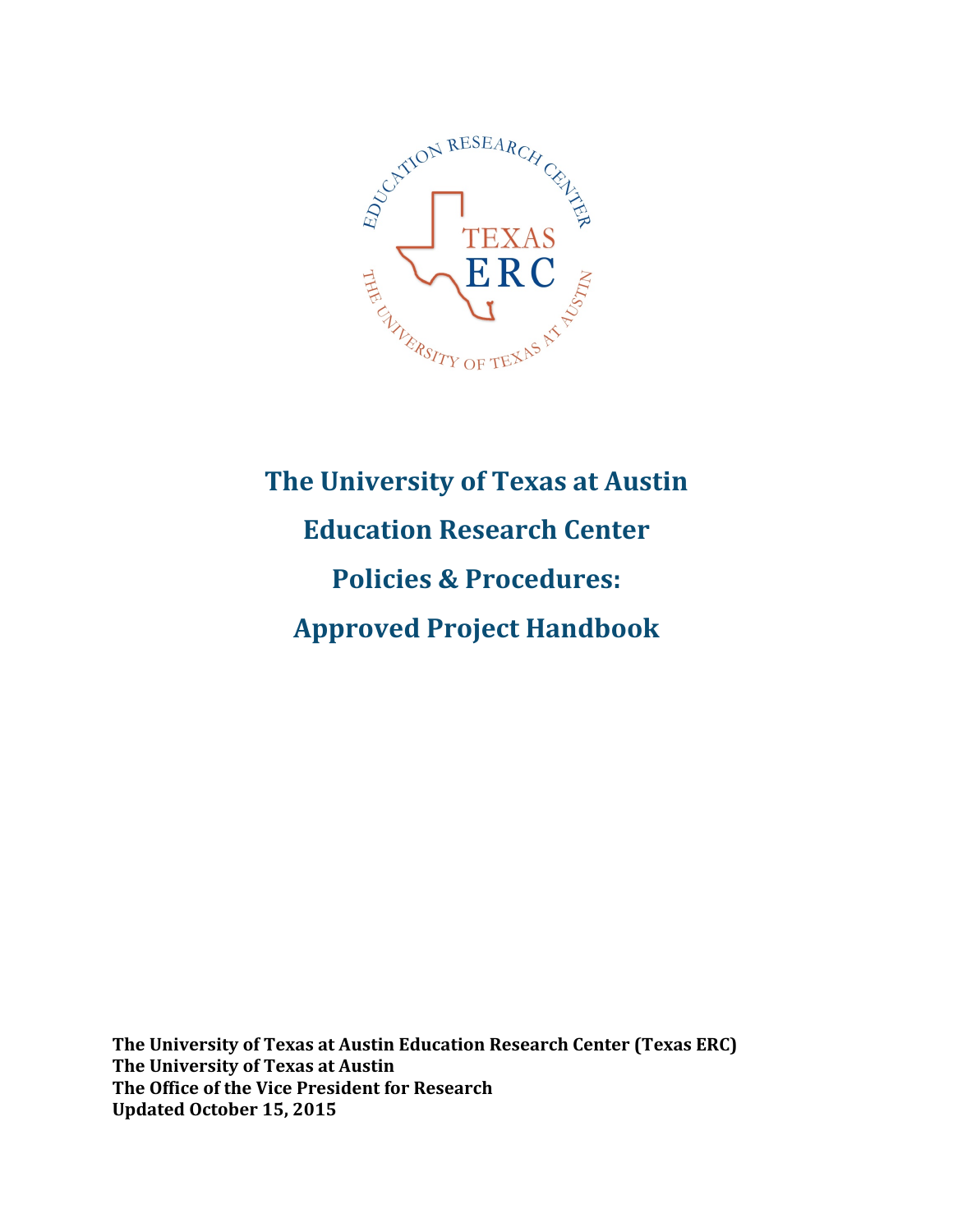# The University of Texas at Austin Education Research Center Policies & Procedures: Approved Project Handbook

**The University of Texas at Austin Education Research Center (Texas ERC)**
**The University of Texas at Austin**
**The Office of the Vice President for Research**
**Updated October 15, 2015**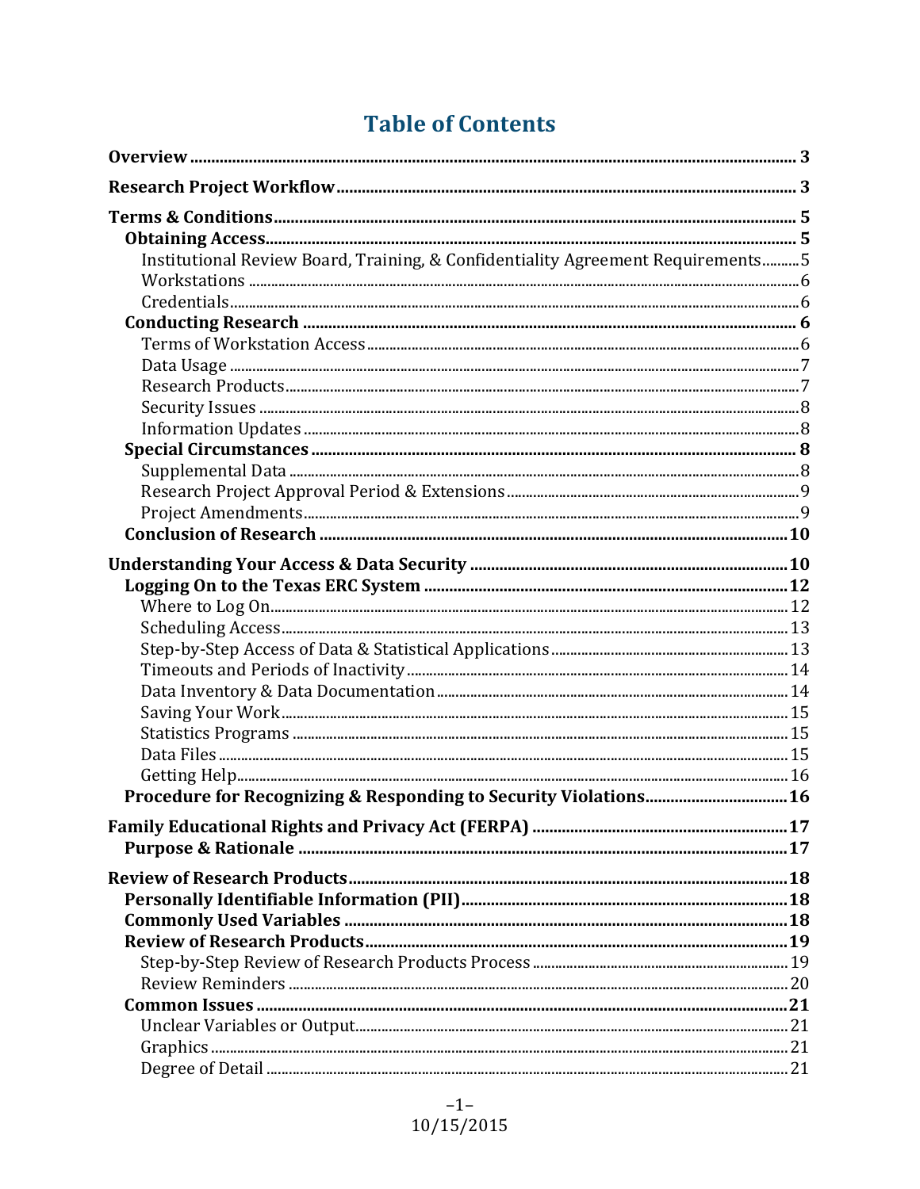# Table of Contents

**Overview** .......... 3

**Research Project Workflow** .......... 3

**Terms & Conditions** .......... 5
- **Obtaining Access** .......... 5
  - Institutional Review Board, Training, & Confidentiality Agreement Requirements .......... 5
  - Workstations .......... 6
  - Credentials .......... 6
- **Conducting Research** .......... 6
  - Terms of Workstation Access .......... 6
  - Data Usage .......... 7
  - Research Products .......... 7
  - Security Issues .......... 8
  - Information Updates .......... 8
- **Special Circumstances** .......... 8
  - Supplemental Data .......... 8
  - Research Project Approval Period & Extensions .......... 9
  - Project Amendments .......... 9
- **Conclusion of Research** .......... 10

**Understanding Your Access & Data Security** .......... 10
- **Logging On to the Texas ERC System** .......... 12
  - Where to Log On .......... 12
  - Scheduling Access .......... 13
  - Step-by-Step Access of Data & Statistical Applications .......... 13
  - Timeouts and Periods of Inactivity .......... 14
  - Data Inventory & Data Documentation .......... 14
  - Saving Your Work .......... 15
  - Statistics Programs .......... 15
  - Data Files .......... 15
  - Getting Help .......... 16
- **Procedure for Recognizing & Responding to Security Violations** .......... 16

**Family Educational Rights and Privacy Act (FERPA)** .......... 17
- **Purpose & Rationale** .......... 17

**Review of Research Products** .......... 18
- **Personally Identifiable Information (PII)** .......... 18
- **Commonly Used Variables** .......... 18
- **Review of Research Products** .......... 19
  - Step-by-Step Review of Research Products Process .......... 19
  - Review Reminders .......... 20
- **Common Issues** .......... 21
  - Unclear Variables or Output .......... 21
  - Graphics .......... 21
  - Degree of Detail .......... 21

10/15/2015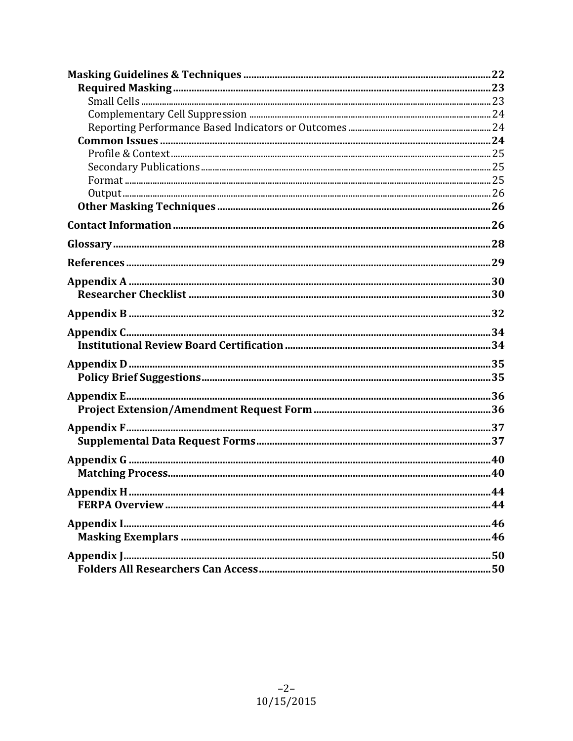Masking Guidelines & Techniques ........ 22
- Required Masking ........ 23
  - Small Cells ........ 23
  - Complementary Cell Suppression ........ 24
  - Reporting Performance Based Indicators or Outcomes ........ 24
- Common Issues ........ 24
  - Profile & Context ........ 25
  - Secondary Publications ........ 25
  - Format ........ 25
  - Output ........ 26
- Other Masking Techniques ........ 26

Contact Information ........ 26

Glossary ........ 28

References ........ 29

Appendix A ........ 30
- Researcher Checklist ........ 30

Appendix B ........ 32

Appendix C ........ 34
- Institutional Review Board Certification ........ 34

Appendix D ........ 35
- Policy Brief Suggestions ........ 35

Appendix E ........ 36
- Project Extension/Amendment Request Form ........ 36

Appendix F ........ 37
- Supplemental Data Request Forms ........ 37

Appendix G ........ 40
- Matching Process ........ 40

Appendix H ........ 44
- FERPA Overview ........ 44

Appendix I ........ 46
- Masking Exemplars ........ 46

Appendix J ........ 50
- Folders All Researchers Can Access ........ 50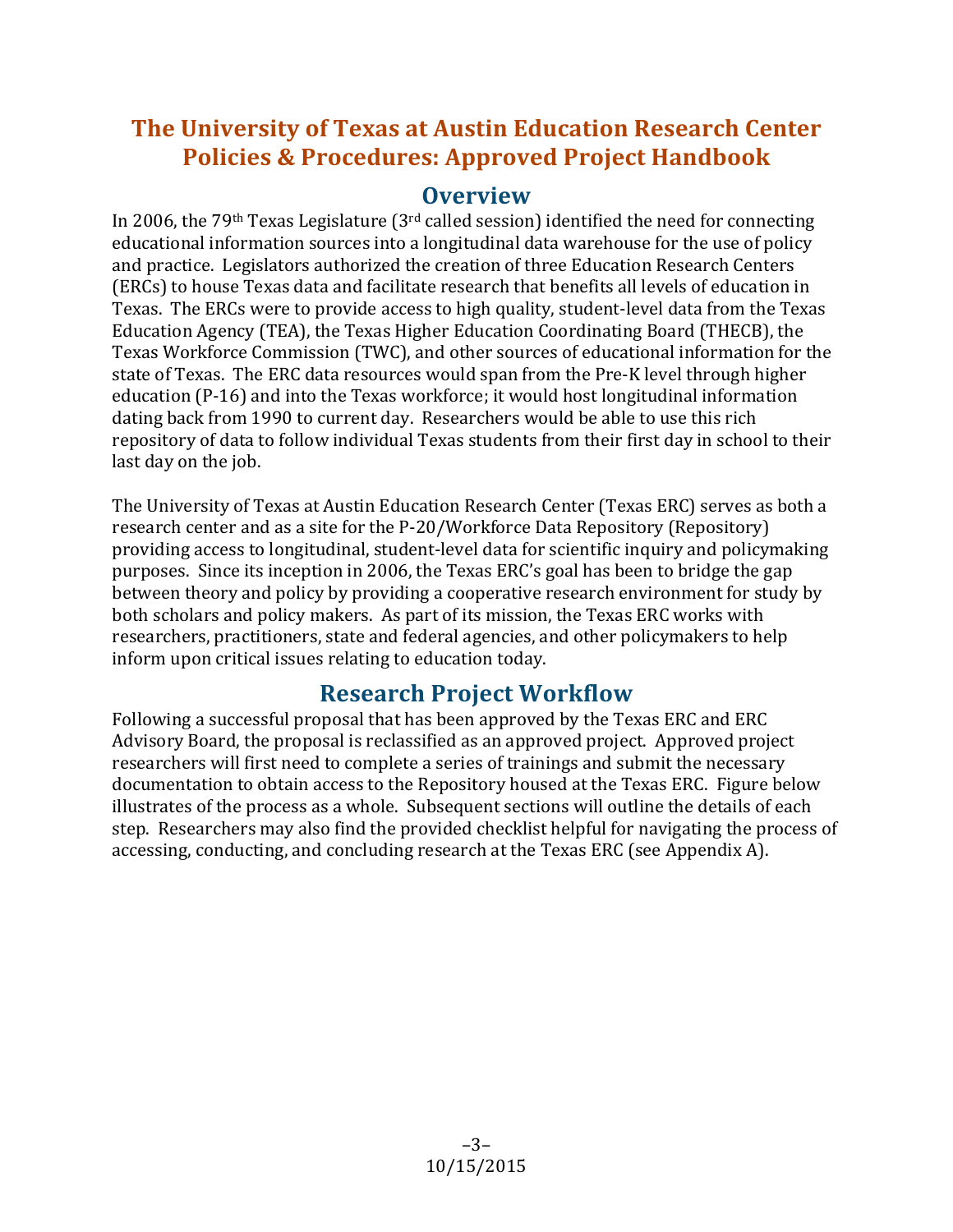# The University of Texas at Austin Education Research Center Policies & Procedures: Approved Project Handbook

## Overview

In 2006, the 79th Texas Legislature (3rd called session) identified the need for connecting educational information sources into a longitudinal data warehouse for the use of policy and practice. Legislators authorized the creation of three Education Research Centers (ERCs) to house Texas data and facilitate research that benefits all levels of education in Texas. The ERCs were to provide access to high quality, student-level data from the Texas Education Agency (TEA), the Texas Higher Education Coordinating Board (THECB), the Texas Workforce Commission (TWC), and other sources of educational information for the state of Texas. The ERC data resources would span from the Pre-K level through higher education (P-16) and into the Texas workforce; it would host longitudinal information dating back from 1990 to current day. Researchers would be able to use this rich repository of data to follow individual Texas students from their first day in school to their last day on the job.

The University of Texas at Austin Education Research Center (Texas ERC) serves as both a research center and as a site for the P-20/Workforce Data Repository (Repository) providing access to longitudinal, student-level data for scientific inquiry and policymaking purposes. Since its inception in 2006, the Texas ERC's goal has been to bridge the gap between theory and policy by providing a cooperative research environment for study by both scholars and policy makers. As part of its mission, the Texas ERC works with researchers, practitioners, state and federal agencies, and other policymakers to help inform upon critical issues relating to education today.

## Research Project Workflow

Following a successful proposal that has been approved by the Texas ERC and ERC Advisory Board, the proposal is reclassified as an approved project. Approved project researchers will first need to complete a series of trainings and submit the necessary documentation to obtain access to the Repository housed at the Texas ERC. Figure below illustrates of the process as a whole. Subsequent sections will outline the details of each step. Researchers may also find the provided checklist helpful for navigating the process of accessing, conducting, and concluding research at the Texas ERC (see Appendix A).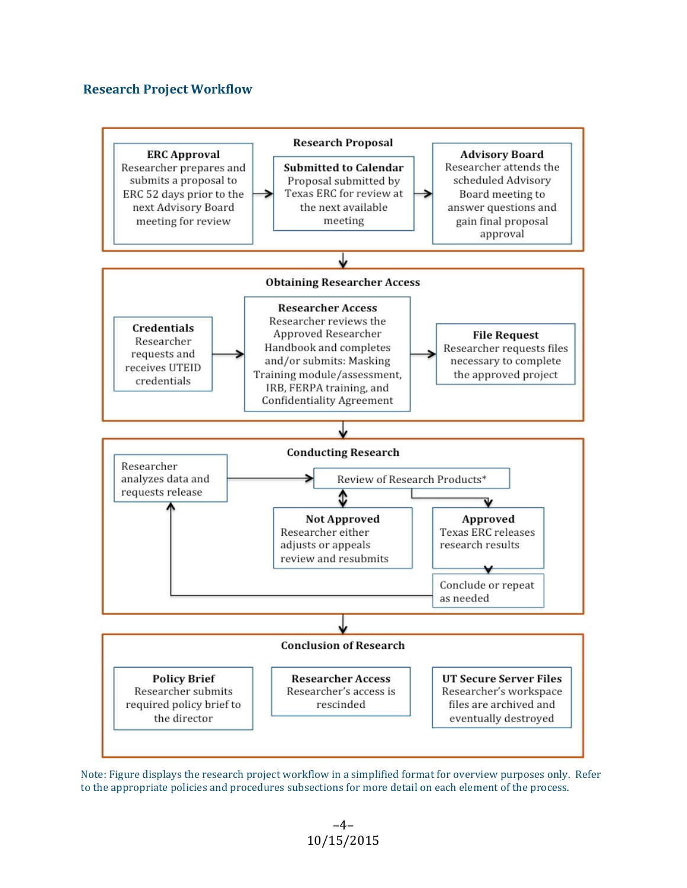## Research Project Workflow

### Research Proposal

**ERC Approval**
Researcher prepares and submits a proposal to ERC 52 days prior to the next Advisory Board meeting for review

→ **Submitted to Calendar**
Proposal submitted by Texas ERC for review at the next available meeting

→ **Advisory Board**
Researcher attends the scheduled Advisory Board meeting to answer questions and gain final proposal approval

↓

### Obtaining Researcher Access

**Credentials**
Researcher requests and receives UTEID credentials

→ **Researcher Access**
Researcher reviews the Approved Researcher Handbook and completes and/or submits: Masking Training module/assessment, IRB, FERPA training, and Confidentiality Agreement

→ **File Request**
Researcher requests files necessary to complete the approved project

↓

### Conducting Research

Researcher analyzes data and requests release

→ Review of Research Products*

- **Not Approved**
  Researcher either adjusts or appeals review and resubmits
- **Approved**
  Texas ERC releases research results
  → Conclude or repeat as needed (returns to "Researcher analyzes data and requests release")

↓

### Conclusion of Research

**Policy Brief**
Researcher submits required policy brief to the director

**Researcher Access**
Researcher's access is rescinded

**UT Secure Server Files**
Researcher's workspace files are archived and eventually destroyed

Note: Figure displays the research project workflow in a simplified format for overview purposes only. Refer to the appropriate policies and procedures subsections for more detail on each element of the process.

10/15/2015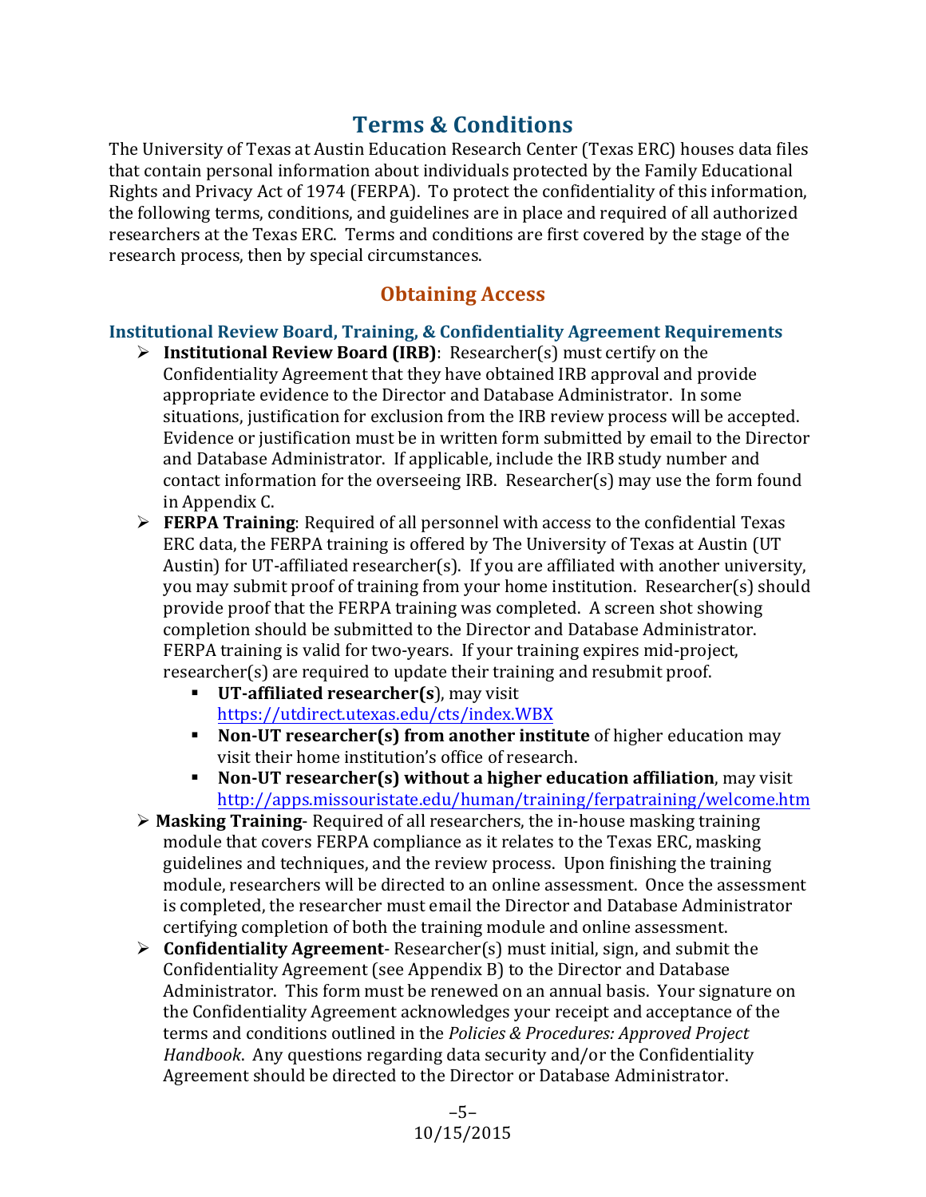# Terms & Conditions

The University of Texas at Austin Education Research Center (Texas ERC) houses data files that contain personal information about individuals protected by the Family Educational Rights and Privacy Act of 1974 (FERPA). To protect the confidentiality of this information, the following terms, conditions, and guidelines are in place and required of all authorized researchers at the Texas ERC. Terms and conditions are first covered by the stage of the research process, then by special circumstances.

## Obtaining Access

### Institutional Review Board, Training, & Confidentiality Agreement Requirements

- **Institutional Review Board (IRB)**: Researcher(s) must certify on the Confidentiality Agreement that they have obtained IRB approval and provide appropriate evidence to the Director and Database Administrator. In some situations, justification for exclusion from the IRB review process will be accepted. Evidence or justification must be in written form submitted by email to the Director and Database Administrator. If applicable, include the IRB study number and contact information for the overseeing IRB. Researcher(s) may use the form found in Appendix C.
- **FERPA Training**: Required of all personnel with access to the confidential Texas ERC data, the FERPA training is offered by The University of Texas at Austin (UT Austin) for UT-affiliated researcher(s). If you are affiliated with another university, you may submit proof of training from your home institution. Researcher(s) should provide proof that the FERPA training was completed. A screen shot showing completion should be submitted to the Director and Database Administrator. FERPA training is valid for two-years. If your training expires mid-project, researcher(s) are required to update their training and resubmit proof.
  - **UT-affiliated researcher(s**), may visit https://utdirect.utexas.edu/cts/index.WBX
  - **Non-UT researcher(s) from another institute** of higher education may visit their home institution's office of research.
  - **Non-UT researcher(s) without a higher education affiliation**, may visit http://apps.missouristate.edu/human/training/ferpatraining/welcome.htm
- **Masking Training**- Required of all researchers, the in-house masking training module that covers FERPA compliance as it relates to the Texas ERC, masking guidelines and techniques, and the review process. Upon finishing the training module, researchers will be directed to an online assessment. Once the assessment is completed, the researcher must email the Director and Database Administrator certifying completion of both the training module and online assessment.
- **Confidentiality Agreement**- Researcher(s) must initial, sign, and submit the Confidentiality Agreement (see Appendix B) to the Director and Database Administrator. This form must be renewed on an annual basis. Your signature on the Confidentiality Agreement acknowledges your receipt and acceptance of the terms and conditions outlined in the *Policies & Procedures: Approved Project Handbook*. Any questions regarding data security and/or the Confidentiality Agreement should be directed to the Director or Database Administrator.

10/15/2015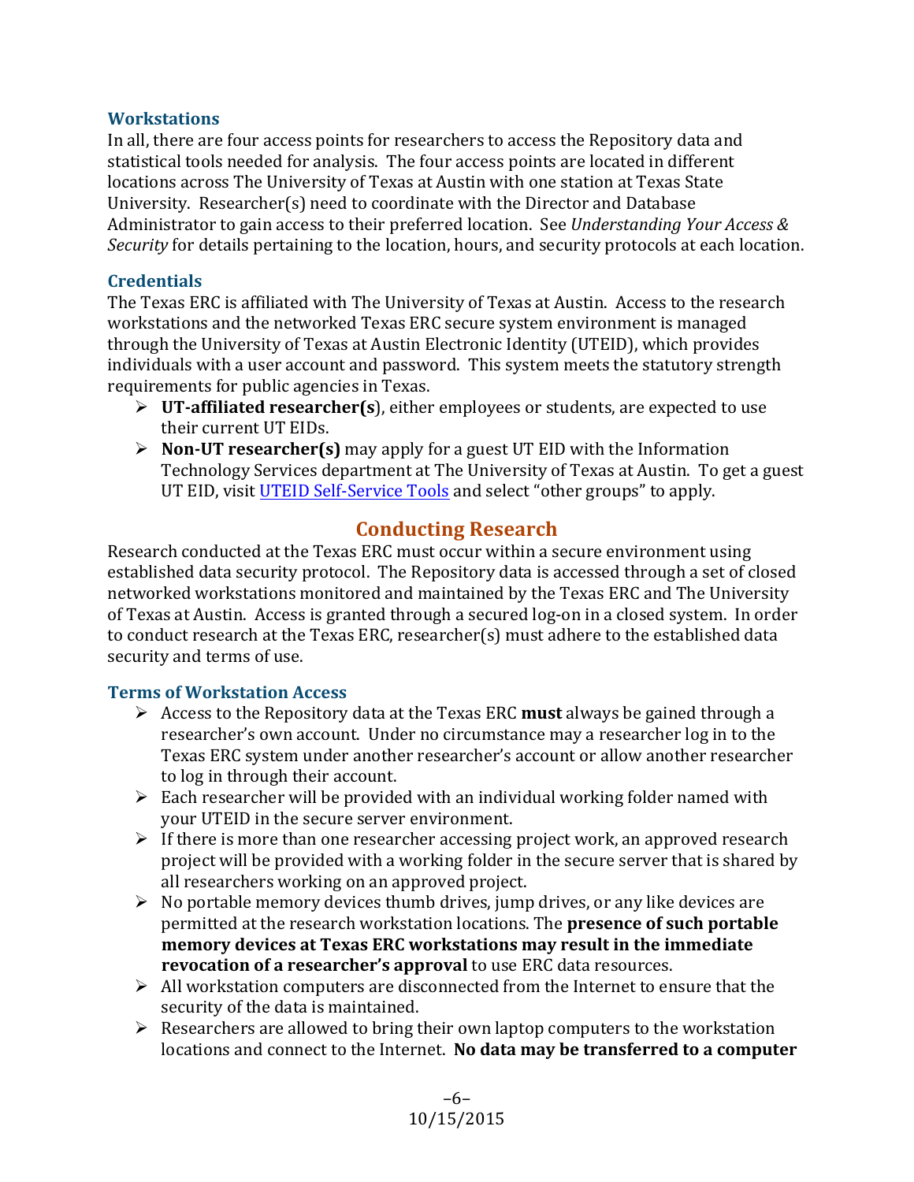### Workstations

In all, there are four access points for researchers to access the Repository data and statistical tools needed for analysis. The four access points are located in different locations across The University of Texas at Austin with one station at Texas State University. Researcher(s) need to coordinate with the Director and Database Administrator to gain access to their preferred location. See *Understanding Your Access & Security* for details pertaining to the location, hours, and security protocols at each location.

### Credentials

The Texas ERC is affiliated with The University of Texas at Austin. Access to the research workstations and the networked Texas ERC secure system environment is managed through the University of Texas at Austin Electronic Identity (UTEID), which provides individuals with a user account and password. This system meets the statutory strength requirements for public agencies in Texas.

- **UT-affiliated researcher(s**), either employees or students, are expected to use their current UT EIDs.
- **Non-UT researcher(s)** may apply for a guest UT EID with the Information Technology Services department at The University of Texas at Austin. To get a guest UT EID, visit UTEID Self-Service Tools and select "other groups" to apply.

## Conducting Research

Research conducted at the Texas ERC must occur within a secure environment using established data security protocol. The Repository data is accessed through a set of closed networked workstations monitored and maintained by the Texas ERC and The University of Texas at Austin. Access is granted through a secured log-on in a closed system. In order to conduct research at the Texas ERC, researcher(s) must adhere to the established data security and terms of use.

### Terms of Workstation Access

- Access to the Repository data at the Texas ERC **must** always be gained through a researcher's own account. Under no circumstance may a researcher log in to the Texas ERC system under another researcher's account or allow another researcher to log in through their account.
- Each researcher will be provided with an individual working folder named with your UTEID in the secure server environment.
- If there is more than one researcher accessing project work, an approved research project will be provided with a working folder in the secure server that is shared by all researchers working on an approved project.
- No portable memory devices thumb drives, jump drives, or any like devices are permitted at the research workstation locations. The **presence of such portable memory devices at Texas ERC workstations may result in the immediate revocation of a researcher's approval** to use ERC data resources.
- All workstation computers are disconnected from the Internet to ensure that the security of the data is maintained.
- Researchers are allowed to bring their own laptop computers to the workstation locations and connect to the Internet. **No data may be transferred to a computer**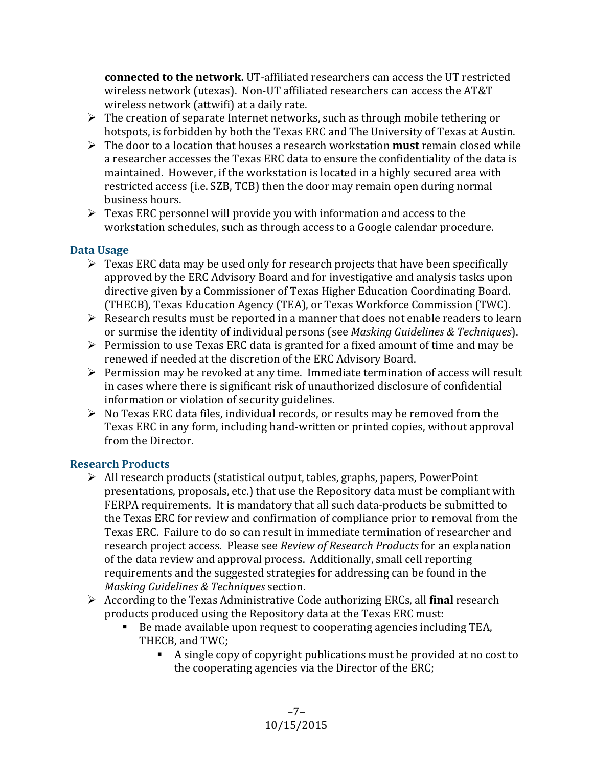**connected to the network.** UT-affiliated researchers can access the UT restricted wireless network (utexas). Non-UT affiliated researchers can access the AT&T wireless network (attwifi) at a daily rate.

- The creation of separate Internet networks, such as through mobile tethering or hotspots, is forbidden by both the Texas ERC and The University of Texas at Austin.
- The door to a location that houses a research workstation **must** remain closed while a researcher accesses the Texas ERC data to ensure the confidentiality of the data is maintained. However, if the workstation is located in a highly secured area with restricted access (i.e. SZB, TCB) then the door may remain open during normal business hours.
- Texas ERC personnel will provide you with information and access to the workstation schedules, such as through access to a Google calendar procedure.

## Data Usage

- Texas ERC data may be used only for research projects that have been specifically approved by the ERC Advisory Board and for investigative and analysis tasks upon directive given by a Commissioner of Texas Higher Education Coordinating Board. (THECB), Texas Education Agency (TEA), or Texas Workforce Commission (TWC).
- Research results must be reported in a manner that does not enable readers to learn or surmise the identity of individual persons (see *Masking Guidelines & Techniques*).
- Permission to use Texas ERC data is granted for a fixed amount of time and may be renewed if needed at the discretion of the ERC Advisory Board.
- Permission may be revoked at any time. Immediate termination of access will result in cases where there is significant risk of unauthorized disclosure of confidential information or violation of security guidelines.
- No Texas ERC data files, individual records, or results may be removed from the Texas ERC in any form, including hand-written or printed copies, without approval from the Director.

## Research Products

- All research products (statistical output, tables, graphs, papers, PowerPoint presentations, proposals, etc.) that use the Repository data must be compliant with FERPA requirements. It is mandatory that all such data-products be submitted to the Texas ERC for review and confirmation of compliance prior to removal from the Texas ERC. Failure to do so can result in immediate termination of researcher and research project access. Please see *Review of Research Products* for an explanation of the data review and approval process. Additionally, small cell reporting requirements and the suggested strategies for addressing can be found in the *Masking Guidelines & Techniques* section.
- According to the Texas Administrative Code authorizing ERCs, all **final** research products produced using the Repository data at the Texas ERC must:
    - Be made available upon request to cooperating agencies including TEA, THECB, and TWC;
        - A single copy of copyright publications must be provided at no cost to the cooperating agencies via the Director of the ERC;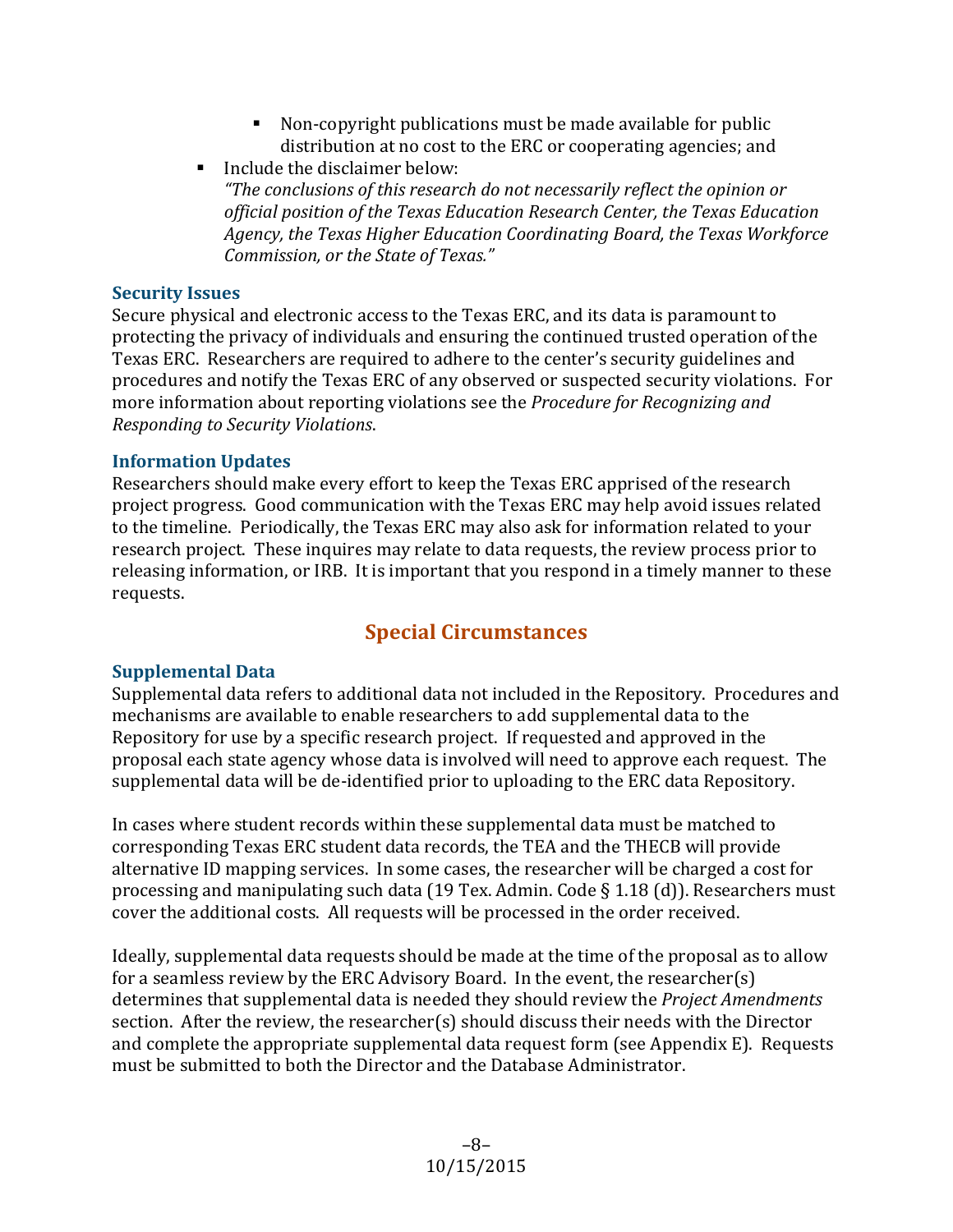- Non-copyright publications must be made available for public distribution at no cost to the ERC or cooperating agencies; and
- Include the disclaimer below:
  *"The conclusions of this research do not necessarily reflect the opinion or official position of the Texas Education Research Center, the Texas Education Agency, the Texas Higher Education Coordinating Board, the Texas Workforce Commission, or the State of Texas."*

### Security Issues

Secure physical and electronic access to the Texas ERC, and its data is paramount to protecting the privacy of individuals and ensuring the continued trusted operation of the Texas ERC. Researchers are required to adhere to the center's security guidelines and procedures and notify the Texas ERC of any observed or suspected security violations. For more information about reporting violations see the *Procedure for Recognizing and Responding to Security Violations*.

### Information Updates

Researchers should make every effort to keep the Texas ERC apprised of the research project progress. Good communication with the Texas ERC may help avoid issues related to the timeline. Periodically, the Texas ERC may also ask for information related to your research project. These inquires may relate to data requests, the review process prior to releasing information, or IRB. It is important that you respond in a timely manner to these requests.

## Special Circumstances

### Supplemental Data

Supplemental data refers to additional data not included in the Repository. Procedures and mechanisms are available to enable researchers to add supplemental data to the Repository for use by a specific research project. If requested and approved in the proposal each state agency whose data is involved will need to approve each request. The supplemental data will be de-identified prior to uploading to the ERC data Repository.

In cases where student records within these supplemental data must be matched to corresponding Texas ERC student data records, the TEA and the THECB will provide alternative ID mapping services. In some cases, the researcher will be charged a cost for processing and manipulating such data (19 Tex. Admin. Code § 1.18 (d)). Researchers must cover the additional costs. All requests will be processed in the order received.

Ideally, supplemental data requests should be made at the time of the proposal as to allow for a seamless review by the ERC Advisory Board. In the event, the researcher(s) determines that supplemental data is needed they should review the *Project Amendments* section. After the review, the researcher(s) should discuss their needs with the Director and complete the appropriate supplemental data request form (see Appendix E). Requests must be submitted to both the Director and the Database Administrator.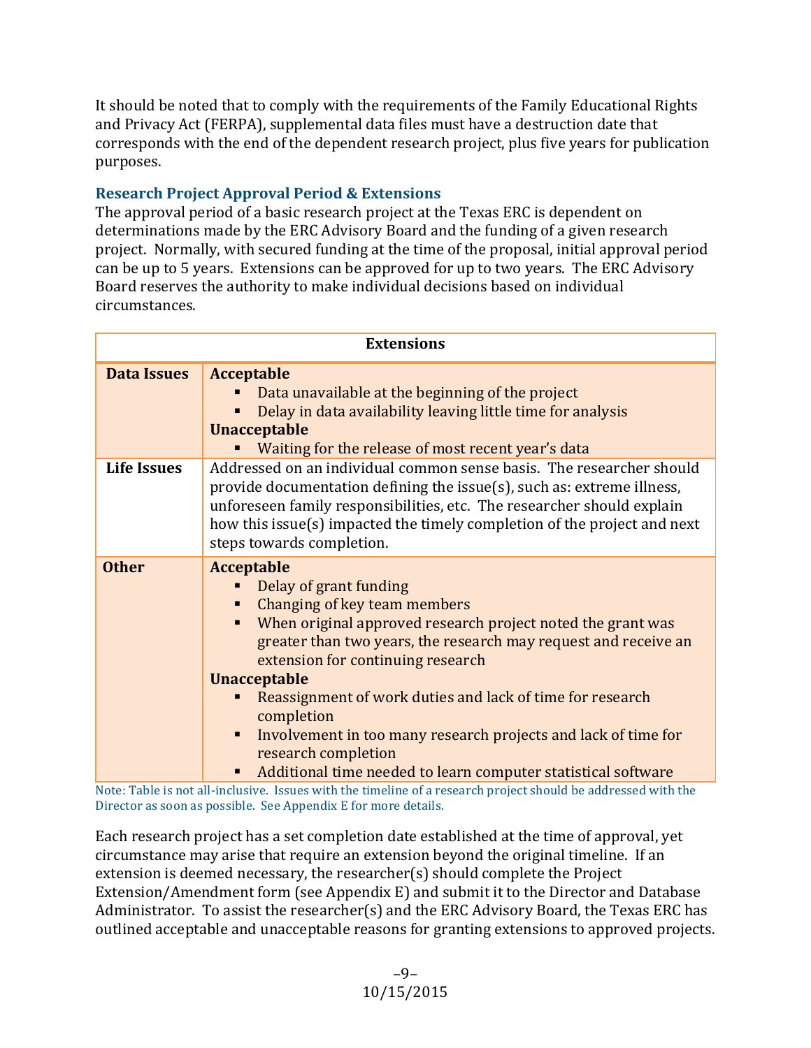It should be noted that to comply with the requirements of the Family Educational Rights and Privacy Act (FERPA), supplemental data files must have a destruction date that corresponds with the end of the dependent research project, plus five years for publication purposes.

### Research Project Approval Period & Extensions

The approval period of a basic research project at the Texas ERC is dependent on determinations made by the ERC Advisory Board and the funding of a given research project. Normally, with secured funding at the time of the proposal, initial approval period can be up to 5 years. Extensions can be approved for up to two years. The ERC Advisory Board reserves the authority to make individual decisions based on individual circumstances.

| Extensions | |
|---|---|
| **Data Issues** | **Acceptable**<br>▪ Data unavailable at the beginning of the project<br>▪ Delay in data availability leaving little time for analysis<br>**Unacceptable**<br>▪ Waiting for the release of most recent year's data |
| **Life Issues** | Addressed on an individual common sense basis. The researcher should provide documentation defining the issue(s), such as: extreme illness, unforeseen family responsibilities, etc. The researcher should explain how this issue(s) impacted the timely completion of the project and next steps towards completion. |
| **Other** | **Acceptable**<br>▪ Delay of grant funding<br>▪ Changing of key team members<br>▪ When original approved research project noted the grant was greater than two years, the research may request and receive an extension for continuing research<br>**Unacceptable**<br>▪ Reassignment of work duties and lack of time for research completion<br>▪ Involvement in too many research projects and lack of time for research completion<br>▪ Additional time needed to learn computer statistical software |

Note: Table is not all-inclusive. Issues with the timeline of a research project should be addressed with the Director as soon as possible. See Appendix E for more details.

Each research project has a set completion date established at the time of approval, yet circumstance may arise that require an extension beyond the original timeline. If an extension is deemed necessary, the researcher(s) should complete the Project Extension/Amendment form (see Appendix E) and submit it to the Director and Database Administrator. To assist the researcher(s) and the ERC Advisory Board, the Texas ERC has outlined acceptable and unacceptable reasons for granting extensions to approved projects.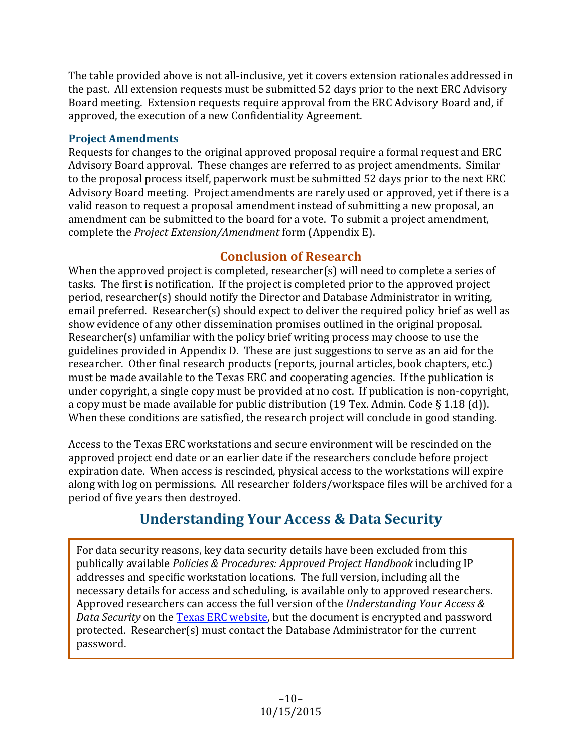The table provided above is not all-inclusive, yet it covers extension rationales addressed in the past. All extension requests must be submitted 52 days prior to the next ERC Advisory Board meeting. Extension requests require approval from the ERC Advisory Board and, if approved, the execution of a new Confidentiality Agreement.

### Project Amendments

Requests for changes to the original approved proposal require a formal request and ERC Advisory Board approval. These changes are referred to as project amendments. Similar to the proposal process itself, paperwork must be submitted 52 days prior to the next ERC Advisory Board meeting. Project amendments are rarely used or approved, yet if there is a valid reason to request a proposal amendment instead of submitting a new proposal, an amendment can be submitted to the board for a vote. To submit a project amendment, complete the *Project Extension/Amendment* form (Appendix E).

## Conclusion of Research

When the approved project is completed, researcher(s) will need to complete a series of tasks. The first is notification. If the project is completed prior to the approved project period, researcher(s) should notify the Director and Database Administrator in writing, email preferred. Researcher(s) should expect to deliver the required policy brief as well as show evidence of any other dissemination promises outlined in the original proposal. Researcher(s) unfamiliar with the policy brief writing process may choose to use the guidelines provided in Appendix D. These are just suggestions to serve as an aid for the researcher. Other final research products (reports, journal articles, book chapters, etc.) must be made available to the Texas ERC and cooperating agencies. If the publication is under copyright, a single copy must be provided at no cost. If publication is non-copyright, a copy must be made available for public distribution (19 Tex. Admin. Code § 1.18 (d)). When these conditions are satisfied, the research project will conclude in good standing.

Access to the Texas ERC workstations and secure environment will be rescinded on the approved project end date or an earlier date if the researchers conclude before project expiration date. When access is rescinded, physical access to the workstations will expire along with log on permissions. All researcher folders/workspace files will be archived for a period of five years then destroyed.

## Understanding Your Access & Data Security

For data security reasons, key data security details have been excluded from this publically available *Policies & Procedures: Approved Project Handbook* including IP addresses and specific workstation locations. The full version, including all the necessary details for access and scheduling, is available only to approved researchers. Approved researchers can access the full version of the *Understanding Your Access & Data Security* on the Texas ERC website, but the document is encrypted and password protected. Researcher(s) must contact the Database Administrator for the current password.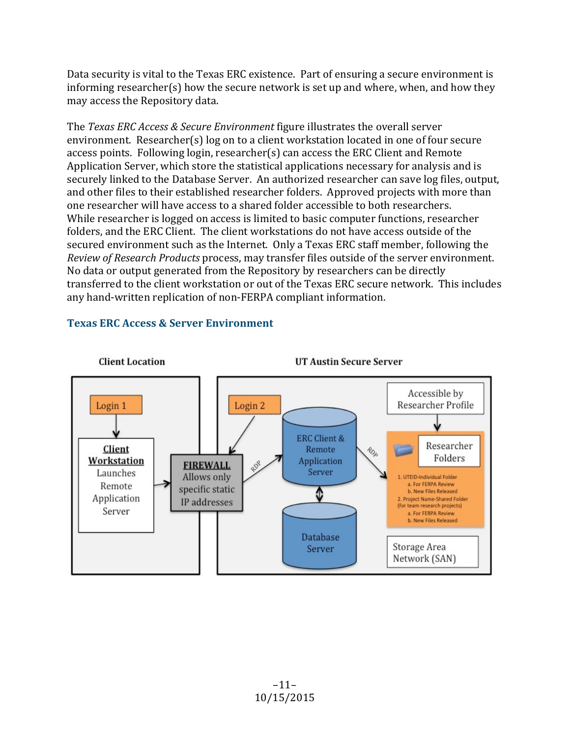Data security is vital to the Texas ERC existence. Part of ensuring a secure environment is informing researcher(s) how the secure network is set up and where, when, and how they may access the Repository data.

The *Texas ERC Access & Secure Environment* figure illustrates the overall server environment. Researcher(s) log on to a client workstation located in one of four secure access points. Following login, researcher(s) can access the ERC Client and Remote Application Server, which store the statistical applications necessary for analysis and is securely linked to the Database Server. An authorized researcher can save log files, output, and other files to their established researcher folders. Approved projects with more than one researcher will have access to a shared folder accessible to both researchers. While researcher is logged on access is limited to basic computer functions, researcher folders, and the ERC Client. The client workstations do not have access outside of the secured environment such as the Internet. Only a Texas ERC staff member, following the *Review of Research Products* process, may transfer files outside of the server environment. No data or output generated from the Repository by researchers can be directly transferred to the client workstation or out of the Texas ERC secure network. This includes any hand-written replication of non-FERPA compliant information.

### Texas ERC Access & Server Environment

**Client Location**

- Login 1
- **Client Workstation** Launches Remote Application Server
- **FIREWALL** Allows only specific static IP addresses

**UT Austin Secure Server**

- Login 2
- ERC Client & Remote Application Server (RDP)
- Database Server
- Accessible by Researcher Profile
- Researcher Folders (RDP)
  1. UTEID-Individual Folder
     a. For FERPA Review
     b. New Files Released
  2. Project Name-Shared Folder (for team research projects)
     a. For FERPA Review
     b. New Files Released
- Storage Area Network (SAN)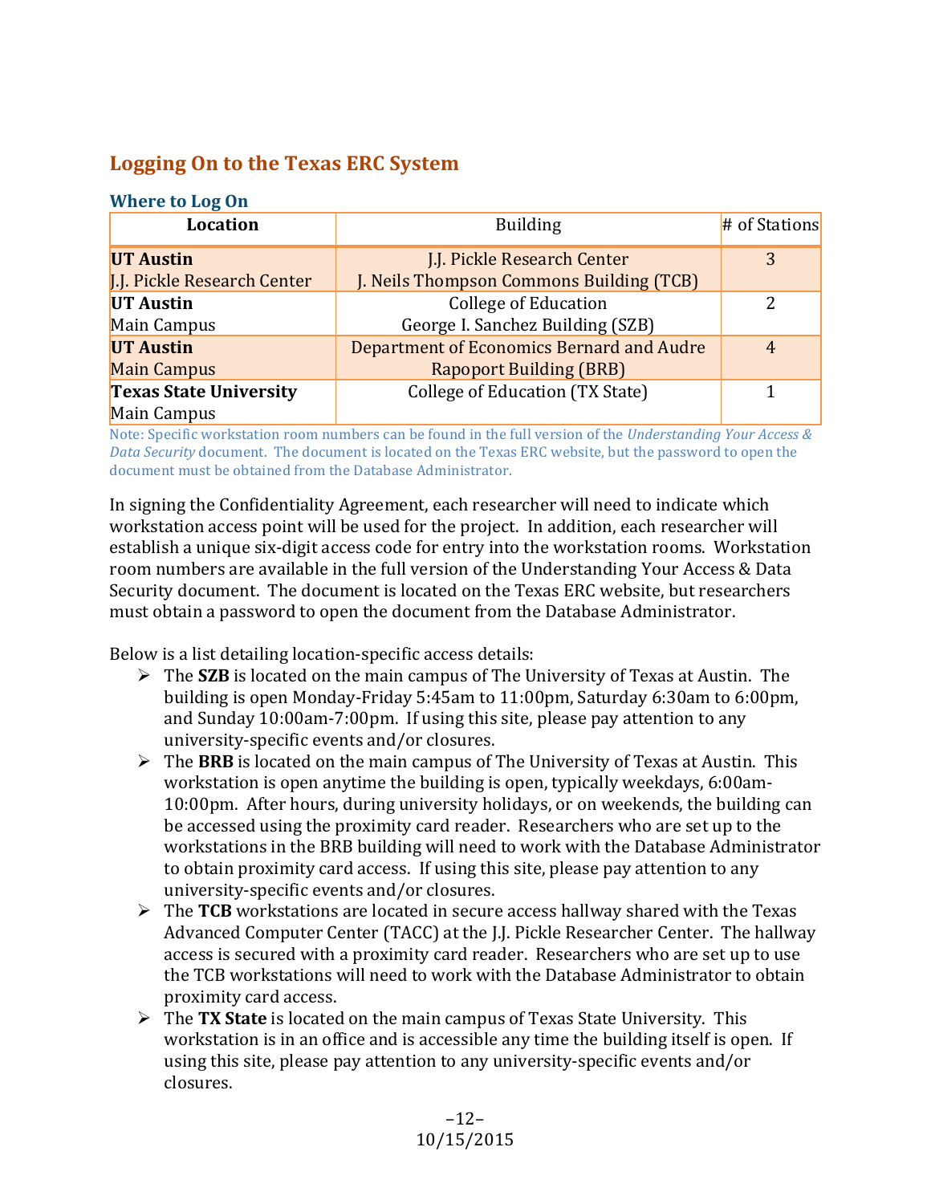## Logging On to the Texas ERC System

### Where to Log On

| Location | Building | # of Stations |
|---|---|---|
| **UT Austin** J.J. Pickle Research Center | J.J. Pickle Research Center J. Neils Thompson Commons Building (TCB) | 3 |
| **UT Austin** Main Campus | College of Education George I. Sanchez Building (SZB) | 2 |
| **UT Austin** Main Campus | Department of Economics Bernard and Audre Rapoport Building (BRB) | 4 |
| **Texas State University** Main Campus | College of Education (TX State) | 1 |

Note: Specific workstation room numbers can be found in the full version of the *Understanding Your Access & Data Security* document. The document is located on the Texas ERC website, but the password to open the document must be obtained from the Database Administrator.

In signing the Confidentiality Agreement, each researcher will need to indicate which workstation access point will be used for the project. In addition, each researcher will establish a unique six-digit access code for entry into the workstation rooms. Workstation room numbers are available in the full version of the Understanding Your Access & Data Security document. The document is located on the Texas ERC website, but researchers must obtain a password to open the document from the Database Administrator.

Below is a list detailing location-specific access details:

- The **SZB** is located on the main campus of The University of Texas at Austin. The building is open Monday-Friday 5:45am to 11:00pm, Saturday 6:30am to 6:00pm, and Sunday 10:00am-7:00pm. If using this site, please pay attention to any university-specific events and/or closures.
- The **BRB** is located on the main campus of The University of Texas at Austin. This workstation is open anytime the building is open, typically weekdays, 6:00am-10:00pm. After hours, during university holidays, or on weekends, the building can be accessed using the proximity card reader. Researchers who are set up to the workstations in the BRB building will need to work with the Database Administrator to obtain proximity card access. If using this site, please pay attention to any university-specific events and/or closures.
- The **TCB** workstations are located in secure access hallway shared with the Texas Advanced Computer Center (TACC) at the J.J. Pickle Researcher Center. The hallway access is secured with a proximity card reader. Researchers who are set up to use the TCB workstations will need to work with the Database Administrator to obtain proximity card access.
- The **TX State** is located on the main campus of Texas State University. This workstation is in an office and is accessible any time the building itself is open. If using this site, please pay attention to any university-specific events and/or closures.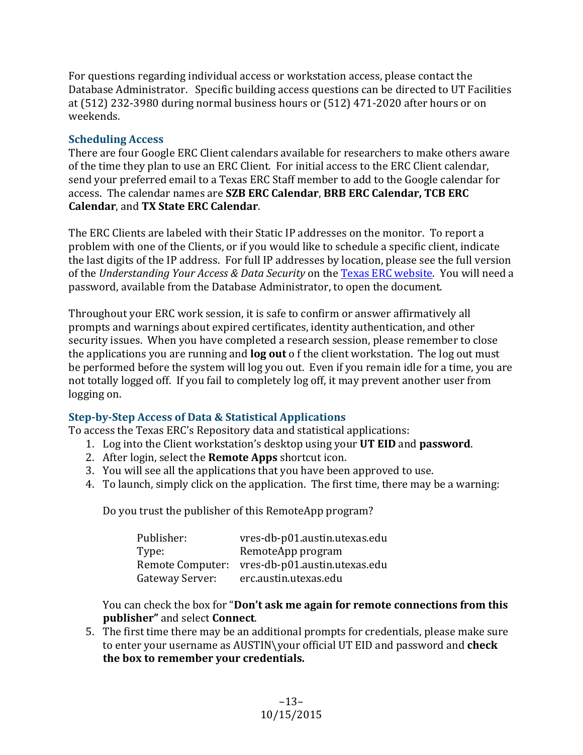For questions regarding individual access or workstation access, please contact the Database Administrator. Specific building access questions can be directed to UT Facilities at (512) 232-3980 during normal business hours or (512) 471-2020 after hours or on weekends.

### Scheduling Access

There are four Google ERC Client calendars available for researchers to make others aware of the time they plan to use an ERC Client. For initial access to the ERC Client calendar, send your preferred email to a Texas ERC Staff member to add to the Google calendar for access. The calendar names are **SZB ERC Calendar**, **BRB ERC Calendar, TCB ERC Calendar**, and **TX State ERC Calendar**.

The ERC Clients are labeled with their Static IP addresses on the monitor. To report a problem with one of the Clients, or if you would like to schedule a specific client, indicate the last digits of the IP address. For full IP addresses by location, please see the full version of the *Understanding Your Access & Data Security* on the Texas ERC website. You will need a password, available from the Database Administrator, to open the document.

Throughout your ERC work session, it is safe to confirm or answer affirmatively all prompts and warnings about expired certificates, identity authentication, and other security issues. When you have completed a research session, please remember to close the applications you are running and **log out** o f the client workstation. The log out must be performed before the system will log you out. Even if you remain idle for a time, you are not totally logged off. If you fail to completely log off, it may prevent another user from logging on.

### Step-by-Step Access of Data & Statistical Applications

To access the Texas ERC's Repository data and statistical applications:

1. Log into the Client workstation's desktop using your **UT EID** and **password**.
2. After login, select the **Remote Apps** shortcut icon.
3. You will see all the applications that you have been approved to use.
4. To launch, simply click on the application. The first time, there may be a warning:

   Do you trust the publisher of this RemoteApp program?

   | | |
   |---|---|
   | Publisher: | vres-db-p01.austin.utexas.edu |
   | Type: | RemoteApp program |
   | Remote Computer: | vres-db-p01.austin.utexas.edu |
   | Gateway Server: | erc.austin.utexas.edu |

   You can check the box for "**Don't ask me again for remote connections from this publisher"** and select **Connect**.
5. The first time there may be an additional prompts for credentials, please make sure to enter your username as AUSTIN\your official UT EID and password and **check the box to remember your credentials.**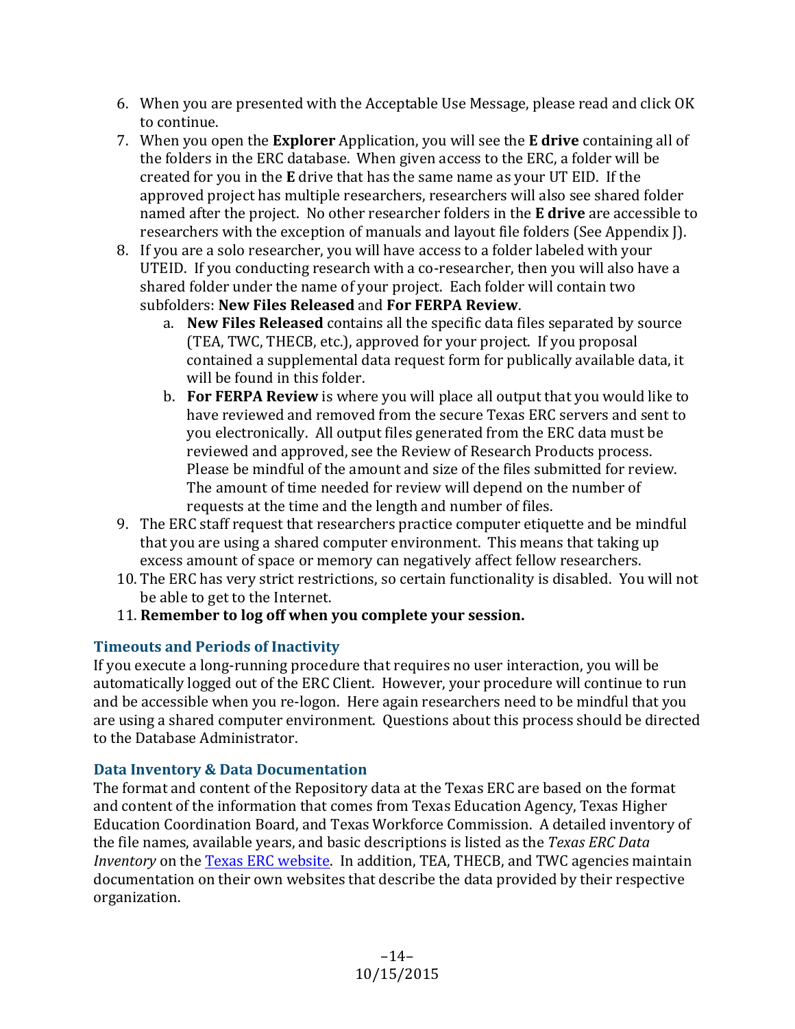6. When you are presented with the Acceptable Use Message, please read and click OK to continue.
7. When you open the **Explorer** Application, you will see the **E drive** containing all of the folders in the ERC database. When given access to the ERC, a folder will be created for you in the **E** drive that has the same name as your UT EID. If the approved project has multiple researchers, researchers will also see shared folder named after the project. No other researcher folders in the **E drive** are accessible to researchers with the exception of manuals and layout file folders (See Appendix J).
8. If you are a solo researcher, you will have access to a folder labeled with your UTEID. If you conducting research with a co-researcher, then you will also have a shared folder under the name of your project. Each folder will contain two subfolders: **New Files Released** and **For FERPA Review**.
   a. **New Files Released** contains all the specific data files separated by source (TEA, TWC, THECB, etc.), approved for your project. If you proposal contained a supplemental data request form for publically available data, it will be found in this folder.
   b. **For FERPA Review** is where you will place all output that you would like to have reviewed and removed from the secure Texas ERC servers and sent to you electronically. All output files generated from the ERC data must be reviewed and approved, see the Review of Research Products process. Please be mindful of the amount and size of the files submitted for review. The amount of time needed for review will depend on the number of requests at the time and the length and number of files.
9. The ERC staff request that researchers practice computer etiquette and be mindful that you are using a shared computer environment. This means that taking up excess amount of space or memory can negatively affect fellow researchers.
10. The ERC has very strict restrictions, so certain functionality is disabled. You will not be able to get to the Internet.
11. **Remember to log off when you complete your session.**

### Timeouts and Periods of Inactivity

If you execute a long-running procedure that requires no user interaction, you will be automatically logged out of the ERC Client. However, your procedure will continue to run and be accessible when you re-logon. Here again researchers need to be mindful that you are using a shared computer environment. Questions about this process should be directed to the Database Administrator.

### Data Inventory & Data Documentation

The format and content of the Repository data at the Texas ERC are based on the format and content of the information that comes from Texas Education Agency, Texas Higher Education Coordination Board, and Texas Workforce Commission. A detailed inventory of the file names, available years, and basic descriptions is listed as the *Texas ERC Data Inventory* on the Texas ERC website. In addition, TEA, THECB, and TWC agencies maintain documentation on their own websites that describe the data provided by their respective organization.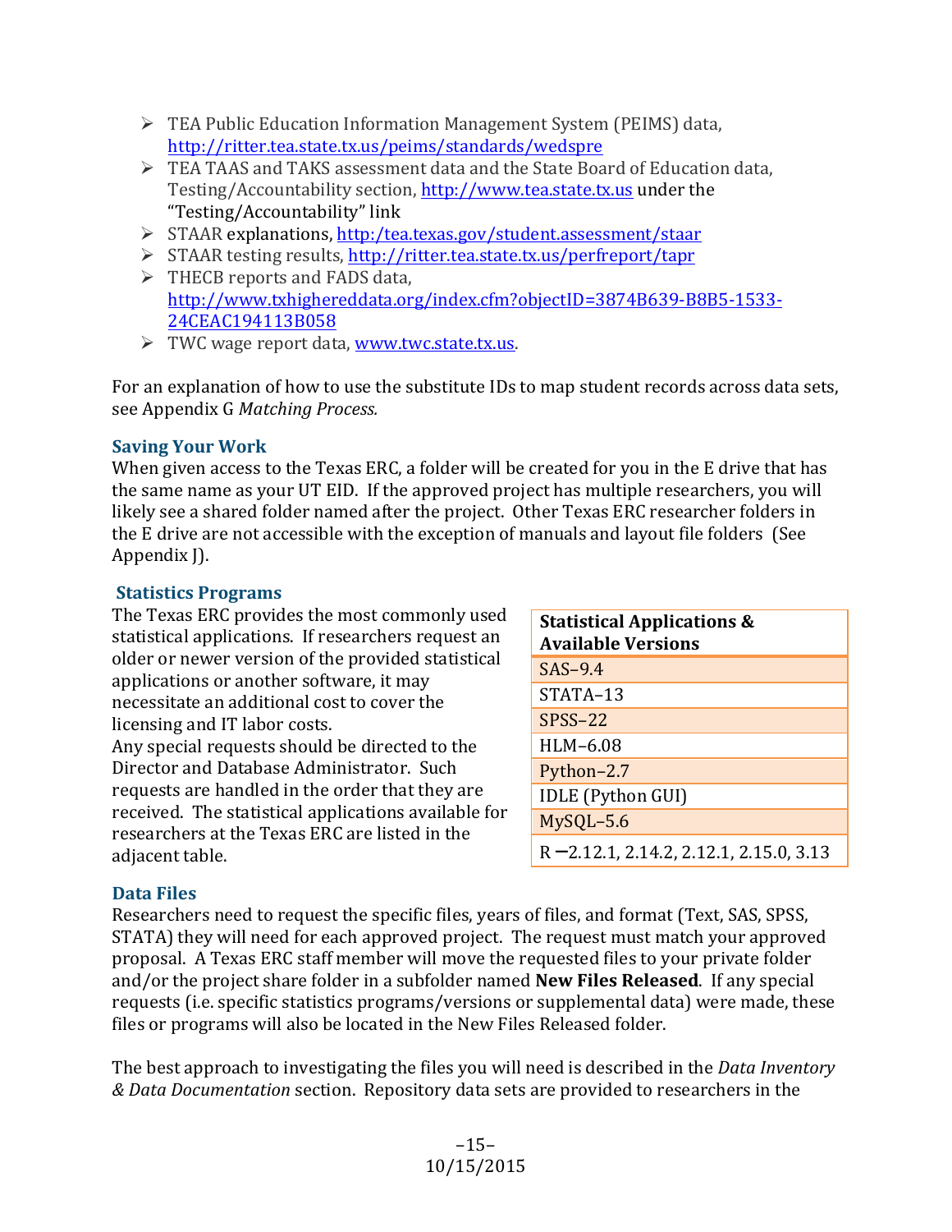- TEA Public Education Information Management System (PEIMS) data, http://ritter.tea.state.tx.us/peims/standards/wedspre
- TEA TAAS and TAKS assessment data and the State Board of Education data, Testing/Accountability section, http://www.tea.state.tx.us under the "Testing/Accountability" link
- STAAR explanations, http:/tea.texas.gov/student.assessment/staar
- STAAR testing results, http://ritter.tea.state.tx.us/perfreport/tapr
- THECB reports and FADS data, http://www.txhighereddata.org/index.cfm?objectID=3874B639-B8B5-1533-24CEAC194113B058
- TWC wage report data, www.twc.state.tx.us.

For an explanation of how to use the substitute IDs to map student records across data sets, see Appendix G *Matching Process.*

### Saving Your Work

When given access to the Texas ERC, a folder will be created for you in the E drive that has the same name as your UT EID. If the approved project has multiple researchers, you will likely see a shared folder named after the project. Other Texas ERC researcher folders in the E drive are not accessible with the exception of manuals and layout file folders (See Appendix J).

### Statistics Programs

The Texas ERC provides the most commonly used statistical applications. If researchers request an older or newer version of the provided statistical applications or another software, it may necessitate an additional cost to cover the licensing and IT labor costs.
Any special requests should be directed to the Director and Database Administrator. Such requests are handled in the order that they are received. The statistical applications available for researchers at the Texas ERC are listed in the adjacent table.

| Statistical Applications & Available Versions |
|---|
| SAS–9.4 |
| STATA–13 |
| SPSS–22 |
| HLM–6.08 |
| Python–2.7 |
| IDLE (Python GUI) |
| MySQL–5.6 |
| R –2.12.1, 2.14.2, 2.12.1, 2.15.0, 3.13 |

### Data Files

Researchers need to request the specific files, years of files, and format (Text, SAS, SPSS, STATA) they will need for each approved project. The request must match your approved proposal. A Texas ERC staff member will move the requested files to your private folder and/or the project share folder in a subfolder named **New Files Released**. If any special requests (i.e. specific statistics programs/versions or supplemental data) were made, these files or programs will also be located in the New Files Released folder.

The best approach to investigating the files you will need is described in the *Data Inventory & Data Documentation* section. Repository data sets are provided to researchers in the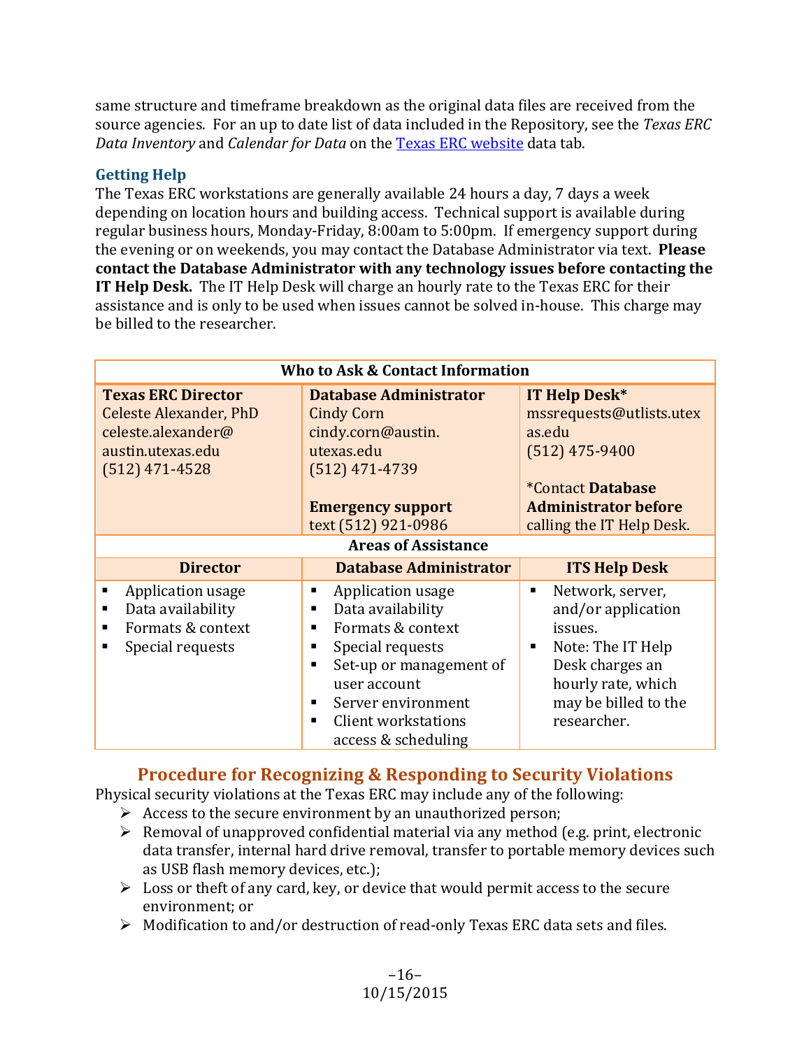same structure and timeframe breakdown as the original data files are received from the source agencies. For an up to date list of data included in the Repository, see the *Texas ERC Data Inventory* and *Calendar for Data* on the Texas ERC website data tab.

### Getting Help

The Texas ERC workstations are generally available 24 hours a day, 7 days a week depending on location hours and building access. Technical support is available during regular business hours, Monday-Friday, 8:00am to 5:00pm. If emergency support during the evening or on weekends, you may contact the Database Administrator via text. **Please contact the Database Administrator with any technology issues before contacting the IT Help Desk.** The IT Help Desk will charge an hourly rate to the Texas ERC for their assistance and is only to be used when issues cannot be solved in-house. This charge may be billed to the researcher.

| **Who to Ask & Contact Information** | | |
|---|---|---|
| **Texas ERC Director**<br>Celeste Alexander, PhD<br>celeste.alexander@austin.utexas.edu<br>(512) 471-4528 | **Database Administrator**<br>Cindy Corn<br>cindy.corn@austin.utexas.edu<br>(512) 471-4739<br><br>**Emergency support**<br>text (512) 921-0986 | **IT Help Desk***<br>mssrequests@utlists.utexas.edu<br>(512) 475-9400<br><br>*Contact **Database Administrator before** calling the IT Help Desk. |
| **Areas of Assistance** | | |
| **Director** | **Database Administrator** | **ITS Help Desk** |
| ▪ Application usage<br>▪ Data availability<br>▪ Formats & context<br>▪ Special requests | ▪ Application usage<br>▪ Data availability<br>▪ Formats & context<br>▪ Special requests<br>▪ Set-up or management of user account<br>▪ Server environment<br>▪ Client workstations access & scheduling | ▪ Network, server, and/or application issues.<br>▪ Note: The IT Help Desk charges an hourly rate, which may be billed to the researcher. |

## Procedure for Recognizing & Responding to Security Violations

Physical security violations at the Texas ERC may include any of the following:

- Access to the secure environment by an unauthorized person;
- Removal of unapproved confidential material via any method (e.g. print, electronic data transfer, internal hard drive removal, transfer to portable memory devices such as USB flash memory devices, etc.);
- Loss or theft of any card, key, or device that would permit access to the secure environment; or
- Modification to and/or destruction of read-only Texas ERC data sets and files.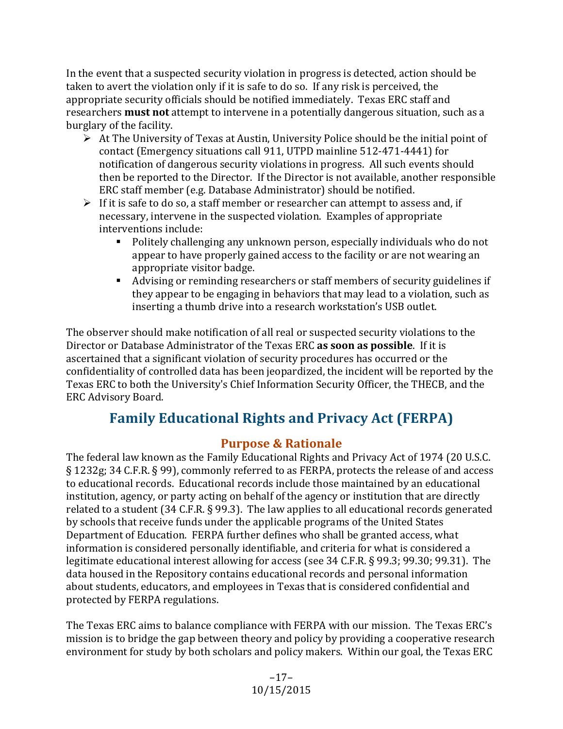In the event that a suspected security violation in progress is detected, action should be taken to avert the violation only if it is safe to do so. If any risk is perceived, the appropriate security officials should be notified immediately. Texas ERC staff and researchers **must not** attempt to intervene in a potentially dangerous situation, such as a burglary of the facility.

- At The University of Texas at Austin, University Police should be the initial point of contact (Emergency situations call 911, UTPD mainline 512-471-4441) for notification of dangerous security violations in progress. All such events should then be reported to the Director. If the Director is not available, another responsible ERC staff member (e.g. Database Administrator) should be notified.
- If it is safe to do so, a staff member or researcher can attempt to assess and, if necessary, intervene in the suspected violation. Examples of appropriate interventions include:
  - Politely challenging any unknown person, especially individuals who do not appear to have properly gained access to the facility or are not wearing an appropriate visitor badge.
  - Advising or reminding researchers or staff members of security guidelines if they appear to be engaging in behaviors that may lead to a violation, such as inserting a thumb drive into a research workstation's USB outlet.

The observer should make notification of all real or suspected security violations to the Director or Database Administrator of the Texas ERC **as soon as possible**. If it is ascertained that a significant violation of security procedures has occurred or the confidentiality of controlled data has been jeopardized, the incident will be reported by the Texas ERC to both the University's Chief Information Security Officer, the THECB, and the ERC Advisory Board.

## Family Educational Rights and Privacy Act (FERPA)

### Purpose & Rationale

The federal law known as the Family Educational Rights and Privacy Act of 1974 (20 U.S.C. § 1232g; 34 C.F.R. § 99), commonly referred to as FERPA, protects the release of and access to educational records. Educational records include those maintained by an educational institution, agency, or party acting on behalf of the agency or institution that are directly related to a student (34 C.F.R. § 99.3). The law applies to all educational records generated by schools that receive funds under the applicable programs of the United States Department of Education. FERPA further defines who shall be granted access, what information is considered personally identifiable, and criteria for what is considered a legitimate educational interest allowing for access (see 34 C.F.R. § 99.3; 99.30; 99.31). The data housed in the Repository contains educational records and personal information about students, educators, and employees in Texas that is considered confidential and protected by FERPA regulations.

The Texas ERC aims to balance compliance with FERPA with our mission. The Texas ERC's mission is to bridge the gap between theory and policy by providing a cooperative research environment for study by both scholars and policy makers. Within our goal, the Texas ERC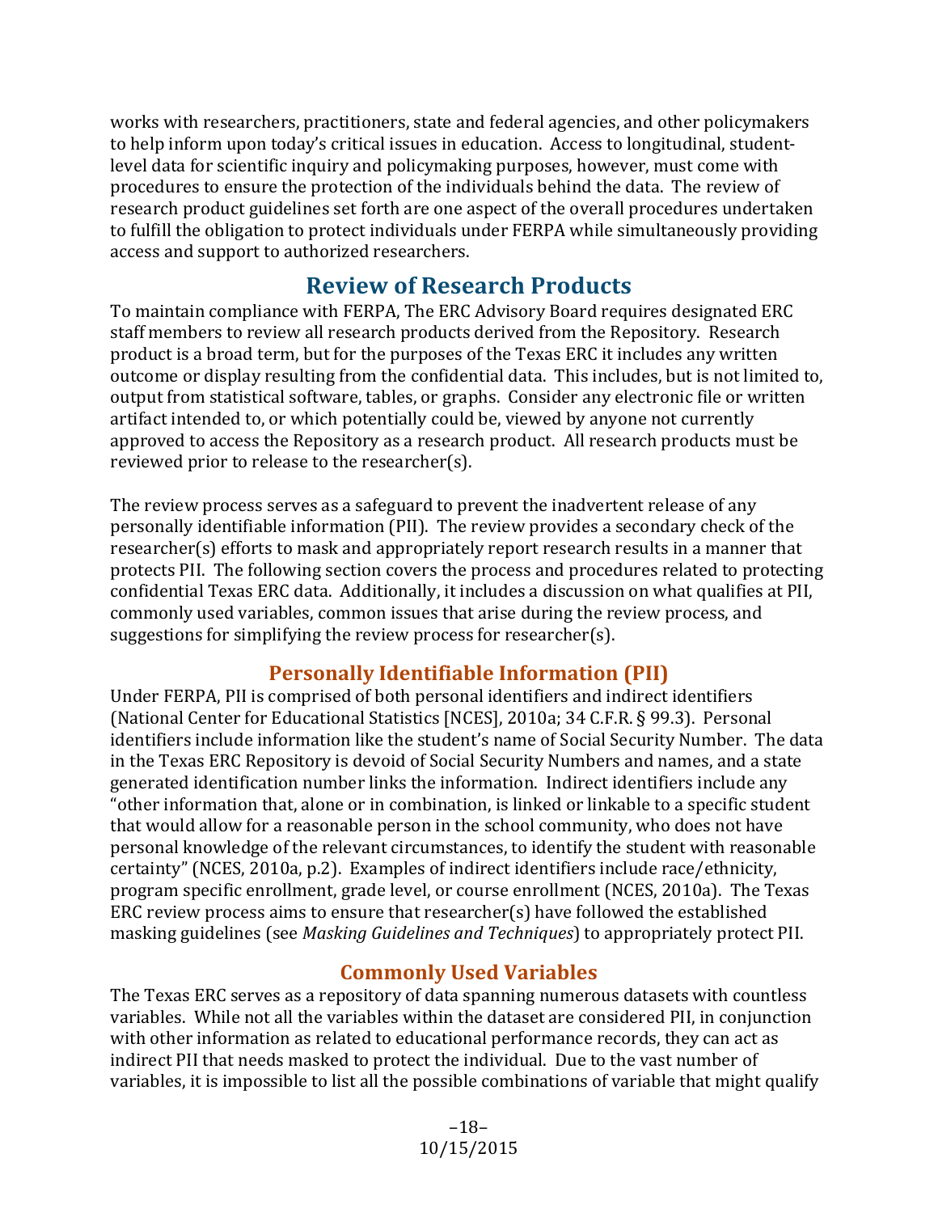works with researchers, practitioners, state and federal agencies, and other policymakers to help inform upon today's critical issues in education. Access to longitudinal, student-level data for scientific inquiry and policymaking purposes, however, must come with procedures to ensure the protection of the individuals behind the data. The review of research product guidelines set forth are one aspect of the overall procedures undertaken to fulfill the obligation to protect individuals under FERPA while simultaneously providing access and support to authorized researchers.

## Review of Research Products

To maintain compliance with FERPA, The ERC Advisory Board requires designated ERC staff members to review all research products derived from the Repository. Research product is a broad term, but for the purposes of the Texas ERC it includes any written outcome or display resulting from the confidential data. This includes, but is not limited to, output from statistical software, tables, or graphs. Consider any electronic file or written artifact intended to, or which potentially could be, viewed by anyone not currently approved to access the Repository as a research product. All research products must be reviewed prior to release to the researcher(s).

The review process serves as a safeguard to prevent the inadvertent release of any personally identifiable information (PII). The review provides a secondary check of the researcher(s) efforts to mask and appropriately report research results in a manner that protects PII. The following section covers the process and procedures related to protecting confidential Texas ERC data. Additionally, it includes a discussion on what qualifies at PII, commonly used variables, common issues that arise during the review process, and suggestions for simplifying the review process for researcher(s).

### Personally Identifiable Information (PII)

Under FERPA, PII is comprised of both personal identifiers and indirect identifiers (National Center for Educational Statistics [NCES], 2010a; 34 C.F.R. § 99.3). Personal identifiers include information like the student's name of Social Security Number. The data in the Texas ERC Repository is devoid of Social Security Numbers and names, and a state generated identification number links the information. Indirect identifiers include any "other information that, alone or in combination, is linked or linkable to a specific student that would allow for a reasonable person in the school community, who does not have personal knowledge of the relevant circumstances, to identify the student with reasonable certainty" (NCES, 2010a, p.2). Examples of indirect identifiers include race/ethnicity, program specific enrollment, grade level, or course enrollment (NCES, 2010a). The Texas ERC review process aims to ensure that researcher(s) have followed the established masking guidelines (see *Masking Guidelines and Techniques*) to appropriately protect PII.

### Commonly Used Variables

The Texas ERC serves as a repository of data spanning numerous datasets with countless variables. While not all the variables within the dataset are considered PII, in conjunction with other information as related to educational performance records, they can act as indirect PII that needs masked to protect the individual. Due to the vast number of variables, it is impossible to list all the possible combinations of variable that might qualify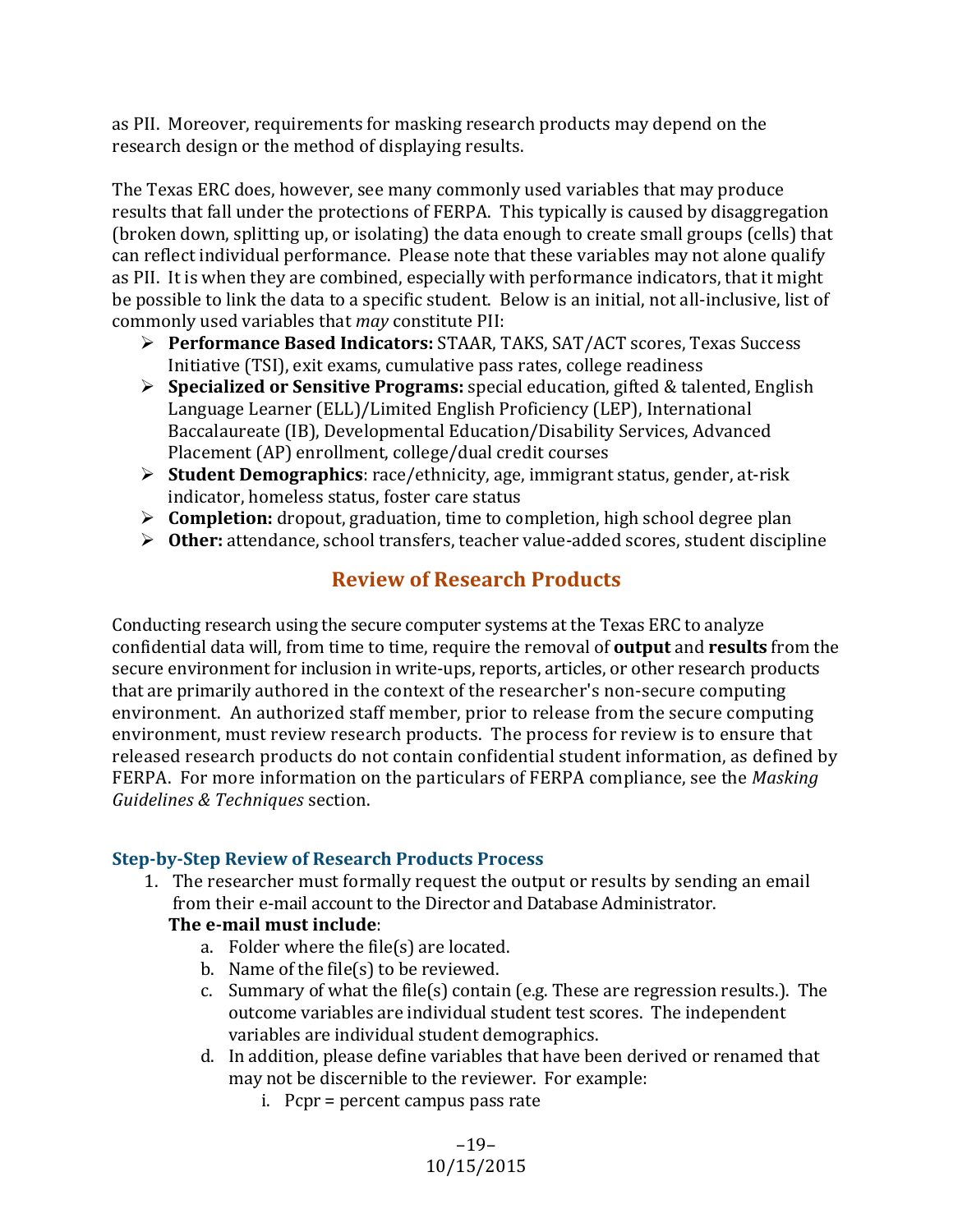as PII. Moreover, requirements for masking research products may depend on the research design or the method of displaying results.

The Texas ERC does, however, see many commonly used variables that may produce results that fall under the protections of FERPA. This typically is caused by disaggregation (broken down, splitting up, or isolating) the data enough to create small groups (cells) that can reflect individual performance. Please note that these variables may not alone qualify as PII. It is when they are combined, especially with performance indicators, that it might be possible to link the data to a specific student. Below is an initial, not all-inclusive, list of commonly used variables that *may* constitute PII:

- **Performance Based Indicators:** STAAR, TAKS, SAT/ACT scores, Texas Success Initiative (TSI), exit exams, cumulative pass rates, college readiness
- **Specialized or Sensitive Programs:** special education, gifted & talented, English Language Learner (ELL)/Limited English Proficiency (LEP), International Baccalaureate (IB), Developmental Education/Disability Services, Advanced Placement (AP) enrollment, college/dual credit courses
- **Student Demographics**: race/ethnicity, age, immigrant status, gender, at-risk indicator, homeless status, foster care status
- **Completion:** dropout, graduation, time to completion, high school degree plan
- **Other:** attendance, school transfers, teacher value-added scores, student discipline

## Review of Research Products

Conducting research using the secure computer systems at the Texas ERC to analyze confidential data will, from time to time, require the removal of **output** and **results** from the secure environment for inclusion in write-ups, reports, articles, or other research products that are primarily authored in the context of the researcher's non-secure computing environment. An authorized staff member, prior to release from the secure computing environment, must review research products. The process for review is to ensure that released research products do not contain confidential student information, as defined by FERPA. For more information on the particulars of FERPA compliance, see the *Masking Guidelines & Techniques* section.

### Step-by-Step Review of Research Products Process

1. The researcher must formally request the output or results by sending an email from their e-mail account to the Director and Database Administrator.
   **The e-mail must include**:
   a. Folder where the file(s) are located.
   b. Name of the file(s) to be reviewed.
   c. Summary of what the file(s) contain (e.g. These are regression results.). The outcome variables are individual student test scores. The independent variables are individual student demographics.
   d. In addition, please define variables that have been derived or renamed that may not be discernible to the reviewer. For example:
      i. Pcpr = percent campus pass rate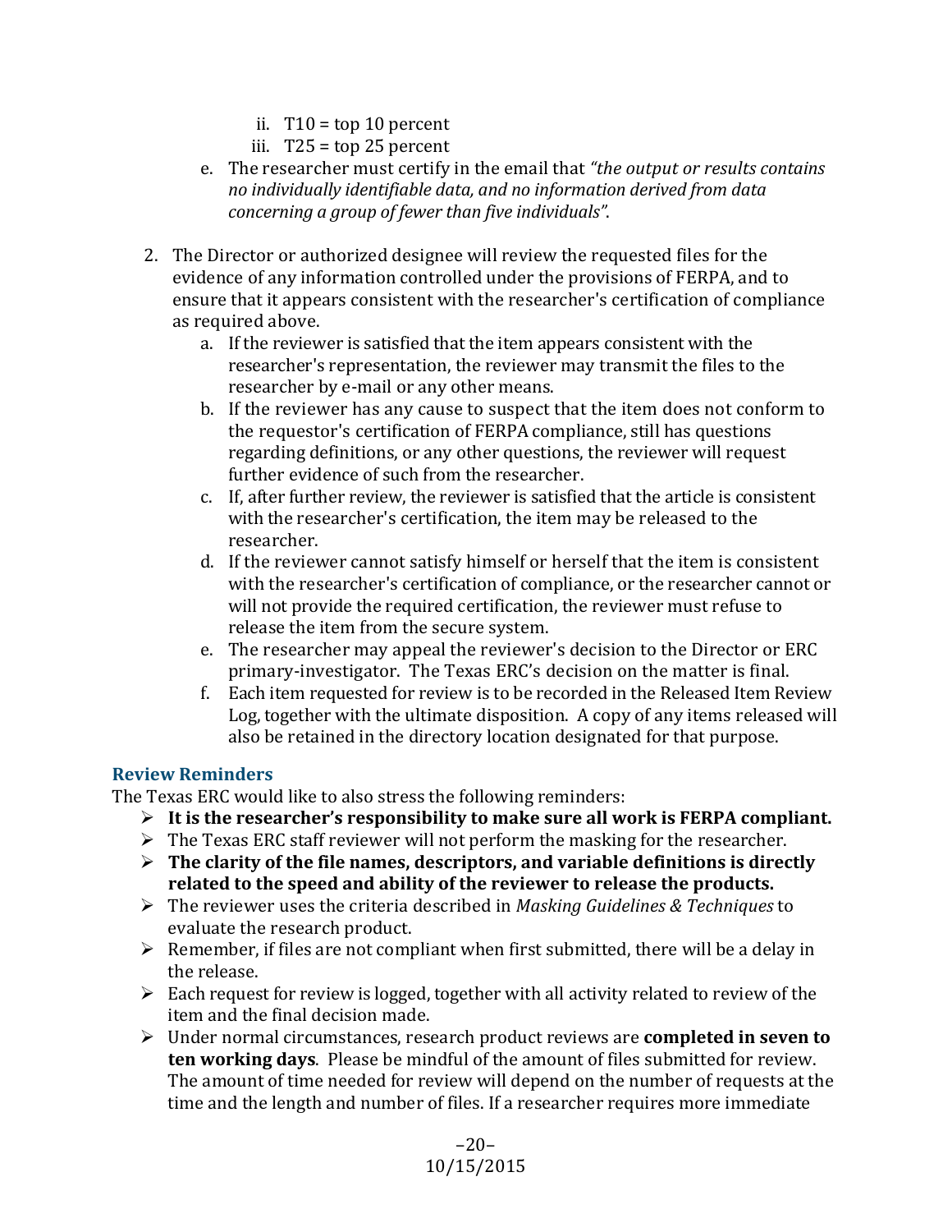ii. T10 = top 10 percent
   iii. T25 = top 25 percent

   e. The researcher must certify in the email that *"the output or results contains no individually identifiable data, and no information derived from data concerning a group of fewer than five individuals"*.

2. The Director or authorized designee will review the requested files for the evidence of any information controlled under the provisions of FERPA, and to ensure that it appears consistent with the researcher's certification of compliance as required above.
   a. If the reviewer is satisfied that the item appears consistent with the researcher's representation, the reviewer may transmit the files to the researcher by e-mail or any other means.
   b. If the reviewer has any cause to suspect that the item does not conform to the requestor's certification of FERPA compliance, still has questions regarding definitions, or any other questions, the reviewer will request further evidence of such from the researcher.
   c. If, after further review, the reviewer is satisfied that the article is consistent with the researcher's certification, the item may be released to the researcher.
   d. If the reviewer cannot satisfy himself or herself that the item is consistent with the researcher's certification of compliance, or the researcher cannot or will not provide the required certification, the reviewer must refuse to release the item from the secure system.
   e. The researcher may appeal the reviewer's decision to the Director or ERC primary-investigator. The Texas ERC's decision on the matter is final.
   f. Each item requested for review is to be recorded in the Released Item Review Log, together with the ultimate disposition. A copy of any items released will also be retained in the directory location designated for that purpose.

### Review Reminders

The Texas ERC would like to also stress the following reminders:

- **It is the researcher's responsibility to make sure all work is FERPA compliant.**
- The Texas ERC staff reviewer will not perform the masking for the researcher.
- **The clarity of the file names, descriptors, and variable definitions is directly related to the speed and ability of the reviewer to release the products.**
- The reviewer uses the criteria described in *Masking Guidelines & Techniques* to evaluate the research product.
- Remember, if files are not compliant when first submitted, there will be a delay in the release.
- Each request for review is logged, together with all activity related to review of the item and the final decision made.
- Under normal circumstances, research product reviews are **completed in seven to ten working days**. Please be mindful of the amount of files submitted for review. The amount of time needed for review will depend on the number of requests at the time and the length and number of files. If a researcher requires more immediate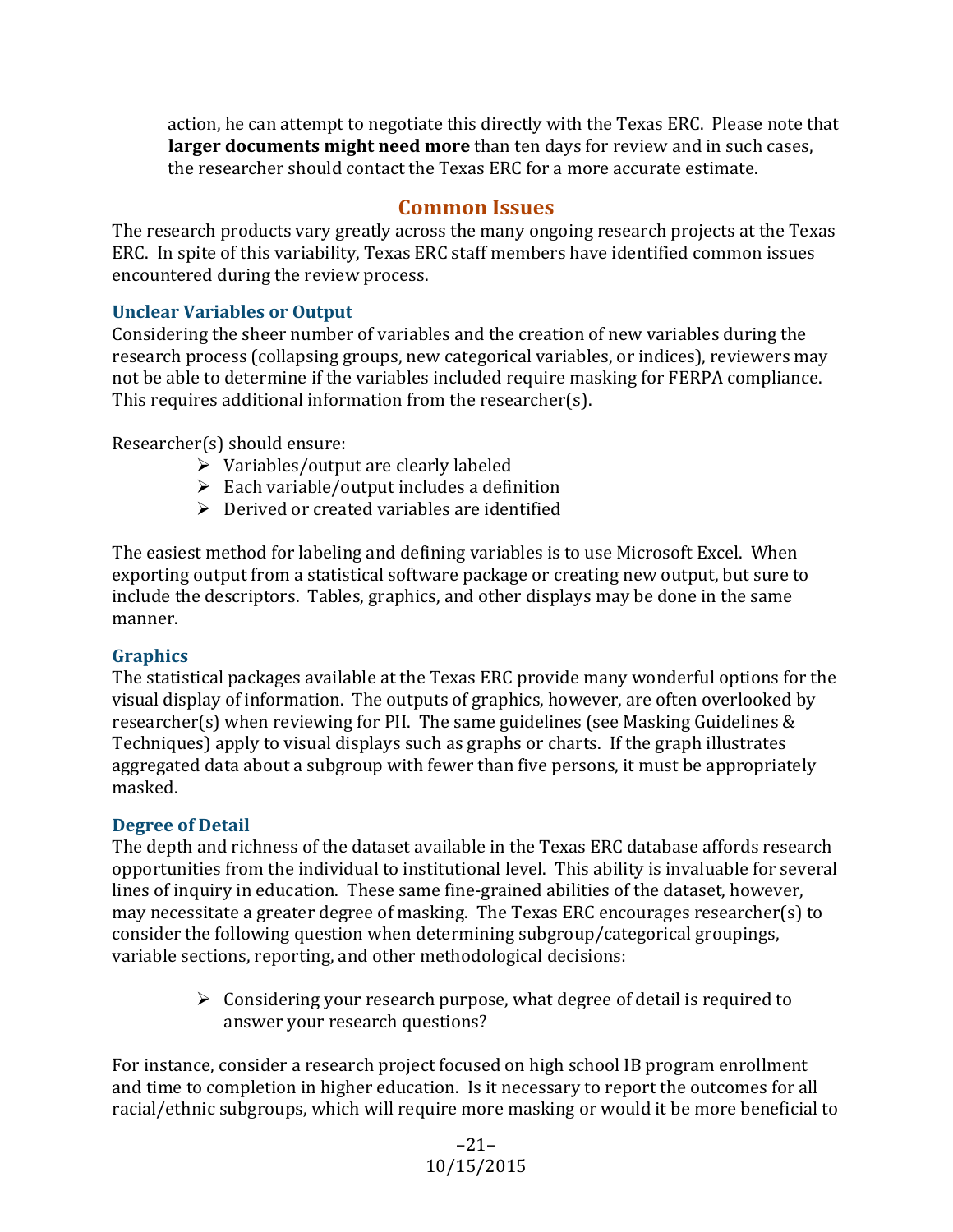action, he can attempt to negotiate this directly with the Texas ERC. Please note that **larger documents might need more** than ten days for review and in such cases, the researcher should contact the Texas ERC for a more accurate estimate.

## Common Issues

The research products vary greatly across the many ongoing research projects at the Texas ERC. In spite of this variability, Texas ERC staff members have identified common issues encountered during the review process.

### Unclear Variables or Output

Considering the sheer number of variables and the creation of new variables during the research process (collapsing groups, new categorical variables, or indices), reviewers may not be able to determine if the variables included require masking for FERPA compliance. This requires additional information from the researcher(s).

Researcher(s) should ensure:

- Variables/output are clearly labeled
- Each variable/output includes a definition
- Derived or created variables are identified

The easiest method for labeling and defining variables is to use Microsoft Excel. When exporting output from a statistical software package or creating new output, but sure to include the descriptors. Tables, graphics, and other displays may be done in the same manner.

### Graphics

The statistical packages available at the Texas ERC provide many wonderful options for the visual display of information. The outputs of graphics, however, are often overlooked by researcher(s) when reviewing for PII. The same guidelines (see Masking Guidelines & Techniques) apply to visual displays such as graphs or charts. If the graph illustrates aggregated data about a subgroup with fewer than five persons, it must be appropriately masked.

### Degree of Detail

The depth and richness of the dataset available in the Texas ERC database affords research opportunities from the individual to institutional level. This ability is invaluable for several lines of inquiry in education. These same fine-grained abilities of the dataset, however, may necessitate a greater degree of masking. The Texas ERC encourages researcher(s) to consider the following question when determining subgroup/categorical groupings, variable sections, reporting, and other methodological decisions:

- Considering your research purpose, what degree of detail is required to answer your research questions?

For instance, consider a research project focused on high school IB program enrollment and time to completion in higher education. Is it necessary to report the outcomes for all racial/ethnic subgroups, which will require more masking or would it be more beneficial to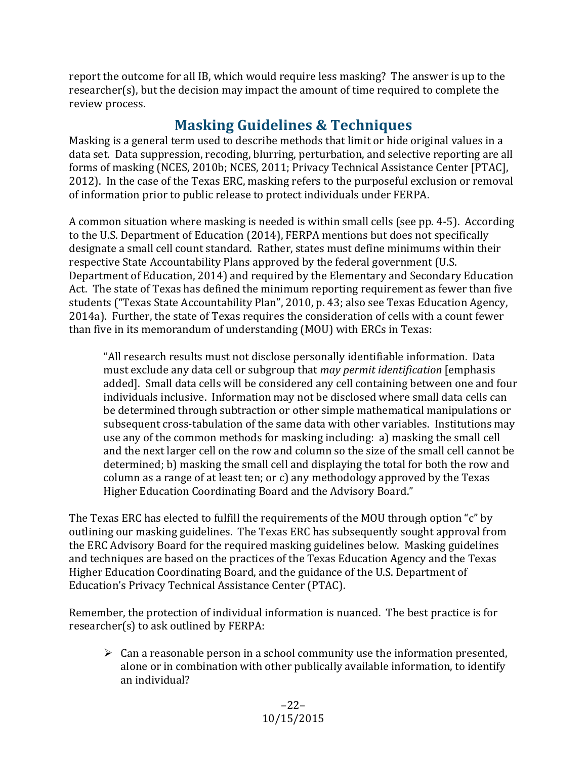report the outcome for all IB, which would require less masking? The answer is up to the researcher(s), but the decision may impact the amount of time required to complete the review process.

## Masking Guidelines & Techniques

Masking is a general term used to describe methods that limit or hide original values in a data set. Data suppression, recoding, blurring, perturbation, and selective reporting are all forms of masking (NCES, 2010b; NCES, 2011; Privacy Technical Assistance Center [PTAC], 2012). In the case of the Texas ERC, masking refers to the purposeful exclusion or removal of information prior to public release to protect individuals under FERPA.

A common situation where masking is needed is within small cells (see pp. 4-5). According to the U.S. Department of Education (2014), FERPA mentions but does not specifically designate a small cell count standard. Rather, states must define minimums within their respective State Accountability Plans approved by the federal government (U.S. Department of Education, 2014) and required by the Elementary and Secondary Education Act. The state of Texas has defined the minimum reporting requirement as fewer than five students ("Texas State Accountability Plan", 2010, p. 43; also see Texas Education Agency, 2014a). Further, the state of Texas requires the consideration of cells with a count fewer than five in its memorandum of understanding (MOU) with ERCs in Texas:

> "All research results must not disclose personally identifiable information. Data must exclude any data cell or subgroup that *may permit identification* [emphasis added]. Small data cells will be considered any cell containing between one and four individuals inclusive. Information may not be disclosed where small data cells can be determined through subtraction or other simple mathematical manipulations or subsequent cross-tabulation of the same data with other variables. Institutions may use any of the common methods for masking including: a) masking the small cell and the next larger cell on the row and column so the size of the small cell cannot be determined; b) masking the small cell and displaying the total for both the row and column as a range of at least ten; or c) any methodology approved by the Texas Higher Education Coordinating Board and the Advisory Board."

The Texas ERC has elected to fulfill the requirements of the MOU through option "c" by outlining our masking guidelines. The Texas ERC has subsequently sought approval from the ERC Advisory Board for the required masking guidelines below. Masking guidelines and techniques are based on the practices of the Texas Education Agency and the Texas Higher Education Coordinating Board, and the guidance of the U.S. Department of Education's Privacy Technical Assistance Center (PTAC).

Remember, the protection of individual information is nuanced. The best practice is for researcher(s) to ask outlined by FERPA:

- Can a reasonable person in a school community use the information presented, alone or in combination with other publically available information, to identify an individual?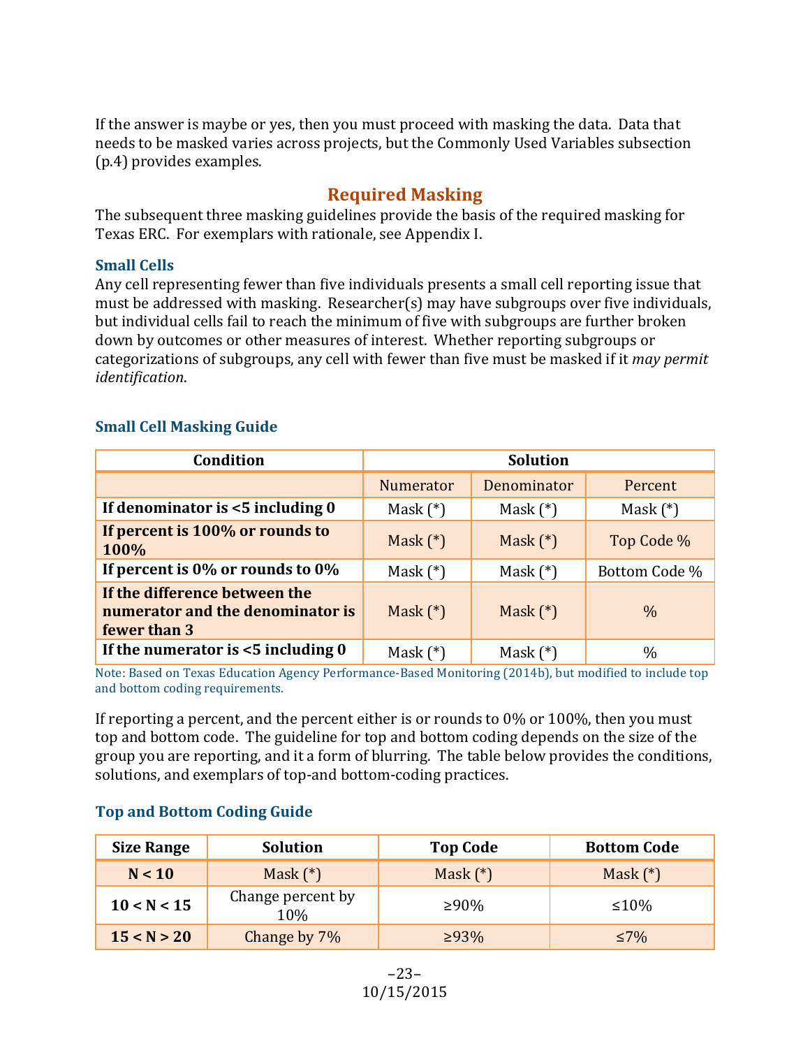If the answer is maybe or yes, then you must proceed with masking the data. Data that needs to be masked varies across projects, but the Commonly Used Variables subsection (p.4) provides examples.

## Required Masking

The subsequent three masking guidelines provide the basis of the required masking for Texas ERC. For exemplars with rationale, see Appendix I.

### Small Cells

Any cell representing fewer than five individuals presents a small cell reporting issue that must be addressed with masking. Researcher(s) may have subgroups over five individuals, but individual cells fail to reach the minimum of five with subgroups are further broken down by outcomes or other measures of interest. Whether reporting subgroups or categorizations of subgroups, any cell with fewer than five must be masked if it *may permit identification*.

### Small Cell Masking Guide

| Condition | Solution | | |
|---|---|---|---|
| | Numerator | Denominator | Percent |
| **If denominator is <5 including 0** | Mask (*) | Mask (*) | Mask (*) |
| **If percent is 100% or rounds to 100%** | Mask (*) | Mask (*) | Top Code % |
| **If percent is 0% or rounds to 0%** | Mask (*) | Mask (*) | Bottom Code % |
| **If the difference between the numerator and the denominator is fewer than 3** | Mask (*) | Mask (*) | % |
| **If the numerator is <5 including 0** | Mask (*) | Mask (*) | % |

Note: Based on Texas Education Agency Performance-Based Monitoring (2014b), but modified to include top and bottom coding requirements.

If reporting a percent, and the percent either is or rounds to 0% or 100%, then you must top and bottom code. The guideline for top and bottom coding depends on the size of the group you are reporting, and it a form of blurring. The table below provides the conditions, solutions, and exemplars of top-and bottom-coding practices.

### Top and Bottom Coding Guide

| Size Range | Solution | Top Code | Bottom Code |
|---|---|---|---|
| **N < 10** | Mask (*) | Mask (*) | Mask (*) |
| **10 < N < 15** | Change percent by 10% | ≥90% | ≤10% |
| **15 < N > 20** | Change by 7% | ≥93% | ≤7% |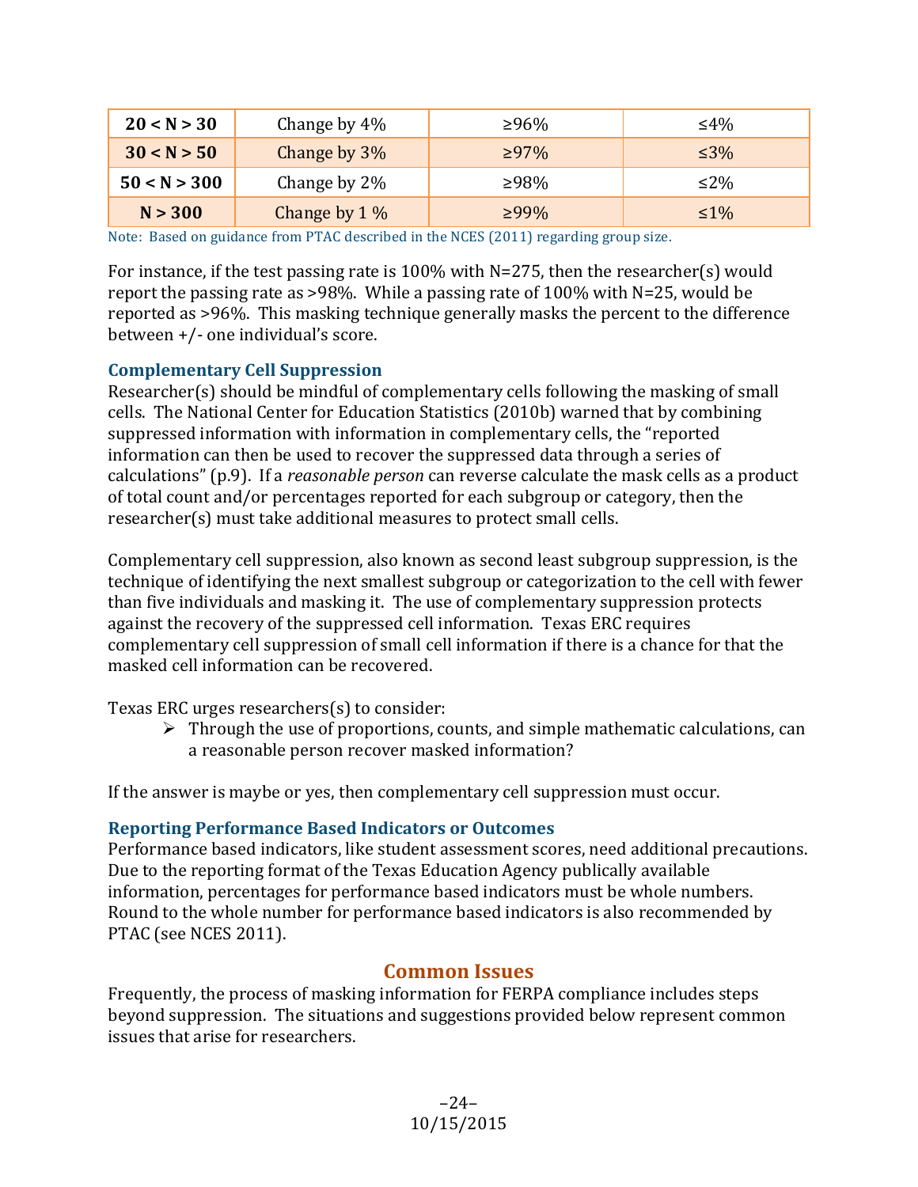| **20 < N > 30** | Change by 4% | ≥96% | ≤4% |
|---|---|---|---|
| **30 < N > 50** | Change by 3% | ≥97% | ≤3% |
| **50 < N > 300** | Change by 2% | ≥98% | ≤2% |
| **N > 300** | Change by 1 % | ≥99% | ≤1% |

Note: Based on guidance from PTAC described in the NCES (2011) regarding group size.

For instance, if the test passing rate is 100% with N=275, then the researcher(s) would report the passing rate as >98%. While a passing rate of 100% with N=25, would be reported as >96%. This masking technique generally masks the percent to the difference between +/- one individual's score.

### Complementary Cell Suppression

Researcher(s) should be mindful of complementary cells following the masking of small cells. The National Center for Education Statistics (2010b) warned that by combining suppressed information with information in complementary cells, the "reported information can then be used to recover the suppressed data through a series of calculations" (p.9). If a *reasonable person* can reverse calculate the mask cells as a product of total count and/or percentages reported for each subgroup or category, then the researcher(s) must take additional measures to protect small cells.

Complementary cell suppression, also known as second least subgroup suppression, is the technique of identifying the next smallest subgroup or categorization to the cell with fewer than five individuals and masking it. The use of complementary suppression protects against the recovery of the suppressed cell information. Texas ERC requires complementary cell suppression of small cell information if there is a chance for that the masked cell information can be recovered.

Texas ERC urges researchers(s) to consider:

- Through the use of proportions, counts, and simple mathematic calculations, can a reasonable person recover masked information?

If the answer is maybe or yes, then complementary cell suppression must occur.

### Reporting Performance Based Indicators or Outcomes

Performance based indicators, like student assessment scores, need additional precautions. Due to the reporting format of the Texas Education Agency publically available information, percentages for performance based indicators must be whole numbers. Round to the whole number for performance based indicators is also recommended by PTAC (see NCES 2011).

## Common Issues

Frequently, the process of masking information for FERPA compliance includes steps beyond suppression. The situations and suggestions provided below represent common issues that arise for researchers.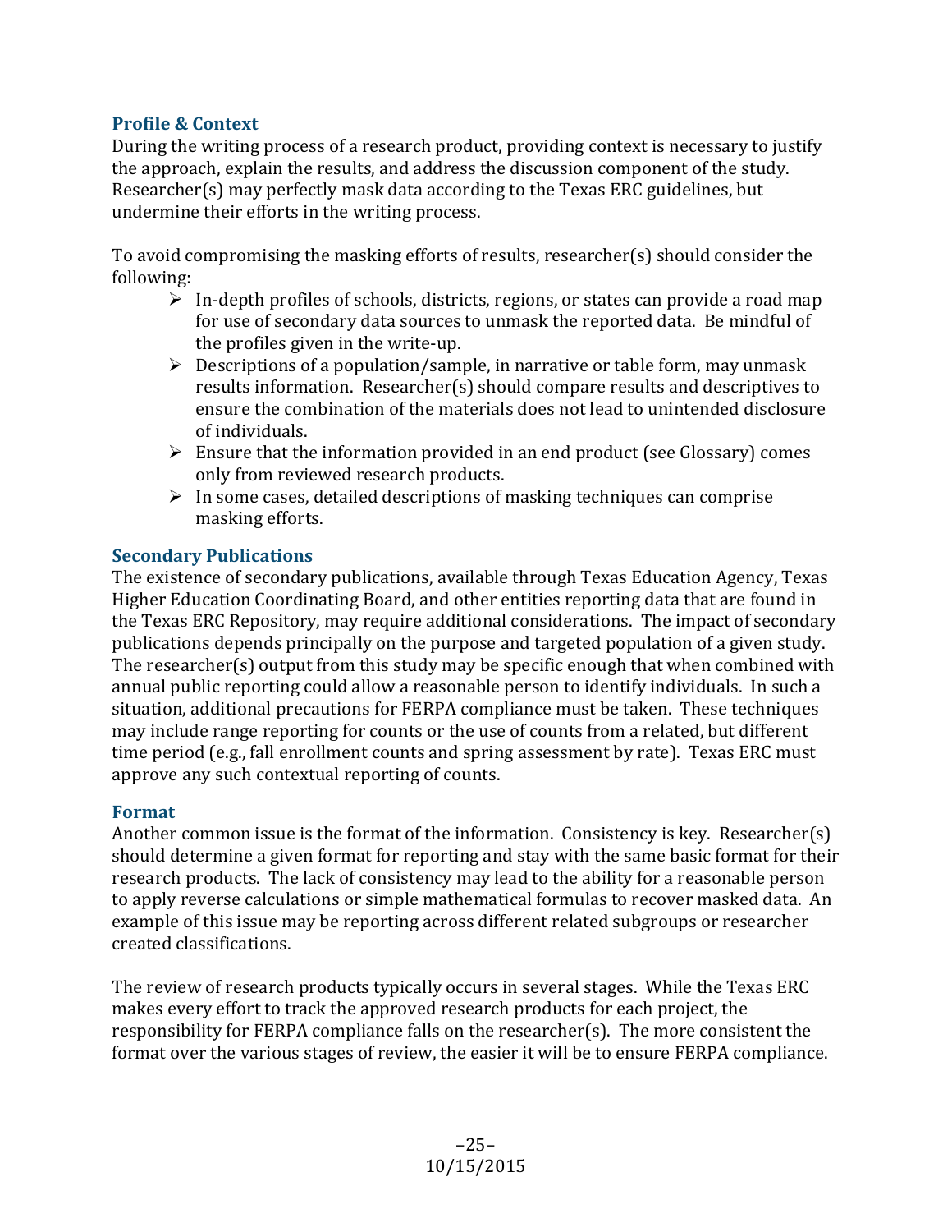### Profile & Context

During the writing process of a research product, providing context is necessary to justify the approach, explain the results, and address the discussion component of the study. Researcher(s) may perfectly mask data according to the Texas ERC guidelines, but undermine their efforts in the writing process.

To avoid compromising the masking efforts of results, researcher(s) should consider the following:

- In-depth profiles of schools, districts, regions, or states can provide a road map for use of secondary data sources to unmask the reported data. Be mindful of the profiles given in the write-up.
- Descriptions of a population/sample, in narrative or table form, may unmask results information. Researcher(s) should compare results and descriptives to ensure the combination of the materials does not lead to unintended disclosure of individuals.
- Ensure that the information provided in an end product (see Glossary) comes only from reviewed research products.
- In some cases, detailed descriptions of masking techniques can comprise masking efforts.

### Secondary Publications

The existence of secondary publications, available through Texas Education Agency, Texas Higher Education Coordinating Board, and other entities reporting data that are found in the Texas ERC Repository, may require additional considerations. The impact of secondary publications depends principally on the purpose and targeted population of a given study. The researcher(s) output from this study may be specific enough that when combined with annual public reporting could allow a reasonable person to identify individuals. In such a situation, additional precautions for FERPA compliance must be taken. These techniques may include range reporting for counts or the use of counts from a related, but different time period (e.g., fall enrollment counts and spring assessment by rate). Texas ERC must approve any such contextual reporting of counts.

### Format

Another common issue is the format of the information. Consistency is key. Researcher(s) should determine a given format for reporting and stay with the same basic format for their research products. The lack of consistency may lead to the ability for a reasonable person to apply reverse calculations or simple mathematical formulas to recover masked data. An example of this issue may be reporting across different related subgroups or researcher created classifications.

The review of research products typically occurs in several stages. While the Texas ERC makes every effort to track the approved research products for each project, the responsibility for FERPA compliance falls on the researcher(s). The more consistent the format over the various stages of review, the easier it will be to ensure FERPA compliance.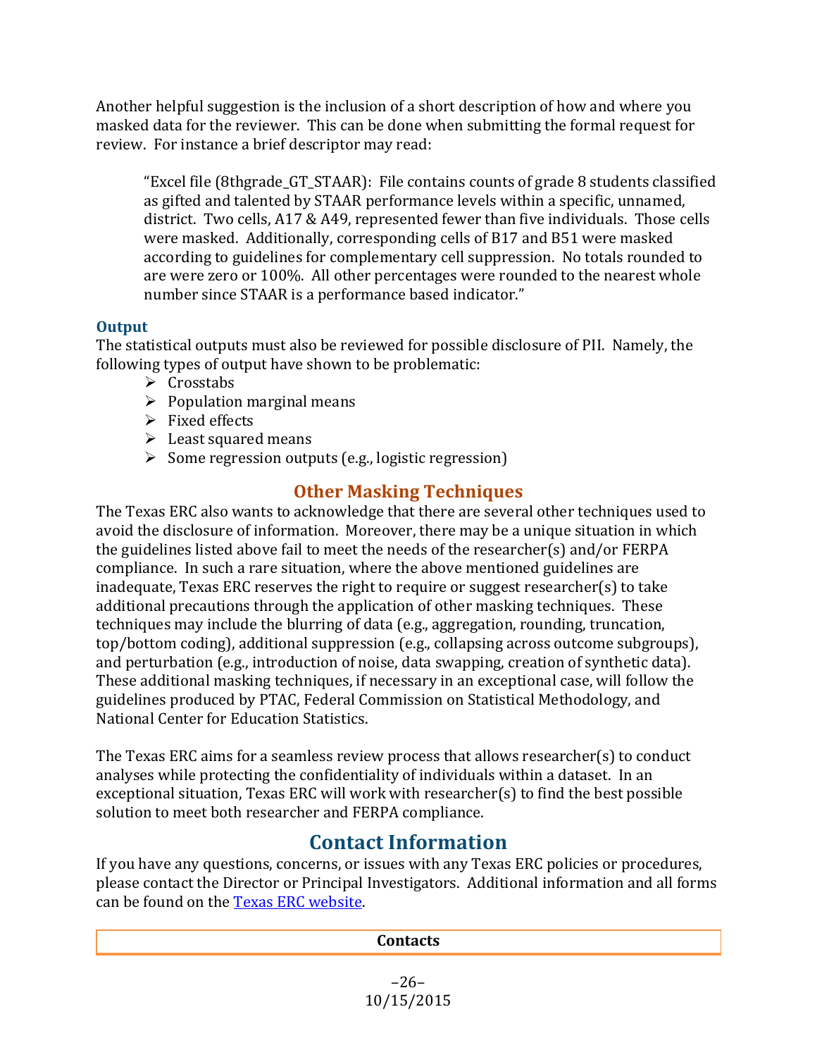Another helpful suggestion is the inclusion of a short description of how and where you masked data for the reviewer. This can be done when submitting the formal request for review. For instance a brief descriptor may read:

> "Excel file (8thgrade_GT_STAAR): File contains counts of grade 8 students classified as gifted and talented by STAAR performance levels within a specific, unnamed, district. Two cells, A17 & A49, represented fewer than five individuals. Those cells were masked. Additionally, corresponding cells of B17 and B51 were masked according to guidelines for complementary cell suppression. No totals rounded to are were zero or 100%. All other percentages were rounded to the nearest whole number since STAAR is a performance based indicator."

### Output

The statistical outputs must also be reviewed for possible disclosure of PII. Namely, the following types of output have shown to be problematic:

- Crosstabs
- Population marginal means
- Fixed effects
- Least squared means
- Some regression outputs (e.g., logistic regression)

## Other Masking Techniques

The Texas ERC also wants to acknowledge that there are several other techniques used to avoid the disclosure of information. Moreover, there may be a unique situation in which the guidelines listed above fail to meet the needs of the researcher(s) and/or FERPA compliance. In such a rare situation, where the above mentioned guidelines are inadequate, Texas ERC reserves the right to require or suggest researcher(s) to take additional precautions through the application of other masking techniques. These techniques may include the blurring of data (e.g., aggregation, rounding, truncation, top/bottom coding), additional suppression (e.g., collapsing across outcome subgroups), and perturbation (e.g., introduction of noise, data swapping, creation of synthetic data). These additional masking techniques, if necessary in an exceptional case, will follow the guidelines produced by PTAC, Federal Commission on Statistical Methodology, and National Center for Education Statistics.

The Texas ERC aims for a seamless review process that allows researcher(s) to conduct analyses while protecting the confidentiality of individuals within a dataset. In an exceptional situation, Texas ERC will work with researcher(s) to find the best possible solution to meet both researcher and FERPA compliance.

# Contact Information

If you have any questions, concerns, or issues with any Texas ERC policies or procedures, please contact the Director or Principal Investigators. Additional information and all forms can be found on the Texas ERC website.

| Contacts |
|---|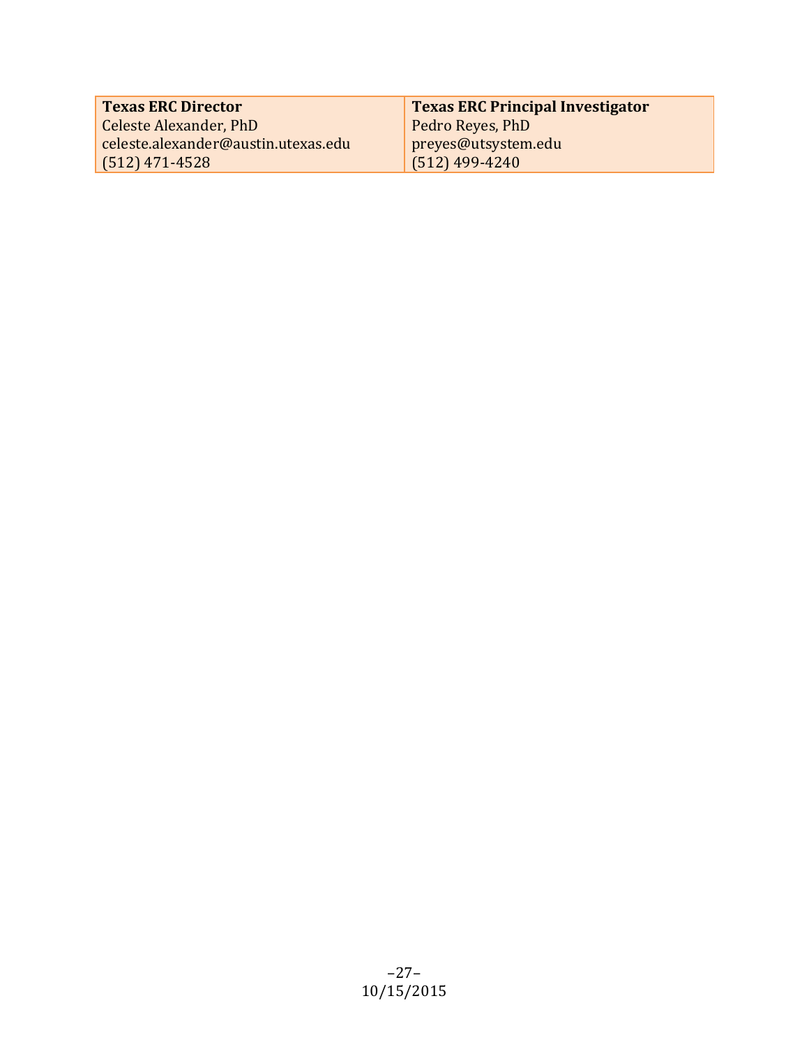| **Texas ERC Director** | **Texas ERC Principal Investigator** |
| --- | --- |
| Celeste Alexander, PhD<br>celeste.alexander@austin.utexas.edu<br>(512) 471-4528 | Pedro Reyes, PhD<br>preyes@utsystem.edu<br>(512) 499-4240 |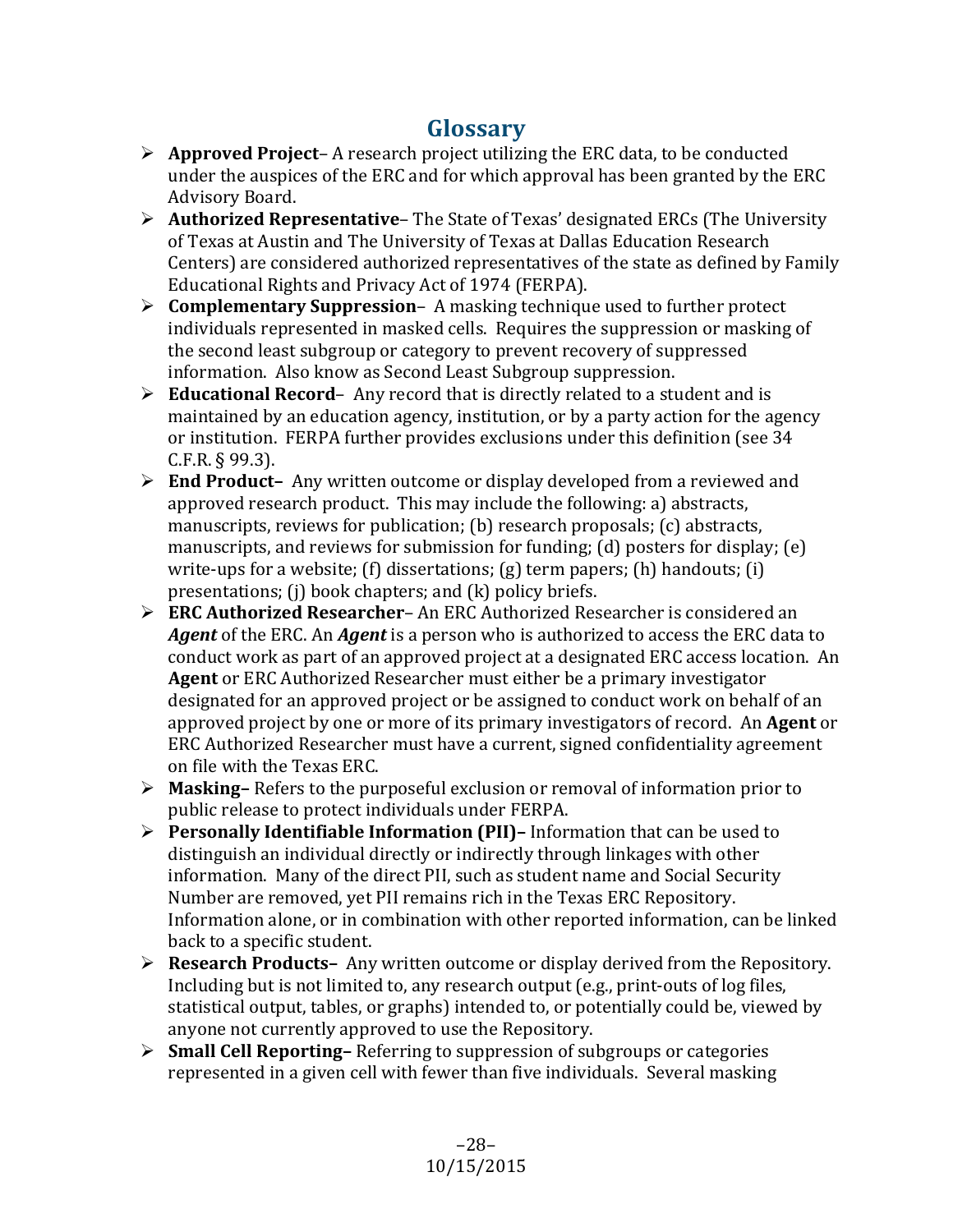# Glossary

- **Approved Project**– A research project utilizing the ERC data, to be conducted under the auspices of the ERC and for which approval has been granted by the ERC Advisory Board.
- **Authorized Representative**– The State of Texas' designated ERCs (The University of Texas at Austin and The University of Texas at Dallas Education Research Centers) are considered authorized representatives of the state as defined by Family Educational Rights and Privacy Act of 1974 (FERPA).
- **Complementary Suppression**– A masking technique used to further protect individuals represented in masked cells. Requires the suppression or masking of the second least subgroup or category to prevent recovery of suppressed information. Also know as Second Least Subgroup suppression.
- **Educational Record**– Any record that is directly related to a student and is maintained by an education agency, institution, or by a party action for the agency or institution. FERPA further provides exclusions under this definition (see 34 C.F.R. § 99.3).
- **End Product–** Any written outcome or display developed from a reviewed and approved research product. This may include the following: a) abstracts, manuscripts, reviews for publication; (b) research proposals; (c) abstracts, manuscripts, and reviews for submission for funding; (d) posters for display; (e) write-ups for a website; (f) dissertations; (g) term papers; (h) handouts; (i) presentations; (j) book chapters; and (k) policy briefs.
- **ERC Authorized Researcher**– An ERC Authorized Researcher is considered an ***Agent*** of the ERC. An ***Agent*** is a person who is authorized to access the ERC data to conduct work as part of an approved project at a designated ERC access location. An **Agent** or ERC Authorized Researcher must either be a primary investigator designated for an approved project or be assigned to conduct work on behalf of an approved project by one or more of its primary investigators of record. An **Agent** or ERC Authorized Researcher must have a current, signed confidentiality agreement on file with the Texas ERC.
- **Masking–** Refers to the purposeful exclusion or removal of information prior to public release to protect individuals under FERPA.
- **Personally Identifiable Information (PII)–** Information that can be used to distinguish an individual directly or indirectly through linkages with other information. Many of the direct PII, such as student name and Social Security Number are removed, yet PII remains rich in the Texas ERC Repository. Information alone, or in combination with other reported information, can be linked back to a specific student.
- **Research Products–** Any written outcome or display derived from the Repository. Including but is not limited to, any research output (e.g., print-outs of log files, statistical output, tables, or graphs) intended to, or potentially could be, viewed by anyone not currently approved to use the Repository.
- **Small Cell Reporting–** Referring to suppression of subgroups or categories represented in a given cell with fewer than five individuals. Several masking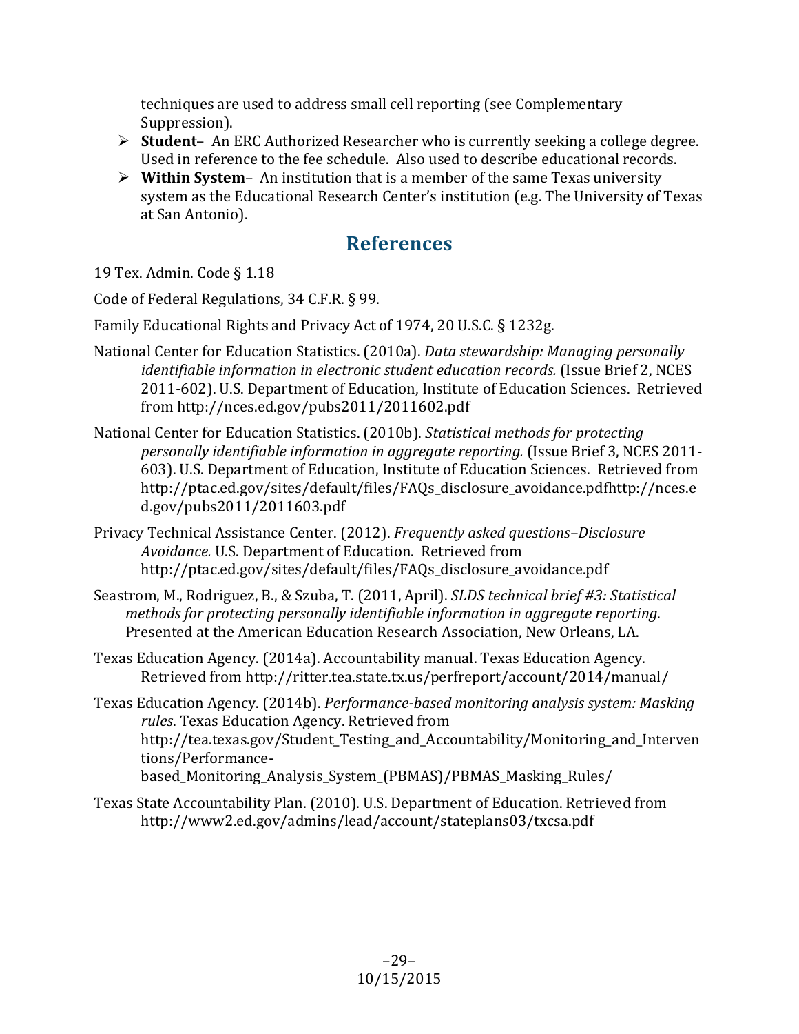techniques are used to address small cell reporting (see Complementary Suppression).

- **Student**– An ERC Authorized Researcher who is currently seeking a college degree. Used in reference to the fee schedule. Also used to describe educational records.
- **Within System**– An institution that is a member of the same Texas university system as the Educational Research Center's institution (e.g. The University of Texas at San Antonio).

## References

19 Tex. Admin. Code § 1.18

Code of Federal Regulations, 34 C.F.R. § 99.

Family Educational Rights and Privacy Act of 1974, 20 U.S.C. § 1232g.

National Center for Education Statistics. (2010a). *Data stewardship: Managing personally identifiable information in electronic student education records.* (Issue Brief 2, NCES 2011-602). U.S. Department of Education, Institute of Education Sciences. Retrieved from http://nces.ed.gov/pubs2011/2011602.pdf

National Center for Education Statistics. (2010b). *Statistical methods for protecting personally identifiable information in aggregate reporting.* (Issue Brief 3, NCES 2011-603). U.S. Department of Education, Institute of Education Sciences. Retrieved from http://ptac.ed.gov/sites/default/files/FAQs_disclosure_avoidance.pdfhttp://nces.ed.gov/pubs2011/2011603.pdf

Privacy Technical Assistance Center. (2012). *Frequently asked questions–Disclosure Avoidance.* U.S. Department of Education. Retrieved from http://ptac.ed.gov/sites/default/files/FAQs_disclosure_avoidance.pdf

Seastrom, M., Rodriguez, B., & Szuba, T. (2011, April). *SLDS technical brief #3: Statistical methods for protecting personally identifiable information in aggregate reporting*. Presented at the American Education Research Association, New Orleans, LA.

Texas Education Agency. (2014a). Accountability manual. Texas Education Agency. Retrieved from http://ritter.tea.state.tx.us/perfreport/account/2014/manual/

Texas Education Agency. (2014b). *Performance-based monitoring analysis system: Masking rules*. Texas Education Agency. Retrieved from http://tea.texas.gov/Student_Testing_and_Accountability/Monitoring_and_Interventions/Performance-based_Monitoring_Analysis_System_(PBMAS)/PBMAS_Masking_Rules/

Texas State Accountability Plan. (2010). U.S. Department of Education. Retrieved from http://www2.ed.gov/admins/lead/account/stateplans03/txcsa.pdf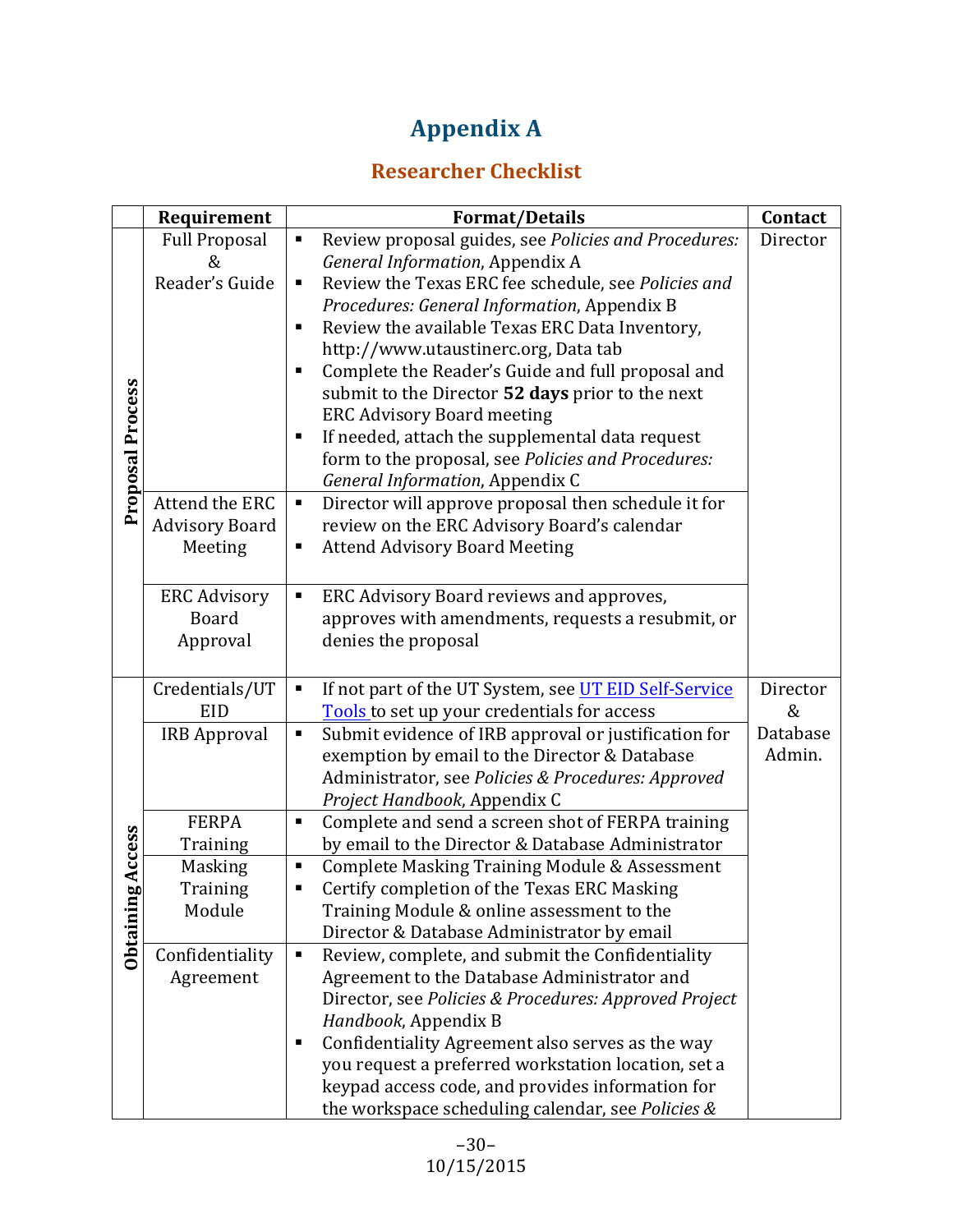# Appendix A

## Researcher Checklist

| | Requirement | Format/Details | Contact |
|---|---|---|---|
| Proposal Process | Full Proposal & Reader's Guide | ▪ Review proposal guides, see *Policies and Procedures: General Information*, Appendix A<br>▪ Review the Texas ERC fee schedule, see *Policies and Procedures: General Information*, Appendix B<br>▪ Review the available Texas ERC Data Inventory, http://www.utaustinerc.org, Data tab<br>▪ Complete the Reader's Guide and full proposal and submit to the Director **52 days** prior to the next ERC Advisory Board meeting<br>▪ If needed, attach the supplemental data request form to the proposal, see *Policies and Procedures: General Information*, Appendix C | Director |
| | Attend the ERC Advisory Board Meeting | ▪ Director will approve proposal then schedule it for review on the ERC Advisory Board's calendar<br>▪ Attend Advisory Board Meeting | |
| | ERC Advisory Board Approval | ▪ ERC Advisory Board reviews and approves, approves with amendments, requests a resubmit, or denies the proposal | |
| Obtaining Access | Credentials/UT EID | ▪ If not part of the UT System, see [UT EID Self-Service Tools](UT EID Self-Service Tools) to set up your credentials for access | Director & Database Admin. |
| | IRB Approval | ▪ Submit evidence of IRB approval or justification for exemption by email to the Director & Database Administrator, see *Policies & Procedures: Approved Project Handbook*, Appendix C | |
| | FERPA Training | ▪ Complete and send a screen shot of FERPA training by email to the Director & Database Administrator | |
| | Masking Training Module | ▪ Complete Masking Training Module & Assessment<br>▪ Certify completion of the Texas ERC Masking Training Module & online assessment to the Director & Database Administrator by email | |
| | Confidentiality Agreement | ▪ Review, complete, and submit the Confidentiality Agreement to the Database Administrator and Director, see *Policies & Procedures: Approved Project Handbook*, Appendix B<br>▪ Confidentiality Agreement also serves as the way you request a preferred workstation location, set a keypad access code, and provides information for the workspace scheduling calendar, see *Policies &* | |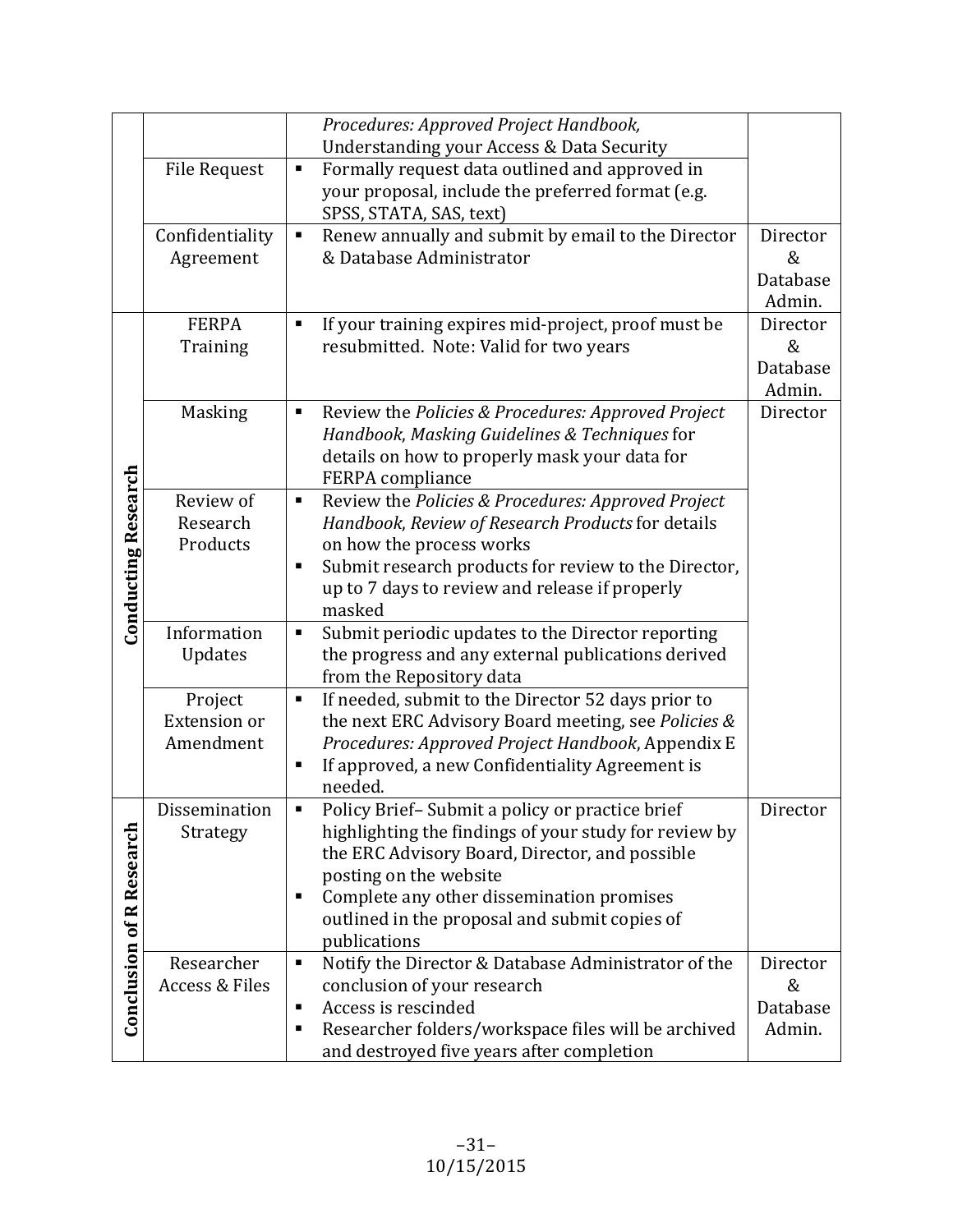| | | | |
|---|---|---|---|
| | | *Procedures: Approved Project Handbook,* Understanding your Access & Data Security | |
| | File Request | ▪ Formally request data outlined and approved in your proposal, include the preferred format (e.g. SPSS, STATA, SAS, text) | |
| | Confidentiality Agreement | ▪ Renew annually and submit by email to the Director & Database Administrator | Director & Database Admin. |
| **Conducting Research** | FERPA Training | ▪ If your training expires mid-project, proof must be resubmitted. Note: Valid for two years | Director & Database Admin. |
| | Masking | ▪ Review the *Policies & Procedures: Approved Project Handbook*, *Masking Guidelines & Techniques* for details on how to properly mask your data for FERPA compliance | Director |
| | Review of Research Products | ▪ Review the *Policies & Procedures: Approved Project Handbook*, *Review of Research Products* for details on how the process works<br>▪ Submit research products for review to the Director, up to 7 days to review and release if properly masked | |
| | Information Updates | ▪ Submit periodic updates to the Director reporting the progress and any external publications derived from the Repository data | |
| | Project Extension or Amendment | ▪ If needed, submit to the Director 52 days prior to the next ERC Advisory Board meeting, see *Policies & Procedures: Approved Project Handbook*, Appendix E<br>▪ If approved, a new Confidentiality Agreement is needed. | |
| **Conclusion of R Research** | Dissemination Strategy | ▪ Policy Brief– Submit a policy or practice brief highlighting the findings of your study for review by the ERC Advisory Board, Director, and possible posting on the website<br>▪ Complete any other dissemination promises outlined in the proposal and submit copies of publications | Director |
| | Researcher Access & Files | ▪ Notify the Director & Database Administrator of the conclusion of your research<br>▪ Access is rescinded<br>▪ Researcher folders/workspace files will be archived and destroyed five years after completion | Director & Database Admin. |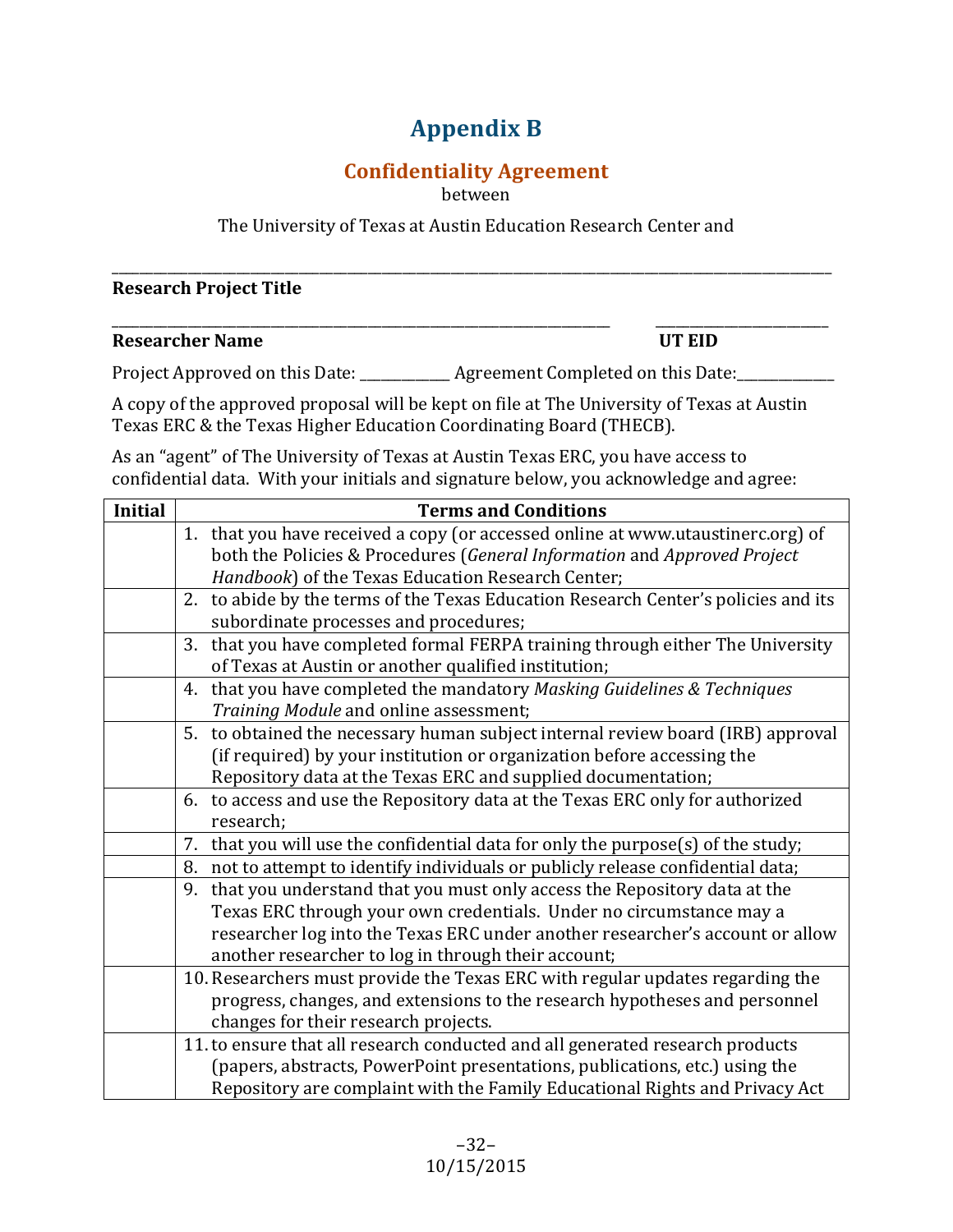# Appendix B

## Confidentiality Agreement

between

The University of Texas at Austin Education Research Center and

______________________________________________________________________________

**Research Project Title**

_________________________________________________________ ____________________

**Researcher Name** **UT EID**

Project Approved on this Date: ___________ Agreement Completed on this Date:____________

A copy of the approved proposal will be kept on file at The University of Texas at Austin Texas ERC & the Texas Higher Education Coordinating Board (THECB).

As an "agent" of The University of Texas at Austin Texas ERC, you have access to confidential data. With your initials and signature below, you acknowledge and agree:

| Initial | Terms and Conditions |
|---|---|
| | 1. that you have received a copy (or accessed online at www.utaustinerc.org) of both the Policies & Procedures (*General Information* and *Approved Project Handbook*) of the Texas Education Research Center; |
| | 2. to abide by the terms of the Texas Education Research Center's policies and its subordinate processes and procedures; |
| | 3. that you have completed formal FERPA training through either The University of Texas at Austin or another qualified institution; |
| | 4. that you have completed the mandatory *Masking Guidelines & Techniques Training Module* and online assessment; |
| | 5. to obtained the necessary human subject internal review board (IRB) approval (if required) by your institution or organization before accessing the Repository data at the Texas ERC and supplied documentation; |
| | 6. to access and use the Repository data at the Texas ERC only for authorized research; |
| | 7. that you will use the confidential data for only the purpose(s) of the study; |
| | 8. not to attempt to identify individuals or publicly release confidential data; |
| | 9. that you understand that you must only access the Repository data at the Texas ERC through your own credentials. Under no circumstance may a researcher log into the Texas ERC under another researcher's account or allow another researcher to log in through their account; |
| | 10. Researchers must provide the Texas ERC with regular updates regarding the progress, changes, and extensions to the research hypotheses and personnel changes for their research projects. |
| | 11. to ensure that all research conducted and all generated research products (papers, abstracts, PowerPoint presentations, publications, etc.) using the Repository are complaint with the Family Educational Rights and Privacy Act |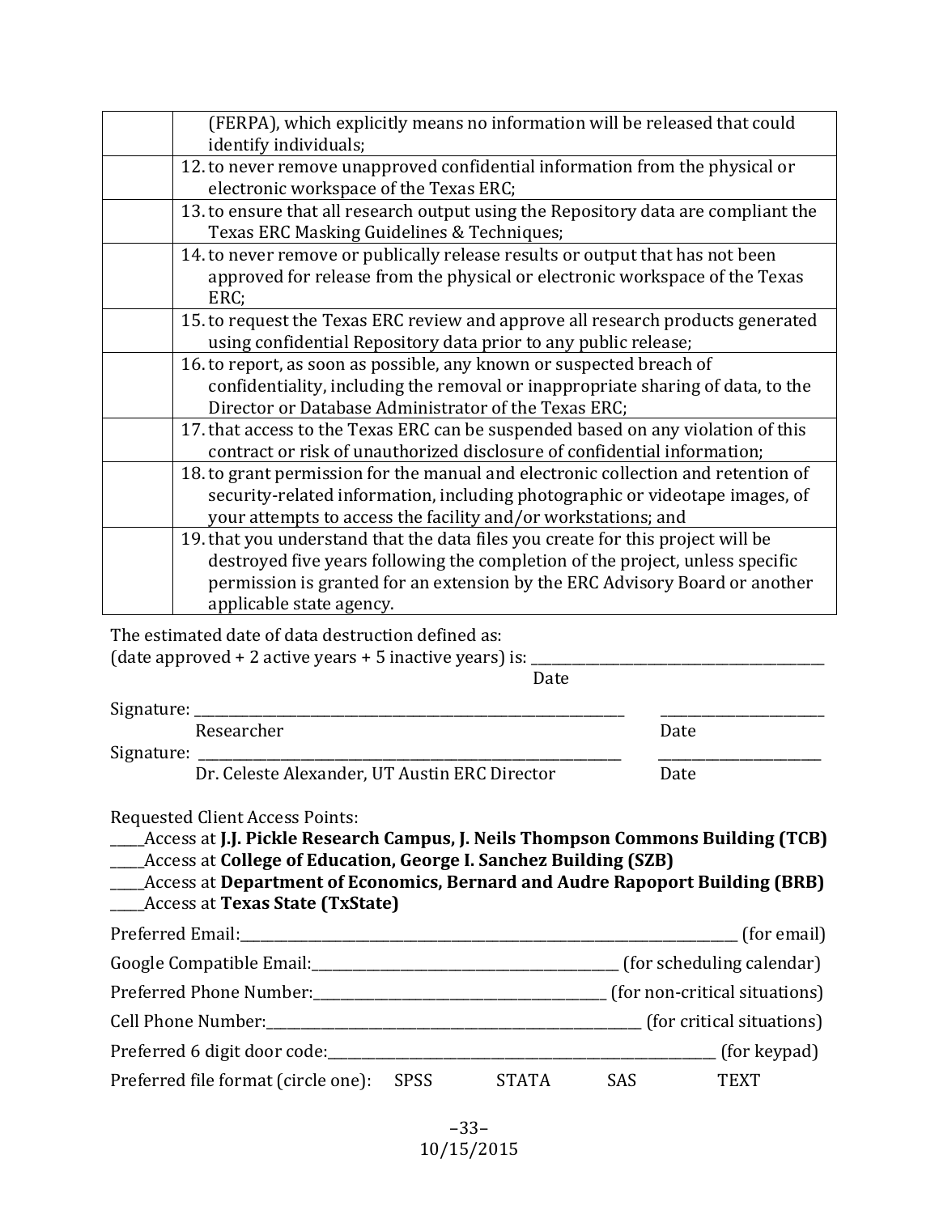|  |  |
|---|---|
|  | (FERPA), which explicitly means no information will be released that could identify individuals; |
|  | 12. to never remove unapproved confidential information from the physical or electronic workspace of the Texas ERC; |
|  | 13. to ensure that all research output using the Repository data are compliant the Texas ERC Masking Guidelines & Techniques; |
|  | 14. to never remove or publically release results or output that has not been approved for release from the physical or electronic workspace of the Texas ERC; |
|  | 15. to request the Texas ERC review and approve all research products generated using confidential Repository data prior to any public release; |
|  | 16. to report, as soon as possible, any known or suspected breach of confidentiality, including the removal or inappropriate sharing of data, to the Director or Database Administrator of the Texas ERC; |
|  | 17. that access to the Texas ERC can be suspended based on any violation of this contract or risk of unauthorized disclosure of confidential information; |
|  | 18. to grant permission for the manual and electronic collection and retention of security-related information, including photographic or videotape images, of your attempts to access the facility and/or workstations; and |
|  | 19. that you understand that the data files you create for this project will be destroyed five years following the completion of the project, unless specific permission is granted for an extension by the ERC Advisory Board or another applicable state agency. |

The estimated date of data destruction defined as:
(date approved + 2 active years + 5 inactive years) is: ______________________________
Date

Signature: ________________________________________ ____________________
Researcher Date

Signature: ________________________________________ ____________________
Dr. Celeste Alexander, UT Austin ERC Director Date

Requested Client Access Points:

_____Access at **J.J. Pickle Research Campus, J. Neils Thompson Commons Building (TCB)**
_____Access at **College of Education, George I. Sanchez Building (SZB)**
_____Access at **Department of Economics, Bernard and Audre Rapoport Building (BRB)**
_____Access at **Texas State (TxState)**

Preferred Email:________________________________________ (for email)

Google Compatible Email:______________________________ (for scheduling calendar)

Preferred Phone Number:_____________________________ (for non-critical situations)

Cell Phone Number:____________________________________ (for critical situations)

Preferred 6 digit door code:______________________________________ (for keypad)

Preferred file format (circle one): SPSS STATA SAS TEXT

10/15/2015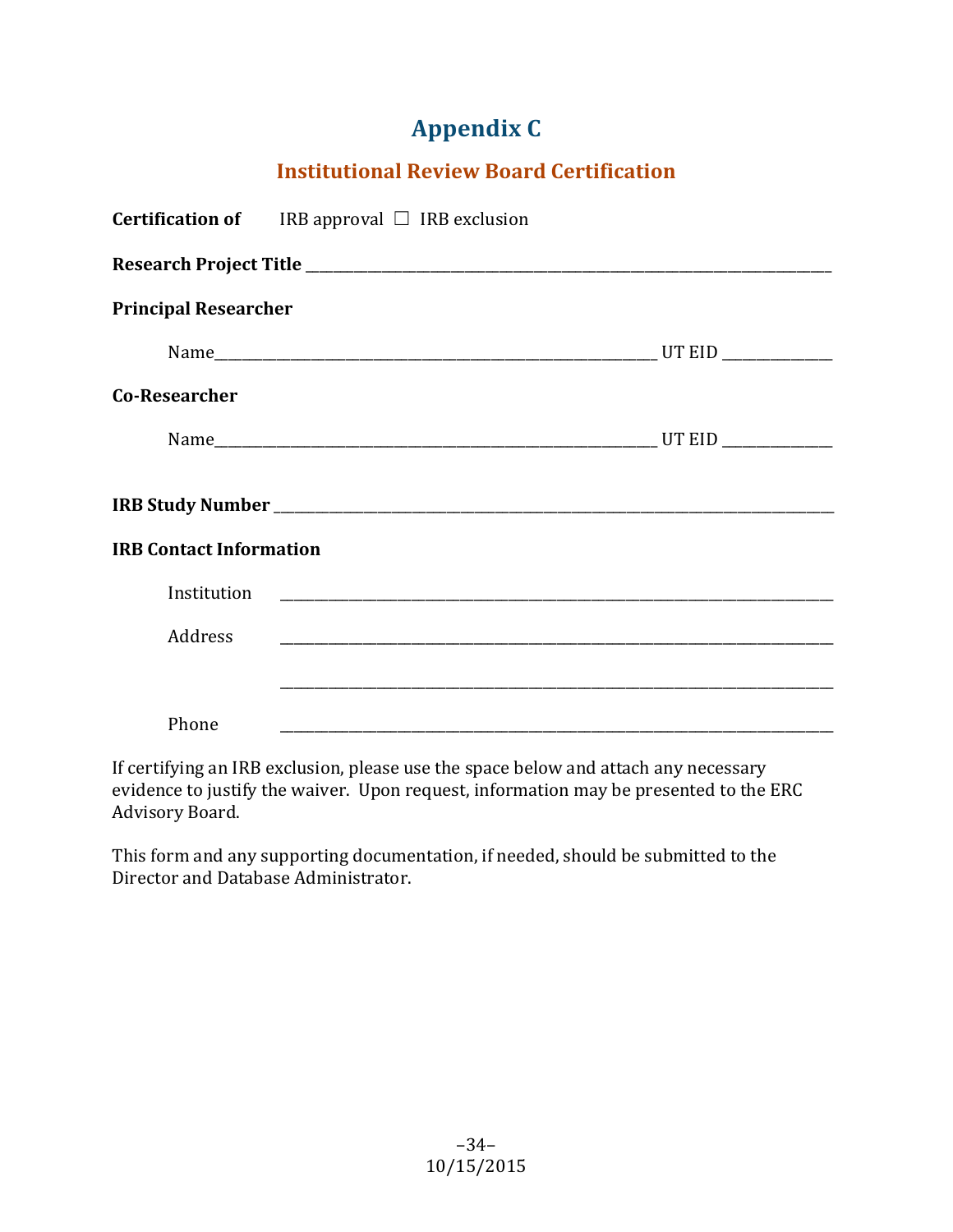# Appendix C

## Institutional Review Board Certification

**Certification of** IRB approval ☐ IRB exclusion

**Research Project Title** ___________________________________________________________________

**Principal Researcher**

Name_____________________________________________________ UT EID _____________

**Co-Researcher**

Name_____________________________________________________ UT EID _____________

**IRB Study Number** ________________________________________________________________________

**IRB Contact Information**

Institution ____________________________________________________________________

Address ____________________________________________________________________

____________________________________________________________________

Phone ____________________________________________________________________

If certifying an IRB exclusion, please use the space below and attach any necessary evidence to justify the waiver. Upon request, information may be presented to the ERC Advisory Board.

This form and any supporting documentation, if needed, should be submitted to the Director and Database Administrator.

10/15/2015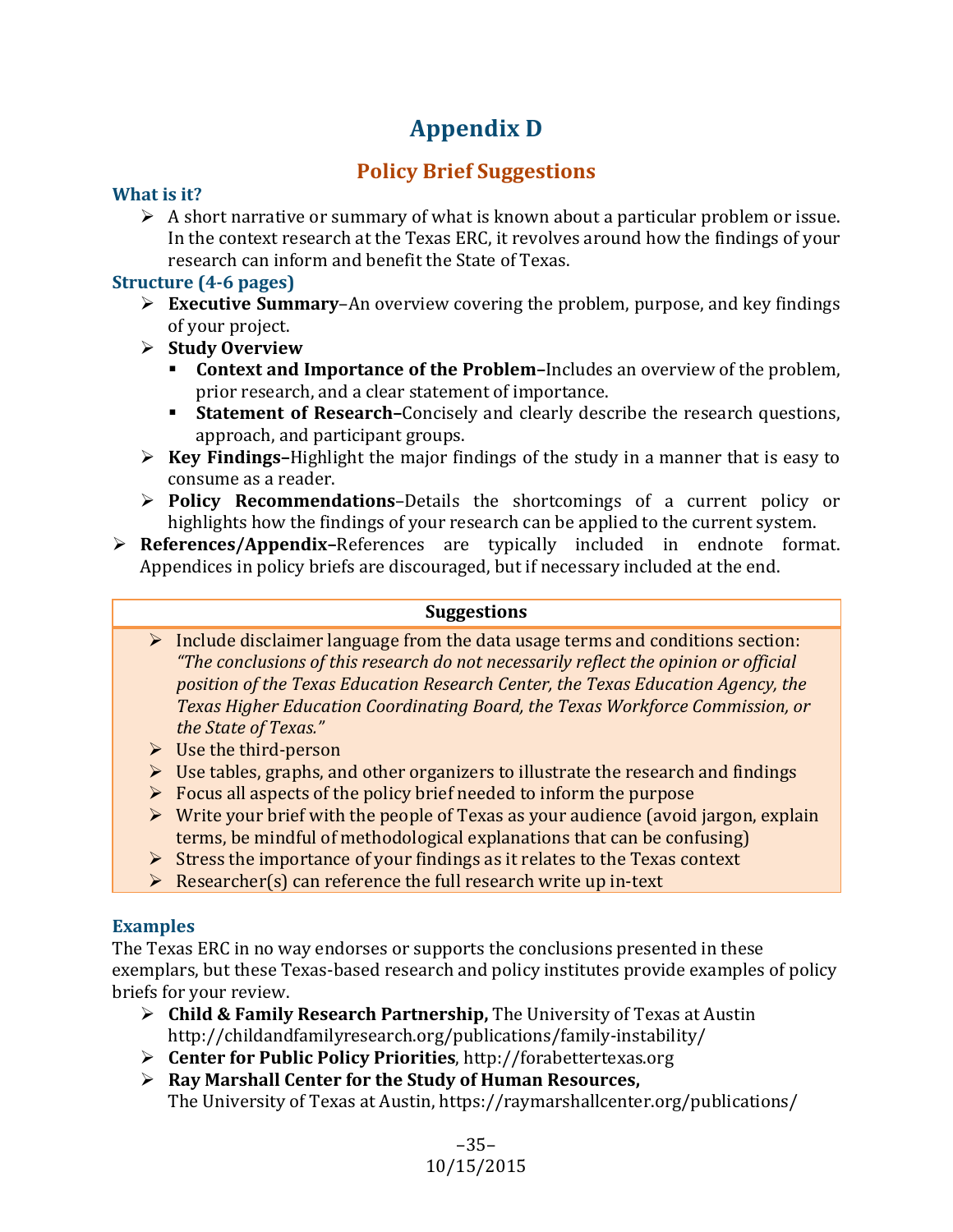# Appendix D

## Policy Brief Suggestions

### What is it?

- A short narrative or summary of what is known about a particular problem or issue. In the context research at the Texas ERC, it revolves around how the findings of your research can inform and benefit the State of Texas.

### Structure (4-6 pages)

- **Executive Summary**–An overview covering the problem, purpose, and key findings of your project.
- **Study Overview**
  - **Context and Importance of the Problem–**Includes an overview of the problem, prior research, and a clear statement of importance.
  - **Statement of Research–**Concisely and clearly describe the research questions, approach, and participant groups.
- **Key Findings–**Highlight the major findings of the study in a manner that is easy to consume as a reader.
- **Policy Recommendations**–Details the shortcomings of a current policy or highlights how the findings of your research can be applied to the current system.
- **References/Appendix–**References are typically included in endnote format. Appendices in policy briefs are discouraged, but if necessary included at the end.

| Suggestions |
| --- |
| • Include disclaimer language from the data usage terms and conditions section: *"The conclusions of this research do not necessarily reflect the opinion or official position of the Texas Education Research Center, the Texas Education Agency, the Texas Higher Education Coordinating Board, the Texas Workforce Commission, or the State of Texas."* |
| • Use the third-person |
| • Use tables, graphs, and other organizers to illustrate the research and findings |
| • Focus all aspects of the policy brief needed to inform the purpose |
| • Write your brief with the people of Texas as your audience (avoid jargon, explain terms, be mindful of methodological explanations that can be confusing) |
| • Stress the importance of your findings as it relates to the Texas context |
| • Researcher(s) can reference the full research write up in-text |

### Examples

The Texas ERC in no way endorses or supports the conclusions presented in these exemplars, but these Texas-based research and policy institutes provide examples of policy briefs for your review.

- **Child & Family Research Partnership,** The University of Texas at Austin http://childandfamilyresearch.org/publications/family-instability/
- **Center for Public Policy Priorities**, http://forabettertexas.org
- **Ray Marshall Center for the Study of Human Resources,** The University of Texas at Austin, https://raymarshallcenter.org/publications/

10/15/2015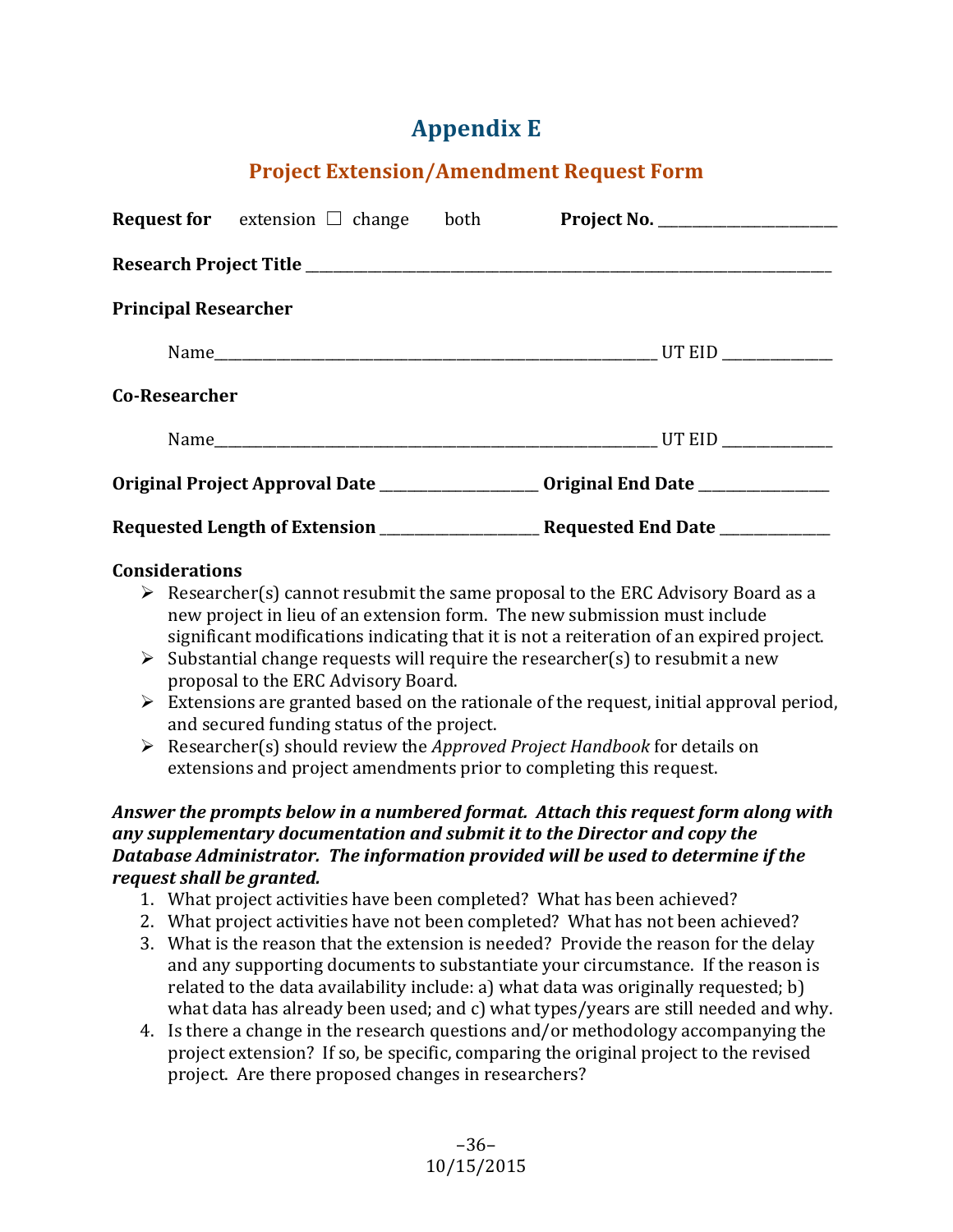# Appendix E

## Project Extension/Amendment Request Form

**Request for** extension ☐ change both **Project No.** ______________________

**Research Project Title** ______________________________________________________________________

**Principal Researcher**

Name__________________________________________________________ UT EID _____________

**Co-Researcher**

Name__________________________________________________________ UT EID _____________

**Original Project Approval Date** ___________________ **Original End Date** _______________

**Requested Length of Extension** ___________________ **Requested End Date** _____________

**Considerations**

- Researcher(s) cannot resubmit the same proposal to the ERC Advisory Board as a new project in lieu of an extension form. The new submission must include significant modifications indicating that it is not a reiteration of an expired project.
- Substantial change requests will require the researcher(s) to resubmit a new proposal to the ERC Advisory Board.
- Extensions are granted based on the rationale of the request, initial approval period, and secured funding status of the project.
- Researcher(s) should review the *Approved Project Handbook* for details on extensions and project amendments prior to completing this request.

***Answer the prompts below in a numbered format. Attach this request form along with any supplementary documentation and submit it to the Director and copy the Database Administrator. The information provided will be used to determine if the request shall be granted.***

1. What project activities have been completed? What has been achieved?
2. What project activities have not been completed? What has not been achieved?
3. What is the reason that the extension is needed? Provide the reason for the delay and any supporting documents to substantiate your circumstance. If the reason is related to the data availability include: a) what data was originally requested; b) what data has already been used; and c) what types/years are still needed and why.
4. Is there a change in the research questions and/or methodology accompanying the project extension? If so, be specific, comparing the original project to the revised project. Are there proposed changes in researchers?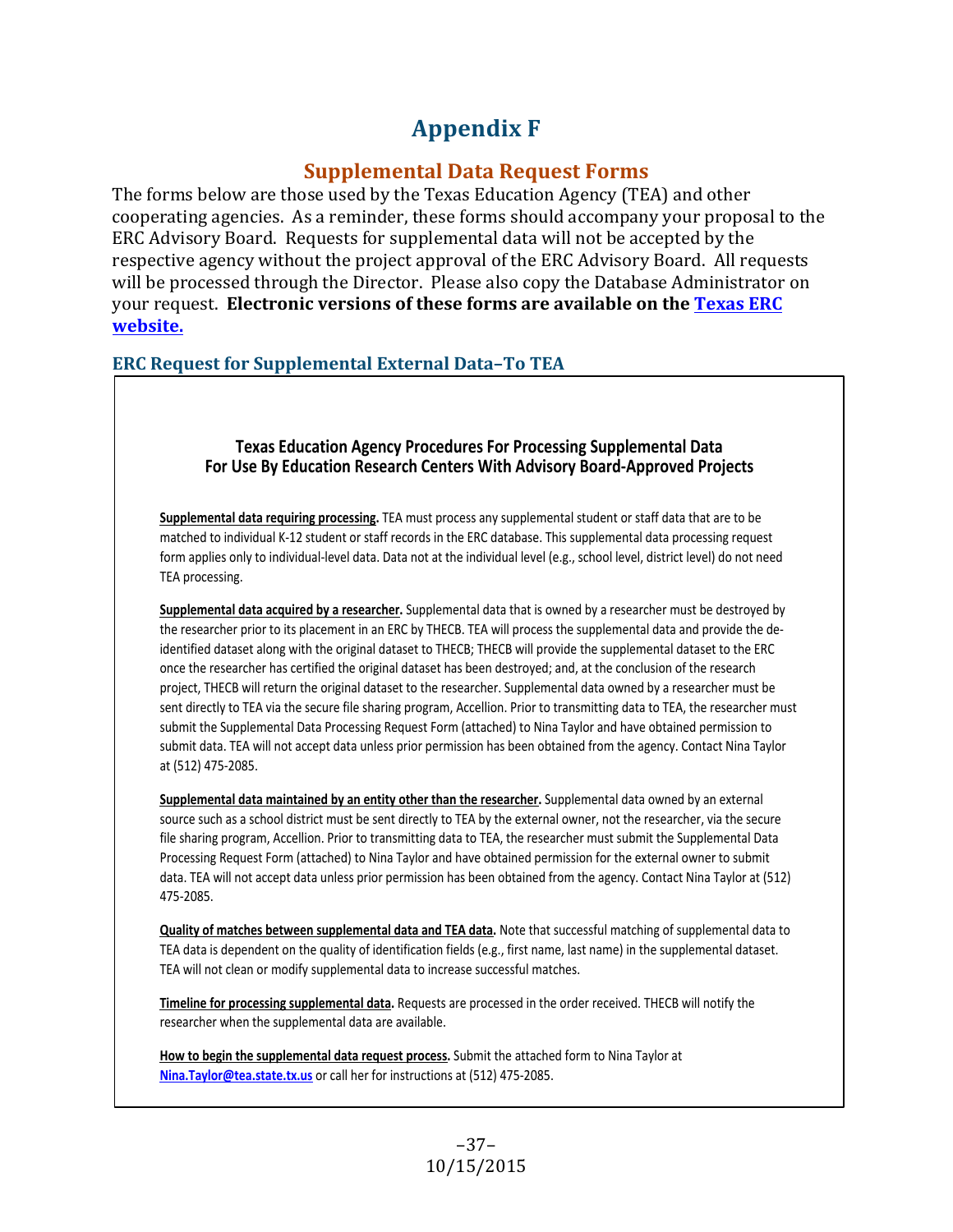# Appendix F

## Supplemental Data Request Forms

The forms below are those used by the Texas Education Agency (TEA) and other cooperating agencies. As a reminder, these forms should accompany your proposal to the ERC Advisory Board. Requests for supplemental data will not be accepted by the respective agency without the project approval of the ERC Advisory Board. All requests will be processed through the Director. Please also copy the Database Administrator on your request. **Electronic versions of these forms are available on the [Texas ERC website.](#)**

### ERC Request for Supplemental External Data–To TEA

**Texas Education Agency Procedures For Processing Supplemental Data For Use By Education Research Centers With Advisory Board-Approved Projects**

**Supplemental data requiring processing.** TEA must process any supplemental student or staff data that are to be matched to individual K-12 student or staff records in the ERC database. This supplemental data processing request form applies only to individual-level data. Data not at the individual level (e.g., school level, district level) do not need TEA processing.

**Supplemental data acquired by a researcher.** Supplemental data that is owned by a researcher must be destroyed by the researcher prior to its placement in an ERC by THECB. TEA will process the supplemental data and provide the de-identified dataset along with the original dataset to THECB; THECB will provide the supplemental dataset to the ERC once the researcher has certified the original dataset has been destroyed; and, at the conclusion of the research project, THECB will return the original dataset to the researcher. Supplemental data owned by a researcher must be sent directly to TEA via the secure file sharing program, Accellion. Prior to transmitting data to TEA, the researcher must submit the Supplemental Data Processing Request Form (attached) to Nina Taylor and have obtained permission to submit data. TEA will not accept data unless prior permission has been obtained from the agency. Contact Nina Taylor at (512) 475-2085.

**Supplemental data maintained by an entity other than the researcher.** Supplemental data owned by an external source such as a school district must be sent directly to TEA by the external owner, not the researcher, via the secure file sharing program, Accellion. Prior to transmitting data to TEA, the researcher must submit the Supplemental Data Processing Request Form (attached) to Nina Taylor and have obtained permission for the external owner to submit data. TEA will not accept data unless prior permission has been obtained from the agency. Contact Nina Taylor at (512) 475-2085.

**Quality of matches between supplemental data and TEA data.** Note that successful matching of supplemental data to TEA data is dependent on the quality of identification fields (e.g., first name, last name) in the supplemental dataset. TEA will not clean or modify supplemental data to increase successful matches.

**Timeline for processing supplemental data.** Requests are processed in the order received. THECB will notify the researcher when the supplemental data are available.

**How to begin the supplemental data request process.** Submit the attached form to Nina Taylor at Nina.Taylor@tea.state.tx.us or call her for instructions at (512) 475-2085.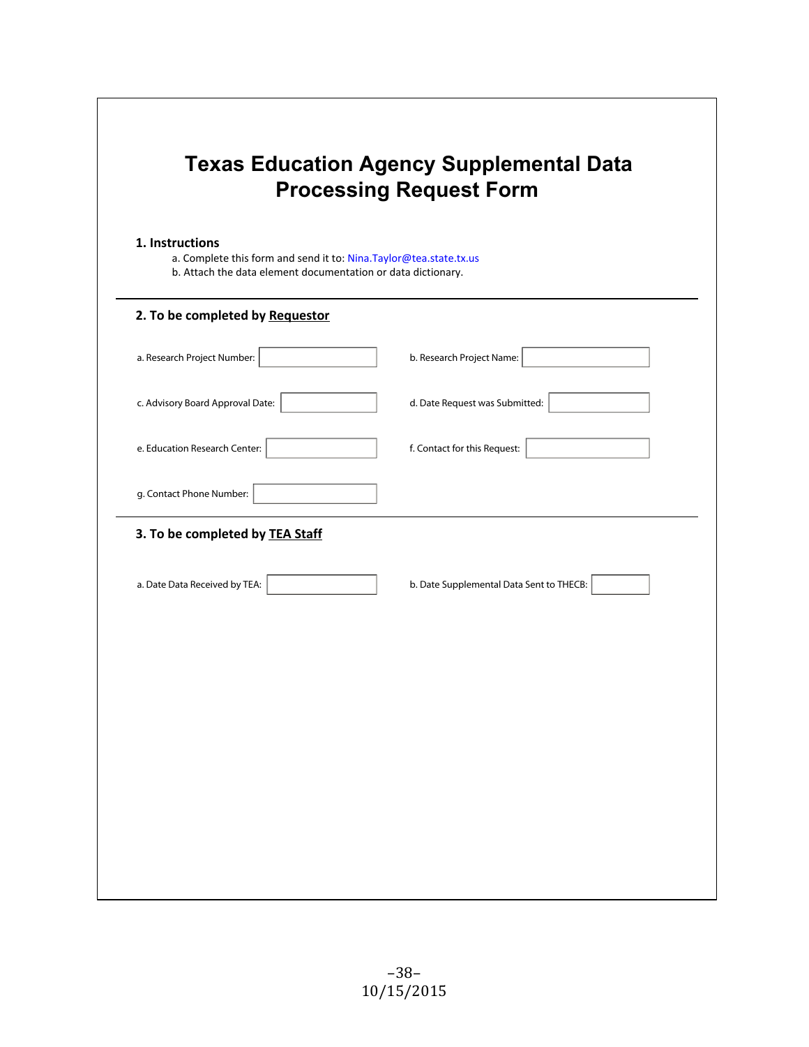# Texas Education Agency Supplemental Data Processing Request Form

**1. Instructions**

a. Complete this form and send it to: Nina.Taylor@tea.state.tx.us

b. Attach the data element documentation or data dictionary.

---

**2. To be completed by Requestor**

a. Research Project Number:

b. Research Project Name:

c. Advisory Board Approval Date:

d. Date Request was Submitted:

e. Education Research Center:

f. Contact for this Request:

g. Contact Phone Number:

---

**3. To be completed by TEA Staff**

a. Date Data Received by TEA:

b. Date Supplemental Data Sent to THECB:

10/15/2015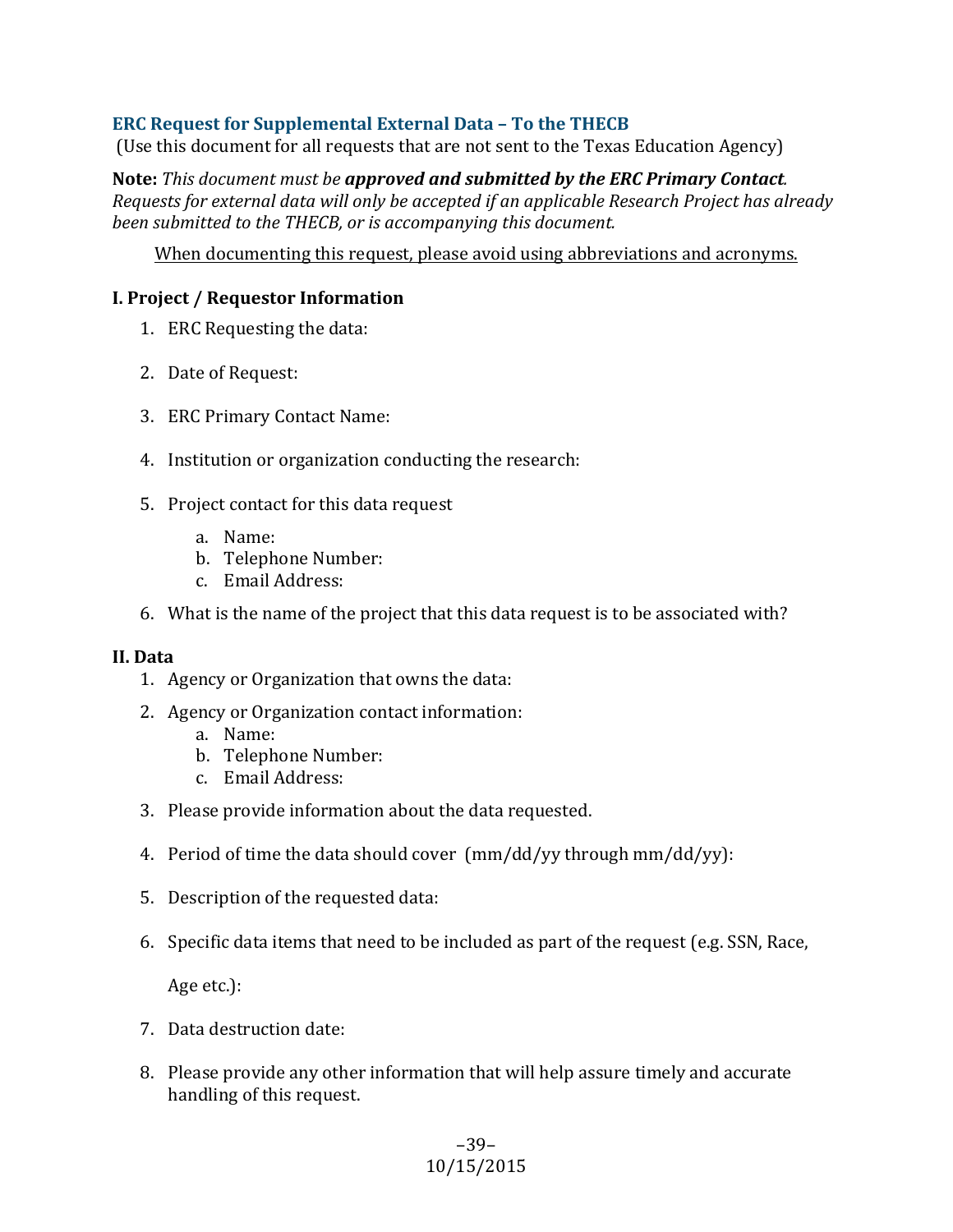## ERC Request for Supplemental External Data – To the THECB

(Use this document for all requests that are not sent to the Texas Education Agency)

**Note:** *This document must be* ***approved and submitted by the ERC Primary Contact****. Requests for external data will only be accepted if an applicable Research Project has already been submitted to the THECB, or is accompanying this document.*

When documenting this request, please avoid using abbreviations and acronyms.

### I. Project / Requestor Information

1. ERC Requesting the data:
2. Date of Request:
3. ERC Primary Contact Name:
4. Institution or organization conducting the research:
5. Project contact for this data request
   a. Name:
   b. Telephone Number:
   c. Email Address:
6. What is the name of the project that this data request is to be associated with?

### II. Data

1. Agency or Organization that owns the data:
2. Agency or Organization contact information:
   a. Name:
   b. Telephone Number:
   c. Email Address:
3. Please provide information about the data requested.
4. Period of time the data should cover (mm/dd/yy through mm/dd/yy):
5. Description of the requested data:
6. Specific data items that need to be included as part of the request (e.g. SSN, Race, Age etc.):
7. Data destruction date:
8. Please provide any other information that will help assure timely and accurate handling of this request.

10/15/2015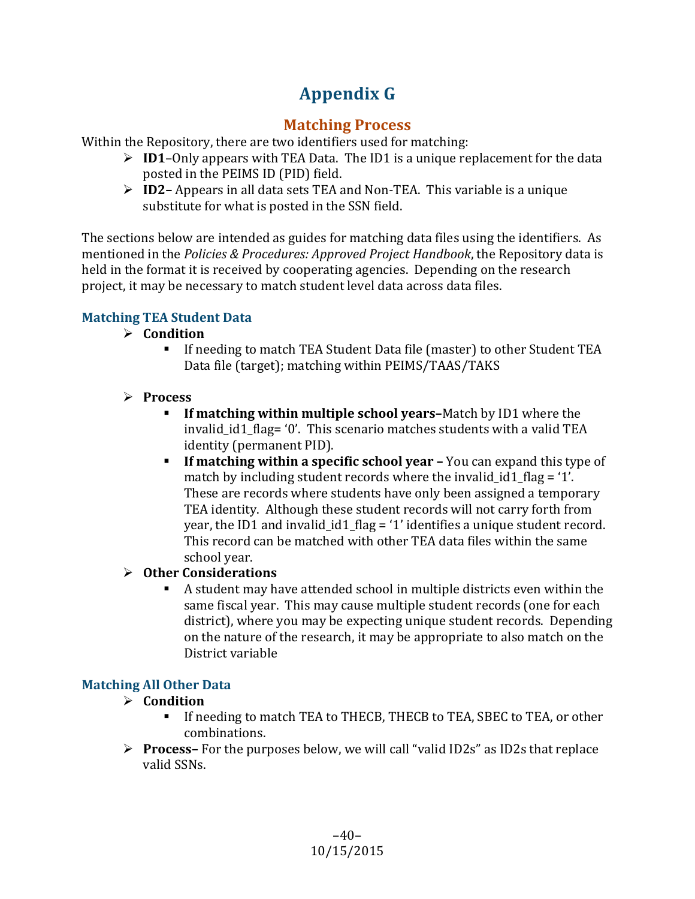# Appendix G

## Matching Process

Within the Repository, there are two identifiers used for matching:

- **ID1**–Only appears with TEA Data. The ID1 is a unique replacement for the data posted in the PEIMS ID (PID) field.
- **ID2–** Appears in all data sets TEA and Non-TEA. This variable is a unique substitute for what is posted in the SSN field.

The sections below are intended as guides for matching data files using the identifiers. As mentioned in the *Policies & Procedures: Approved Project Handbook*, the Repository data is held in the format it is received by cooperating agencies. Depending on the research project, it may be necessary to match student level data across data files.

### Matching TEA Student Data

- **Condition**
  - If needing to match TEA Student Data file (master) to other Student TEA Data file (target); matching within PEIMS/TAAS/TAKS
- **Process**
  - **If matching within multiple school years–**Match by ID1 where the invalid_id1_flag= '0'. This scenario matches students with a valid TEA identity (permanent PID).
  - **If matching within a specific school year –** You can expand this type of match by including student records where the invalid_id1_flag = '1'. These are records where students have only been assigned a temporary TEA identity. Although these student records will not carry forth from year, the ID1 and invalid_id1_flag = '1' identifies a unique student record. This record can be matched with other TEA data files within the same school year.
- **Other Considerations**
  - A student may have attended school in multiple districts even within the same fiscal year. This may cause multiple student records (one for each district), where you may be expecting unique student records. Depending on the nature of the research, it may be appropriate to also match on the District variable

### Matching All Other Data

- **Condition**
  - If needing to match TEA to THECB, THECB to TEA, SBEC to TEA, or other combinations.
- **Process–** For the purposes below, we will call "valid ID2s" as ID2s that replace valid SSNs.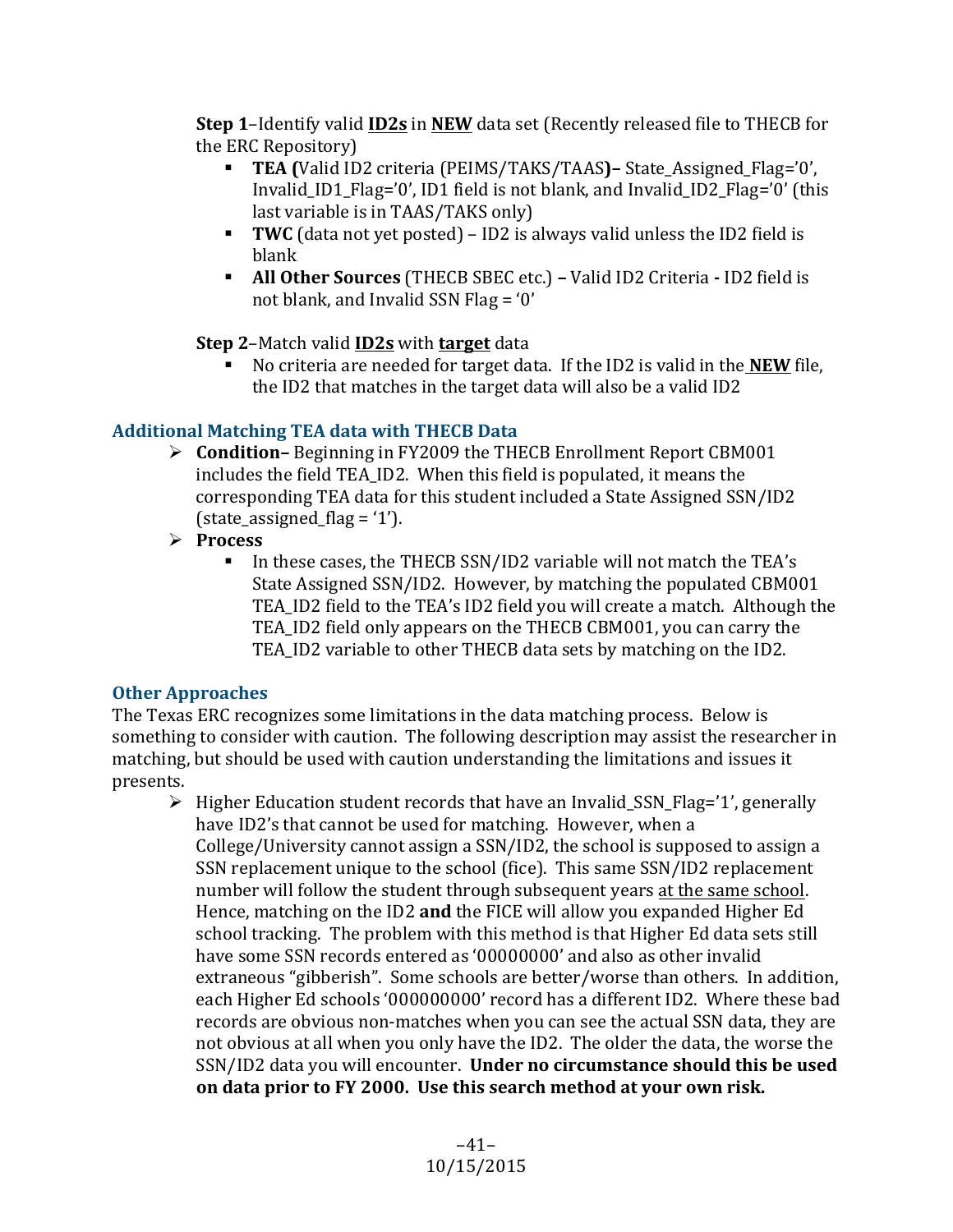**Step 1**–Identify valid **<u>ID2s</u>** in **<u>NEW</u>** data set (Recently released file to THECB for the ERC Repository)

- **TEA (**Valid ID2 criteria (PEIMS/TAKS/TAAS**)–** State_Assigned_Flag='0', Invalid_ID1_Flag='0', ID1 field is not blank, and Invalid_ID2_Flag='0' (this last variable is in TAAS/TAKS only)
- **TWC** (data not yet posted) – ID2 is always valid unless the ID2 field is blank
- **All Other Sources** (THECB SBEC etc.) **–** Valid ID2 Criteria **-** ID2 field is not blank, and Invalid SSN Flag = '0'

**Step 2**–Match valid **<u>ID2s</u>** with **<u>target</u>** data

- No criteria are needed for target data. If the ID2 is valid in the **<u>NEW</u>** file, the ID2 that matches in the target data will also be a valid ID2

### Additional Matching TEA data with THECB Data

- **Condition–** Beginning in FY2009 the THECB Enrollment Report CBM001 includes the field TEA_ID2. When this field is populated, it means the corresponding TEA data for this student included a State Assigned SSN/ID2 (state_assigned_flag = '1').
- **Process**
  - In these cases, the THECB SSN/ID2 variable will not match the TEA's State Assigned SSN/ID2. However, by matching the populated CBM001 TEA_ID2 field to the TEA's ID2 field you will create a match. Although the TEA_ID2 field only appears on the THECB CBM001, you can carry the TEA_ID2 variable to other THECB data sets by matching on the ID2.

### Other Approaches

The Texas ERC recognizes some limitations in the data matching process. Below is something to consider with caution. The following description may assist the researcher in matching, but should be used with caution understanding the limitations and issues it presents.

- Higher Education student records that have an Invalid_SSN_Flag='1', generally have ID2's that cannot be used for matching. However, when a College/University cannot assign a SSN/ID2, the school is supposed to assign a SSN replacement unique to the school (fice). This same SSN/ID2 replacement number will follow the student through subsequent years <u>at the same school</u>. Hence, matching on the ID2 **and** the FICE will allow you expanded Higher Ed school tracking. The problem with this method is that Higher Ed data sets still have some SSN records entered as '00000000' and also as other invalid extraneous "gibberish". Some schools are better/worse than others. In addition, each Higher Ed schools '000000000' record has a different ID2. Where these bad records are obvious non-matches when you can see the actual SSN data, they are not obvious at all when you only have the ID2. The older the data, the worse the SSN/ID2 data you will encounter. **Under no circumstance should this be used on data prior to FY 2000. Use this search method at your own risk.**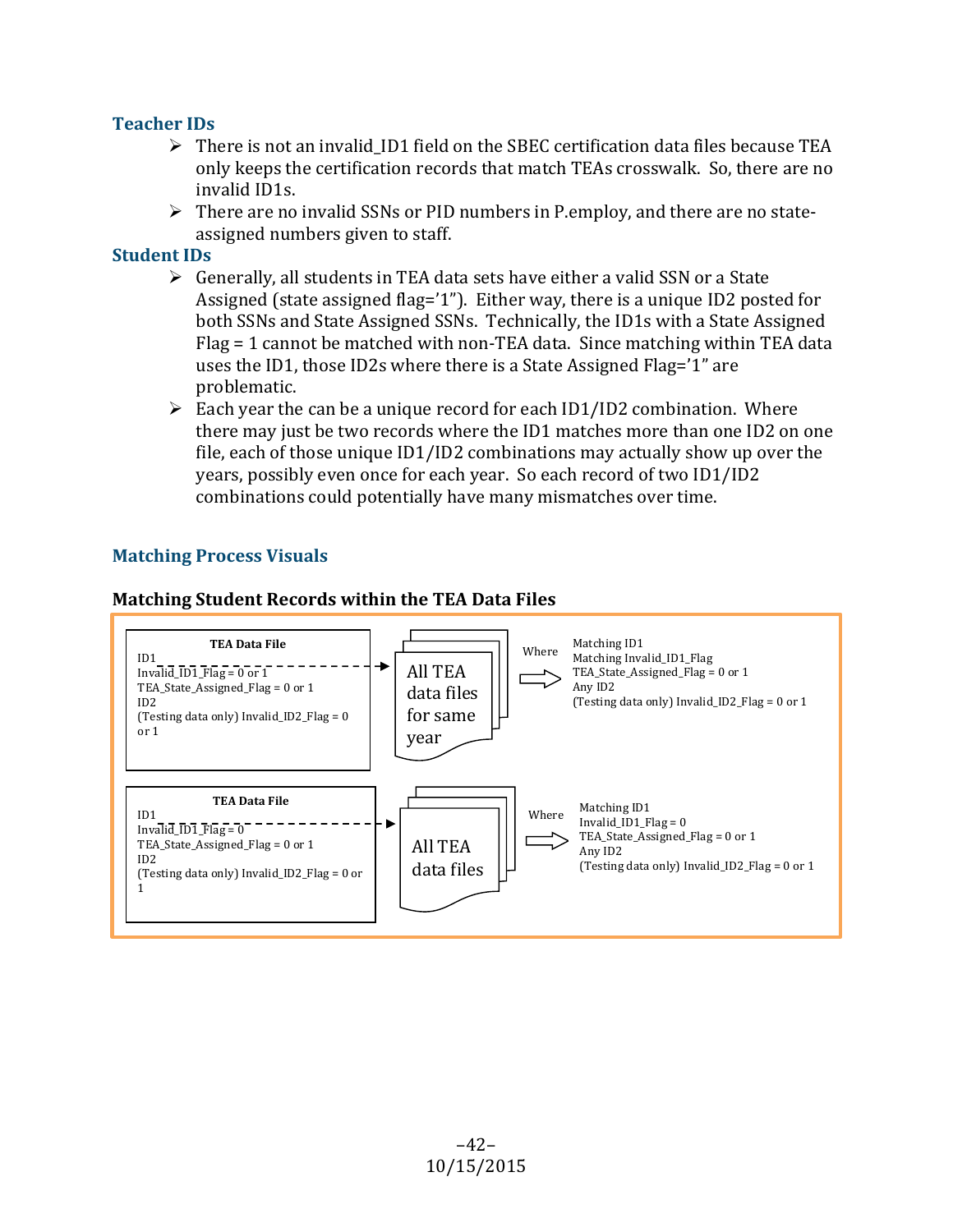### Teacher IDs

- There is not an invalid_ID1 field on the SBEC certification data files because TEA only keeps the certification records that match TEAs crosswalk. So, there are no invalid ID1s.
- There are no invalid SSNs or PID numbers in P.employ, and there are no state-assigned numbers given to staff.

### Student IDs

- Generally, all students in TEA data sets have either a valid SSN or a State Assigned (state assigned flag='1"). Either way, there is a unique ID2 posted for both SSNs and State Assigned SSNs. Technically, the ID1s with a State Assigned Flag = 1 cannot be matched with non-TEA data. Since matching within TEA data uses the ID1, those ID2s where there is a State Assigned Flag='1" are problematic.
- Each year the can be a unique record for each ID1/ID2 combination. Where there may just be two records where the ID1 matches more than one ID2 on one file, each of those unique ID1/ID2 combinations may actually show up over the years, possibly even once for each year. So each record of two ID1/ID2 combinations could potentially have many mismatches over time.

### Matching Process Visuals

**Matching Student Records within the TEA Data Files**

**TEA Data File**
ID1
Invalid_ID1_Flag = 0 or 1
TEA_State_Assigned_Flag = 0 or 1
ID2
(Testing data only) Invalid_ID2_Flag = 0 or 1

→ All TEA data files for same year

Where

Matching ID1
Matching Invalid_ID1_Flag
TEA_State_Assigned_Flag = 0 or 1
Any ID2
(Testing data only) Invalid_ID2_Flag = 0 or 1

**TEA Data File**
ID1
Invalid_ID1_Flag = 0
TEA_State_Assigned_Flag = 0 or 1
ID2
(Testing data only) Invalid_ID2_Flag = 0 or 1

→ All TEA data files

Where

Matching ID1
Invalid_ID1_Flag = 0
TEA_State_Assigned_Flag = 0 or 1
Any ID2
(Testing data only) Invalid_ID2_Flag = 0 or 1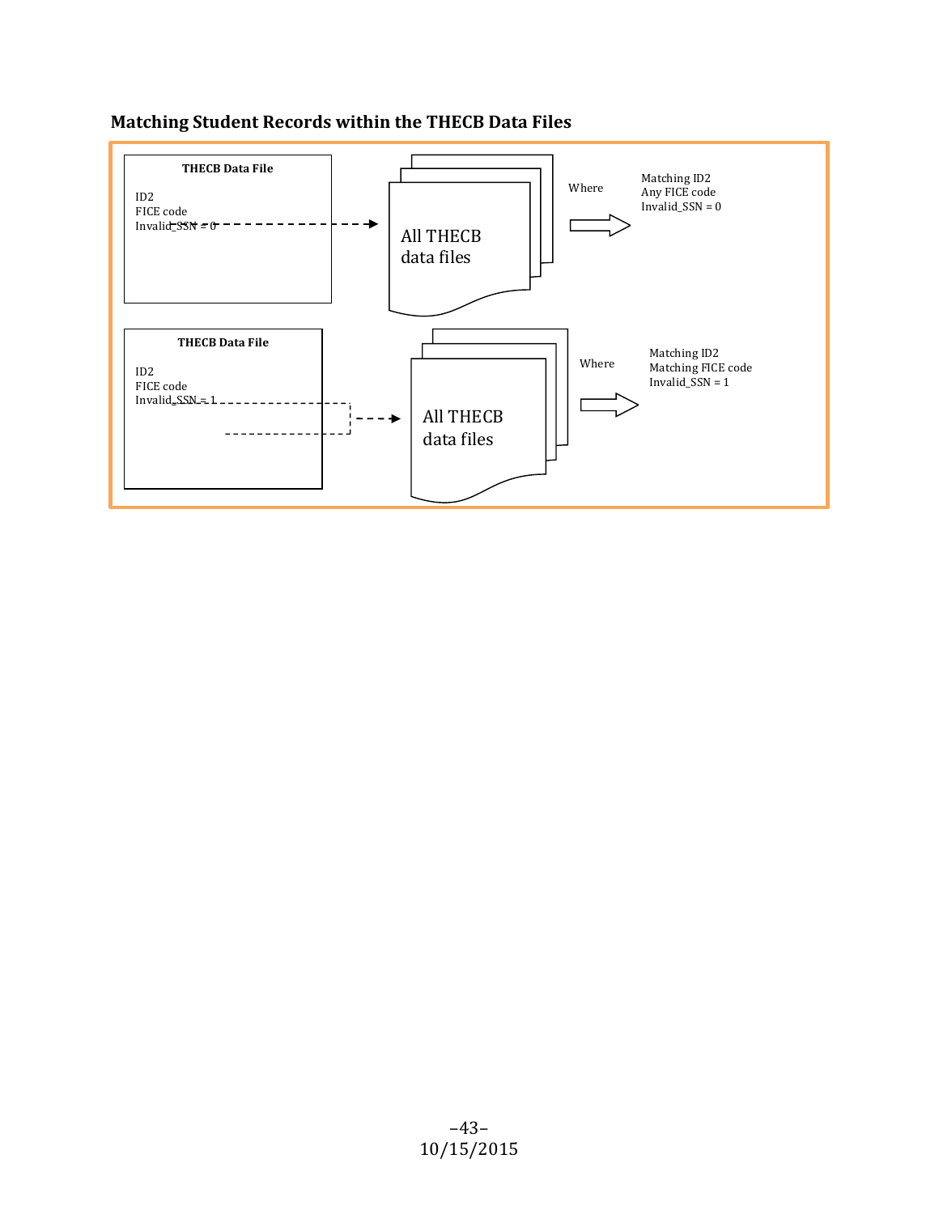### Matching Student Records within the THECB Data Files

**THECB Data File**

ID2
FICE code
Invalid_SSN = 0

All THECB data files

Where

Matching ID2
Any FICE code
Invalid_SSN = 0

**THECB Data File**

ID2
FICE code
Invalid_SSN = 1

All THECB data files

Where

Matching ID2
Matching FICE code
Invalid_SSN = 1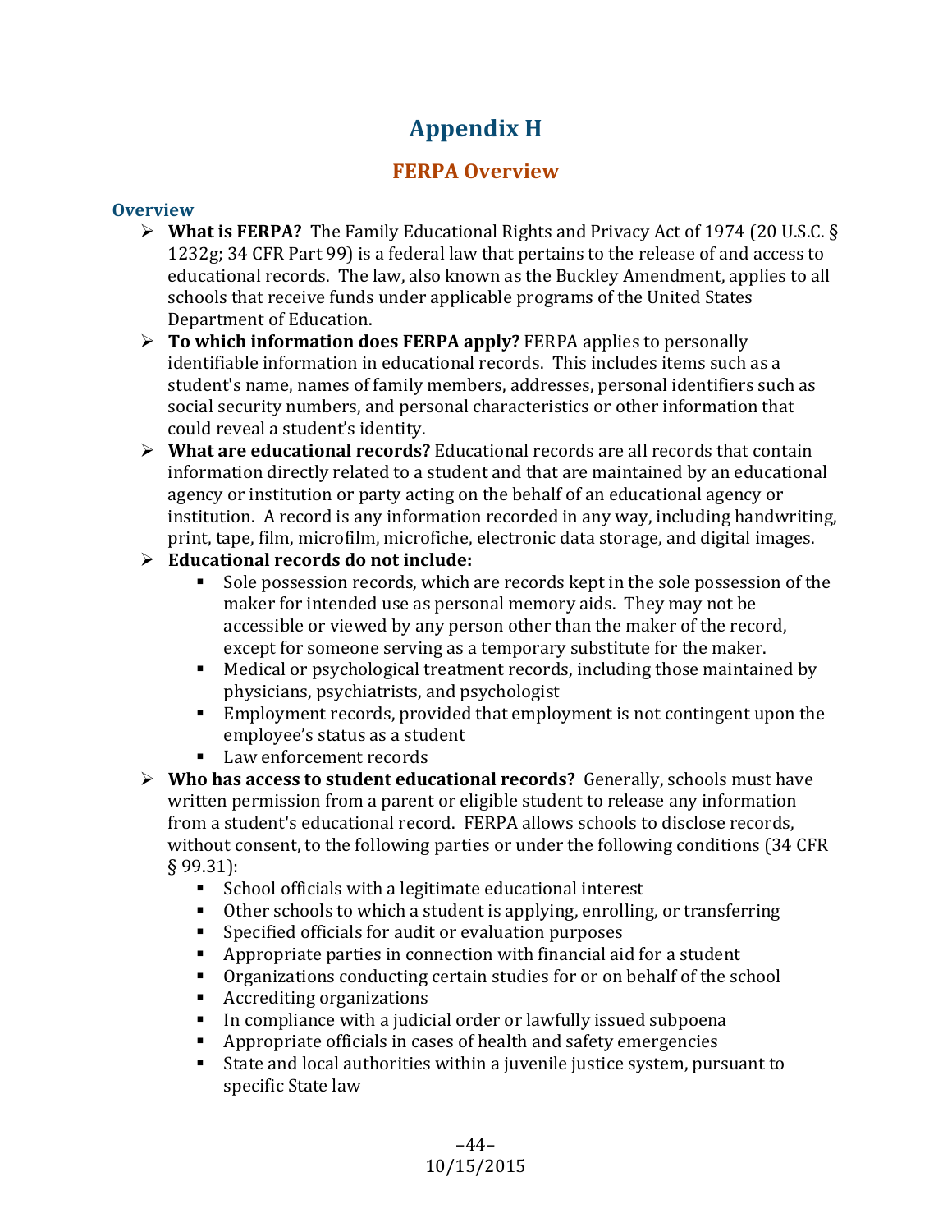# Appendix H

## FERPA Overview

### Overview

- **What is FERPA?** The Family Educational Rights and Privacy Act of 1974 (20 U.S.C. § 1232g; 34 CFR Part 99) is a federal law that pertains to the release of and access to educational records. The law, also known as the Buckley Amendment, applies to all schools that receive funds under applicable programs of the United States Department of Education.
- **To which information does FERPA apply?** FERPA applies to personally identifiable information in educational records. This includes items such as a student's name, names of family members, addresses, personal identifiers such as social security numbers, and personal characteristics or other information that could reveal a student's identity.
- **What are educational records?** Educational records are all records that contain information directly related to a student and that are maintained by an educational agency or institution or party acting on the behalf of an educational agency or institution. A record is any information recorded in any way, including handwriting, print, tape, film, microfilm, microfiche, electronic data storage, and digital images.
- **Educational records do not include:**
  - Sole possession records, which are records kept in the sole possession of the maker for intended use as personal memory aids. They may not be accessible or viewed by any person other than the maker of the record, except for someone serving as a temporary substitute for the maker.
  - Medical or psychological treatment records, including those maintained by physicians, psychiatrists, and psychologist
  - Employment records, provided that employment is not contingent upon the employee's status as a student
  - Law enforcement records
- **Who has access to student educational records?** Generally, schools must have written permission from a parent or eligible student to release any information from a student's educational record. FERPA allows schools to disclose records, without consent, to the following parties or under the following conditions (34 CFR § 99.31):
  - School officials with a legitimate educational interest
  - Other schools to which a student is applying, enrolling, or transferring
  - Specified officials for audit or evaluation purposes
  - Appropriate parties in connection with financial aid for a student
  - Organizations conducting certain studies for or on behalf of the school
  - Accrediting organizations
  - In compliance with a judicial order or lawfully issued subpoena
  - Appropriate officials in cases of health and safety emergencies
  - State and local authorities within a juvenile justice system, pursuant to specific State law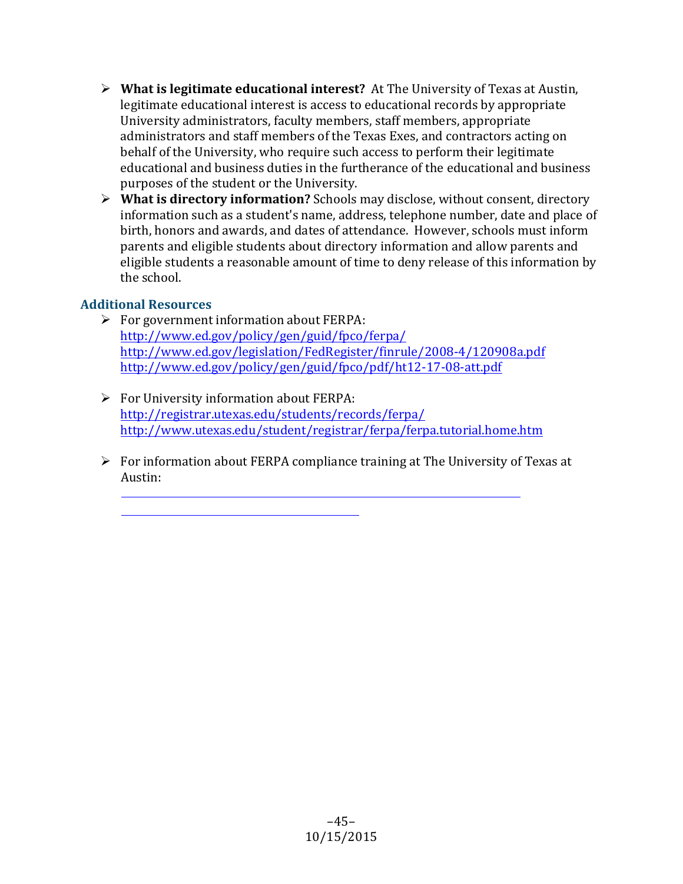- **What is legitimate educational interest?** At The University of Texas at Austin, legitimate educational interest is access to educational records by appropriate University administrators, faculty members, staff members, appropriate administrators and staff members of the Texas Exes, and contractors acting on behalf of the University, who require such access to perform their legitimate educational and business duties in the furtherance of the educational and business purposes of the student or the University.
- **What is directory information?** Schools may disclose, without consent, directory information such as a student's name, address, telephone number, date and place of birth, honors and awards, and dates of attendance. However, schools must inform parents and eligible students about directory information and allow parents and eligible students a reasonable amount of time to deny release of this information by the school.

### Additional Resources

- For government information about FERPA:
  http://www.ed.gov/policy/gen/guid/fpco/ferpa/
  http://www.ed.gov/legislation/FedRegister/finrule/2008-4/120908a.pdf
  http://www.ed.gov/policy/gen/guid/fpco/pdf/ht12-17-08-att.pdf

- For University information about FERPA:
  http://registrar.utexas.edu/students/records/ferpa/
  http://www.utexas.edu/student/registrar/ferpa/ferpa.tutorial.home.htm

- For information about FERPA compliance training at The University of Texas at Austin: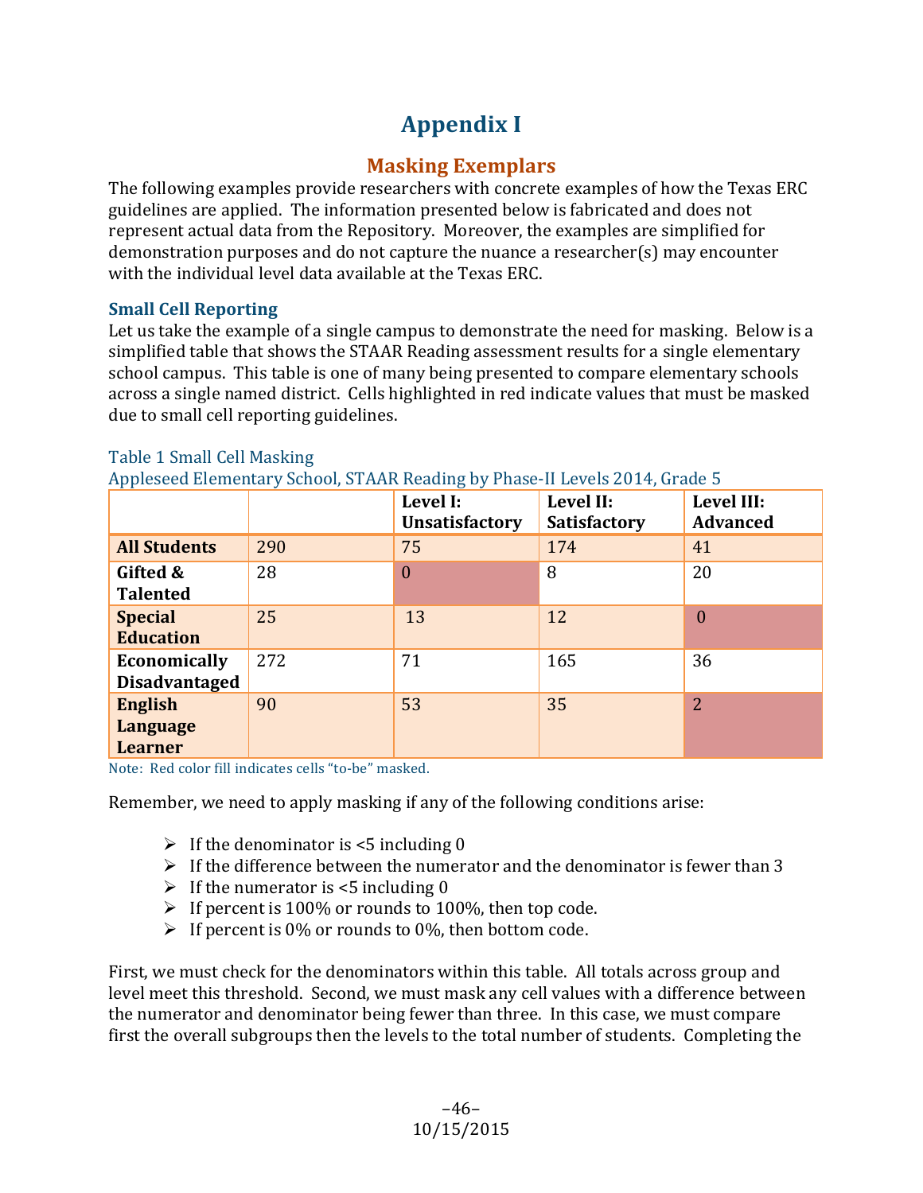# Appendix I

## Masking Exemplars

The following examples provide researchers with concrete examples of how the Texas ERC guidelines are applied. The information presented below is fabricated and does not represent actual data from the Repository. Moreover, the examples are simplified for demonstration purposes and do not capture the nuance a researcher(s) may encounter with the individual level data available at the Texas ERC.

### Small Cell Reporting

Let us take the example of a single campus to demonstrate the need for masking. Below is a simplified table that shows the STAAR Reading assessment results for a single elementary school campus. This table is one of many being presented to compare elementary schools across a single named district. Cells highlighted in red indicate values that must be masked due to small cell reporting guidelines.

Table 1 Small Cell Masking
Appleseed Elementary School, STAAR Reading by Phase-II Levels 2014, Grade 5

| | | Level I: Unsatisfactory | Level II: Satisfactory | Level III: Advanced |
|---|---|---|---|---|
| **All Students** | 290 | 75 | 174 | 41 |
| **Gifted & Talented** | 28 | 0 | 8 | 20 |
| **Special Education** | 25 | 13 | 12 | 0 |
| **Economically Disadvantaged** | 272 | 71 | 165 | 36 |
| **English Language Learner** | 90 | 53 | 35 | 2 |

Note: Red color fill indicates cells "to-be" masked.

Remember, we need to apply masking if any of the following conditions arise:

- If the denominator is <5 including 0
- If the difference between the numerator and the denominator is fewer than 3
- If the numerator is <5 including 0
- If percent is 100% or rounds to 100%, then top code.
- If percent is 0% or rounds to 0%, then bottom code.

First, we must check for the denominators within this table. All totals across group and level meet this threshold. Second, we must mask any cell values with a difference between the numerator and denominator being fewer than three. In this case, we must compare first the overall subgroups then the levels to the total number of students. Completing the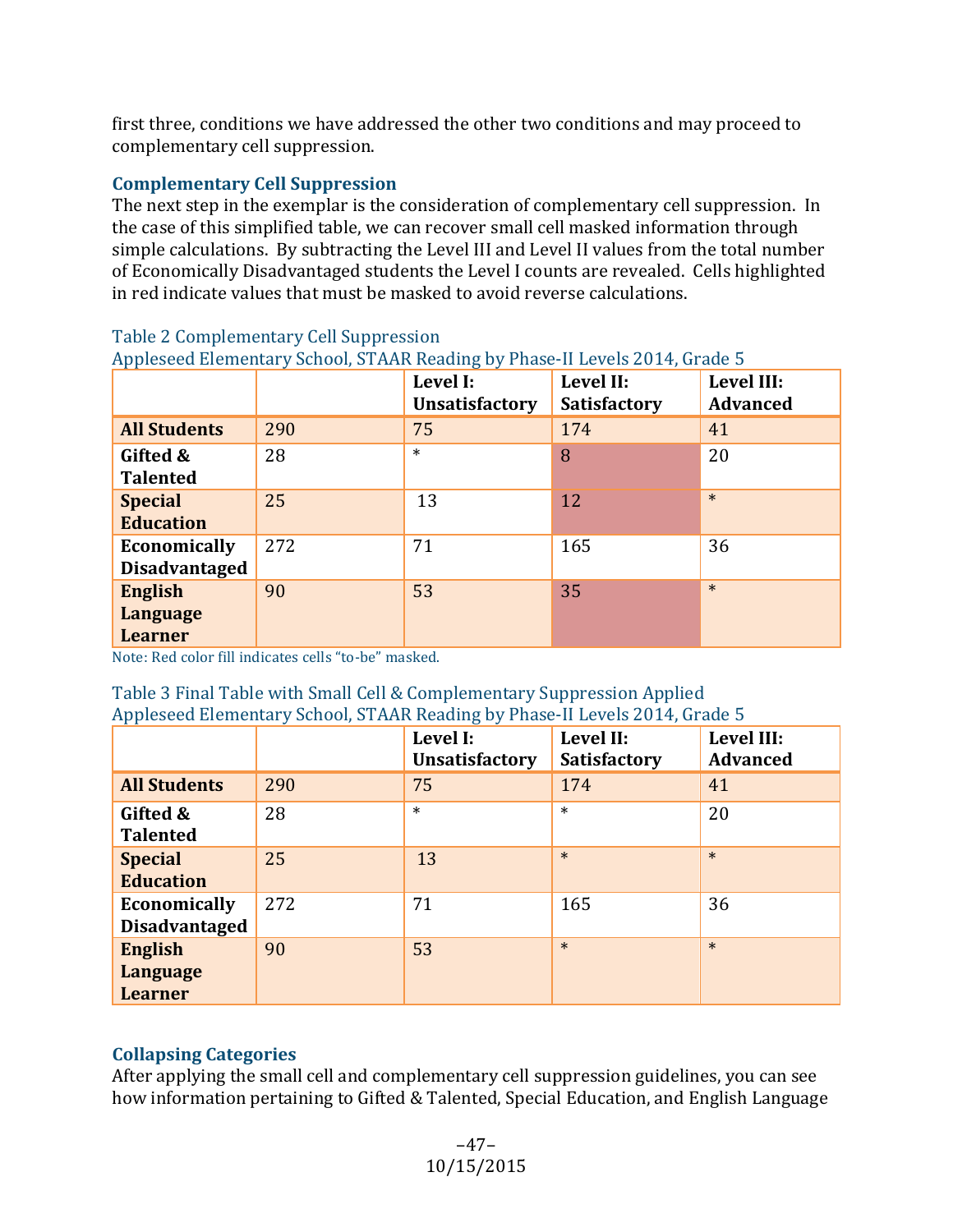first three, conditions we have addressed the other two conditions and may proceed to complementary cell suppression.

### Complementary Cell Suppression

The next step in the exemplar is the consideration of complementary cell suppression. In the case of this simplified table, we can recover small cell masked information through simple calculations. By subtracting the Level III and Level II values from the total number of Economically Disadvantaged students the Level I counts are revealed. Cells highlighted in red indicate values that must be masked to avoid reverse calculations.

Table 2 Complementary Cell Suppression
Appleseed Elementary School, STAAR Reading by Phase-II Levels 2014, Grade 5

| | | Level I: Unsatisfactory | Level II: Satisfactory | Level III: Advanced |
|---|---|---|---|---|
| **All Students** | 290 | 75 | 174 | 41 |
| **Gifted & Talented** | 28 | * | 8 | 20 |
| **Special Education** | 25 | 13 | 12 | * |
| **Economically Disadvantaged** | 272 | 71 | 165 | 36 |
| **English Language Learner** | 90 | 53 | 35 | * |

Note: Red color fill indicates cells "to-be" masked.

Table 3 Final Table with Small Cell & Complementary Suppression Applied
Appleseed Elementary School, STAAR Reading by Phase-II Levels 2014, Grade 5

| | | Level I: Unsatisfactory | Level II: Satisfactory | Level III: Advanced |
|---|---|---|---|---|
| **All Students** | 290 | 75 | 174 | 41 |
| **Gifted & Talented** | 28 | * | * | 20 |
| **Special Education** | 25 | 13 | * | * |
| **Economically Disadvantaged** | 272 | 71 | 165 | 36 |
| **English Language Learner** | 90 | 53 | * | * |

### Collapsing Categories

After applying the small cell and complementary cell suppression guidelines, you can see how information pertaining to Gifted & Talented, Special Education, and English Language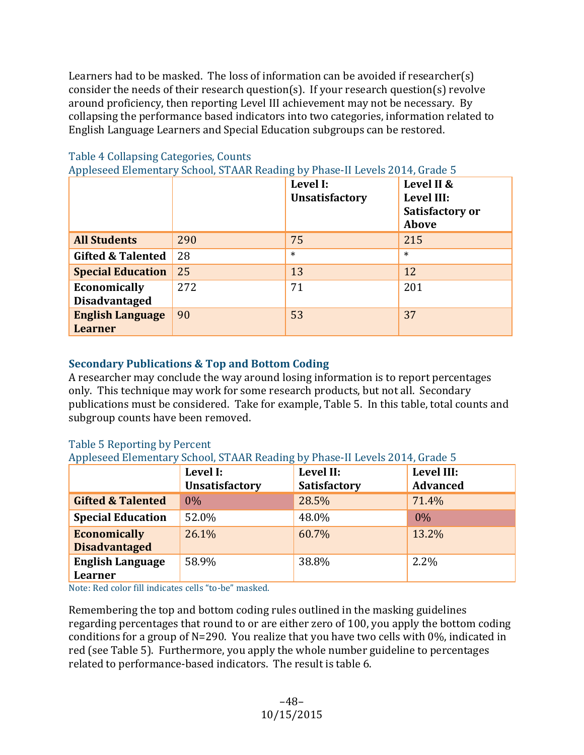Learners had to be masked. The loss of information can be avoided if researcher(s) consider the needs of their research question(s). If your research question(s) revolve around proficiency, then reporting Level III achievement may not be necessary. By collapsing the performance based indicators into two categories, information related to English Language Learners and Special Education subgroups can be restored.

Table 4 Collapsing Categories, Counts
Appleseed Elementary School, STAAR Reading by Phase-II Levels 2014, Grade 5

| | | Level I: Unsatisfactory | Level II & Level III: Satisfactory or Above |
|---|---|---|---|
| **All Students** | 290 | 75 | 215 |
| **Gifted & Talented** | 28 | * | * |
| **Special Education** | 25 | 13 | 12 |
| **Economically Disadvantaged** | 272 | 71 | 201 |
| **English Language Learner** | 90 | 53 | 37 |

### Secondary Publications & Top and Bottom Coding

A researcher may conclude the way around losing information is to report percentages only. This technique may work for some research products, but not all. Secondary publications must be considered. Take for example, Table 5. In this table, total counts and subgroup counts have been removed.

Table 5 Reporting by Percent
Appleseed Elementary School, STAAR Reading by Phase-II Levels 2014, Grade 5

| | Level I: Unsatisfactory | Level II: Satisfactory | Level III: Advanced |
|---|---|---|---|
| **Gifted & Talented** | 0% | 28.5% | 71.4% |
| **Special Education** | 52.0% | 48.0% | 0% |
| **Economically Disadvantaged** | 26.1% | 60.7% | 13.2% |
| **English Language Learner** | 58.9% | 38.8% | 2.2% |

Note: Red color fill indicates cells "to-be" masked.

Remembering the top and bottom coding rules outlined in the masking guidelines regarding percentages that round to or are either zero of 100, you apply the bottom coding conditions for a group of N=290. You realize that you have two cells with 0%, indicated in red (see Table 5). Furthermore, you apply the whole number guideline to percentages related to performance-based indicators. The result is table 6.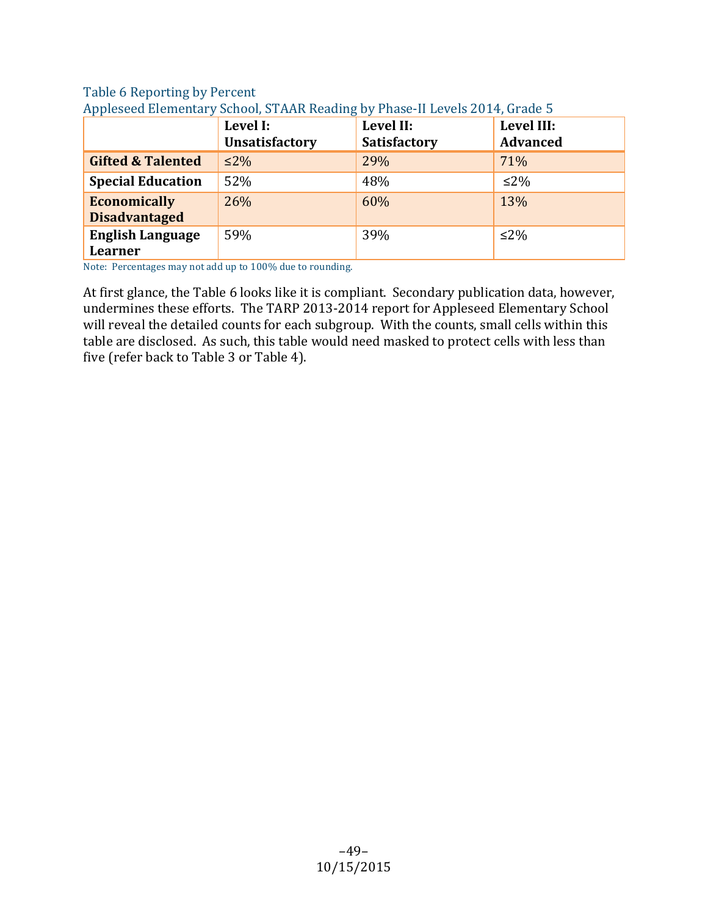Table 6 Reporting by Percent

Appleseed Elementary School, STAAR Reading by Phase-II Levels 2014, Grade 5

| | Level I: Unsatisfactory | Level II: Satisfactory | Level III: Advanced |
|---|---|---|---|
| **Gifted & Talented** | ≤2% | 29% | 71% |
| **Special Education** | 52% | 48% | ≤2% |
| **Economically Disadvantaged** | 26% | 60% | 13% |
| **English Language Learner** | 59% | 39% | ≤2% |

Note: Percentages may not add up to 100% due to rounding.

At first glance, the Table 6 looks like it is compliant. Secondary publication data, however, undermines these efforts. The TARP 2013-2014 report for Appleseed Elementary School will reveal the detailed counts for each subgroup. With the counts, small cells within this table are disclosed. As such, this table would need masked to protect cells with less than five (refer back to Table 3 or Table 4).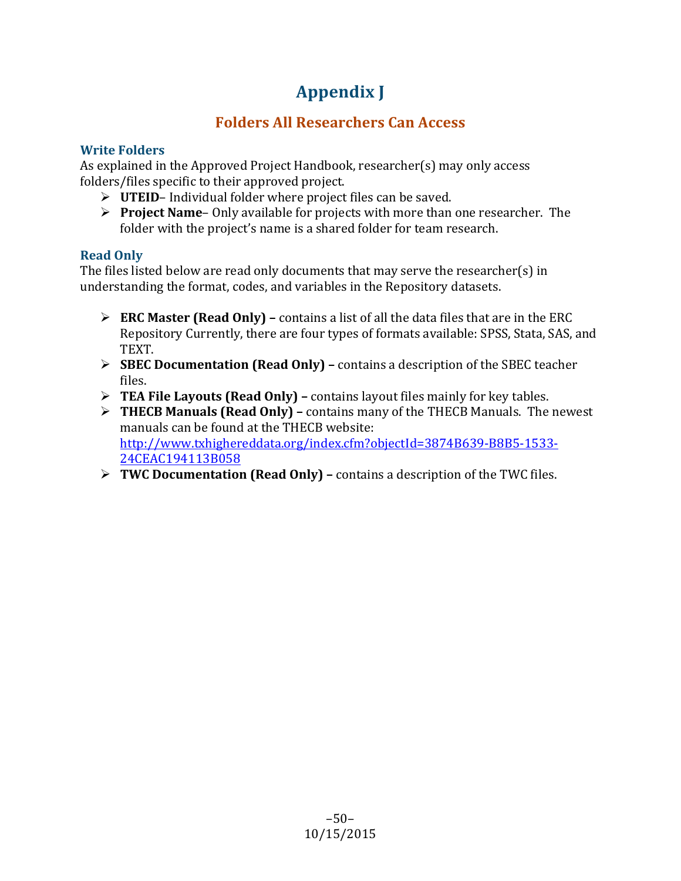# Appendix J

## Folders All Researchers Can Access

### Write Folders

As explained in the Approved Project Handbook, researcher(s) may only access folders/files specific to their approved project.

- **UTEID**– Individual folder where project files can be saved.
- **Project Name**– Only available for projects with more than one researcher. The folder with the project's name is a shared folder for team research.

### Read Only

The files listed below are read only documents that may serve the researcher(s) in understanding the format, codes, and variables in the Repository datasets.

- **ERC Master (Read Only) –** contains a list of all the data files that are in the ERC Repository Currently, there are four types of formats available: SPSS, Stata, SAS, and TEXT.
- **SBEC Documentation (Read Only) –** contains a description of the SBEC teacher files.
- **TEA File Layouts (Read Only) –** contains layout files mainly for key tables.
- **THECB Manuals (Read Only) –** contains many of the THECB Manuals. The newest manuals can be found at the THECB website: http://www.txhighereddata.org/index.cfm?objectId=3874B639-B8B5-1533-24CEAC194113B058
- **TWC Documentation (Read Only) –** contains a description of the TWC files.